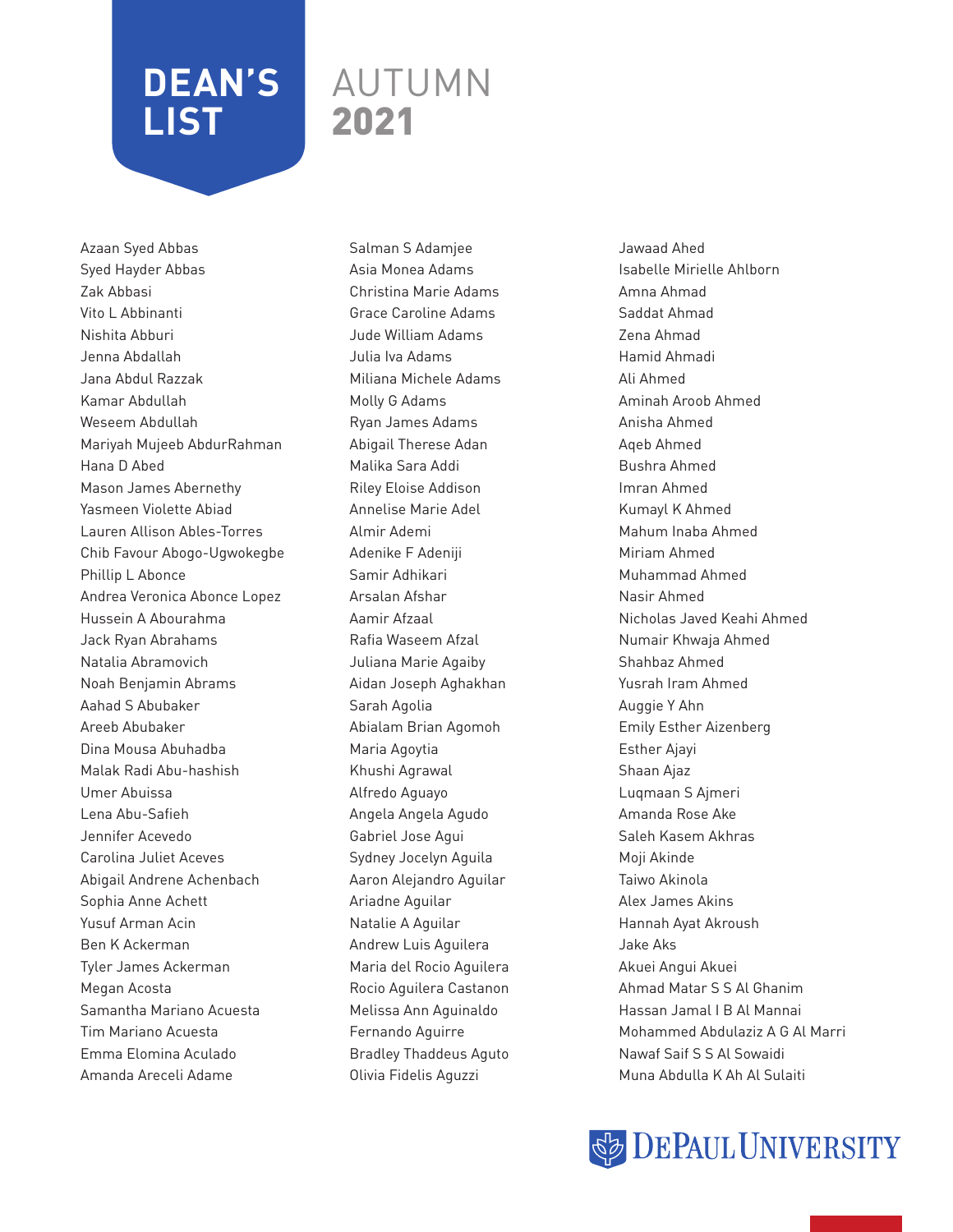# DEAN'S LIST AUTUMN 2021

Azaan Syed Abbas
Syed Hayder Abbas
Zak Abbasi
Vito L Abbinanti
Nishita Abburi
Jenna Abdallah
Jana Abdul Razzak
Kamar Abdullah
Weseem Abdullah
Mariyah Mujeeb AbdurRahman
Hana D Abed
Mason James Abernethy
Yasmeen Violette Abiad
Lauren Allison Ables-Torres
Chib Favour Abogo-Ugwokegbe
Phillip L Abonce
Andrea Veronica Abonce Lopez
Hussein A Abourahma
Jack Ryan Abrahams
Natalia Abramovich
Noah Benjamin Abrams
Aahad S Abubaker
Areeb Abubaker
Dina Mousa Abuhadba
Malak Radi Abu-hashish
Umer Abuissa
Lena Abu-Safieh
Jennifer Acevedo
Carolina Juliet Aceves
Abigail Andrene Achenbach
Sophia Anne Achett
Yusuf Arman Acin
Ben K Ackerman
Tyler James Ackerman
Megan Acosta
Samantha Mariano Acuesta
Tim Mariano Acuesta
Emma Elomina Aculado
Amanda Areceli Adame
Salman S Adamjee
Asia Monea Adams
Christina Marie Adams
Grace Caroline Adams
Jude William Adams
Julia Iva Adams
Miliana Michele Adams
Molly G Adams
Ryan James Adams
Abigail Therese Adan
Malika Sara Addi
Riley Eloise Addison
Annelise Marie Adel
Almir Ademi
Adenike F Adeniji
Samir Adhikari
Arsalan Afshar
Aamir Afzaal
Rafia Waseem Afzal
Juliana Marie Agaiby
Aidan Joseph Aghakhan
Sarah Agolia
Abialam Brian Agomoh
Maria Agoytia
Khushi Agrawal
Alfredo Aguayo
Angela Angela Agudo
Gabriel Jose Agui
Sydney Jocelyn Aguila
Aaron Alejandro Aguilar
Ariadne Aguilar
Natalie A Aguilar
Andrew Luis Aguilera
Maria del Rocio Aguilera
Rocio Aguilera Castanon
Melissa Ann Aguinaldo
Fernando Aguirre
Bradley Thaddeus Aguto
Olivia Fidelis Aguzzi
Jawaad Ahed
Isabelle Mirielle Ahlborn
Amna Ahmad
Saddat Ahmad
Zena Ahmad
Hamid Ahmadi
Ali Ahmed
Aminah Aroob Ahmed
Anisha Ahmed
Aqeb Ahmed
Bushra Ahmed
Imran Ahmed
Kumayl K Ahmed
Mahum Inaba Ahmed
Miriam Ahmed
Muhammad Ahmed
Nasir Ahmed
Nicholas Javed Keahi Ahmed
Numair Khwaja Ahmed
Shahbaz Ahmed
Yusrah Iram Ahmed
Auggie Y Ahn
Emily Esther Aizenberg
Esther Ajayi
Shaan Ajaz
Luqmaan S Ajmeri
Amanda Rose Ake
Saleh Kasem Akhras
Moji Akinde
Taiwo Akinola
Alex James Akins
Hannah Ayat Akroush
Jake Aks
Akuei Angui Akuei
Ahmad Matar S S Al Ghanim
Hassan Jamal I B Al Mannai
Mohammed Abdulaziz A G Al Marri
Nawaf Saif S S Al Sowaidi
Muna Abdulla K Ah Al Sulaiti

DePaul University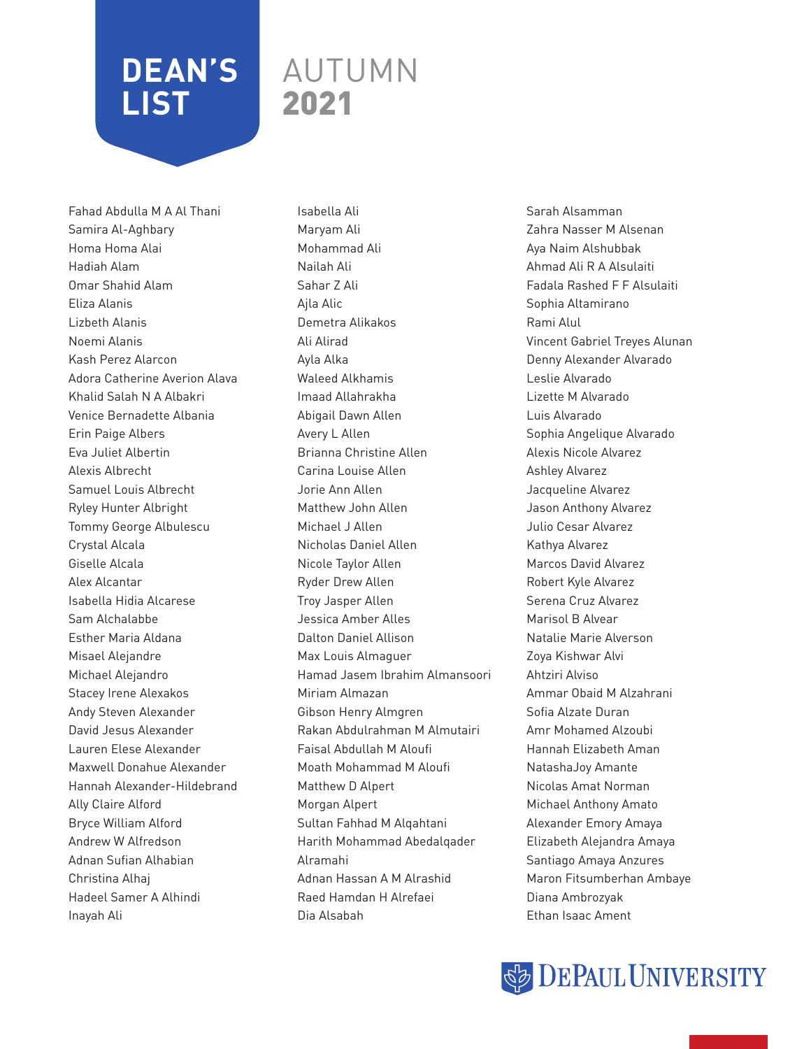# DEAN'S LIST

# AUTUMN 2021

Fahad Abdulla M A Al Thani
Samira Al-Aghbary
Homa Homa Alai
Hadiah Alam
Omar Shahid Alam
Eliza Alanis
Lizbeth Alanis
Noemi Alanis
Kash Perez Alarcon
Adora Catherine Averion Alava
Khalid Salah N A Albakri
Venice Bernadette Albania
Erin Paige Albers
Eva Juliet Albertin
Alexis Albrecht
Samuel Louis Albrecht
Ryley Hunter Albright
Tommy George Albulescu
Crystal Alcala
Giselle Alcala
Alex Alcantar
Isabella Hidia Alcarese
Sam Alchalabbe
Esther Maria Aldana
Misael Alejandre
Michael Alejandro
Stacey Irene Alexakos
Andy Steven Alexander
David Jesus Alexander
Lauren Elese Alexander
Maxwell Donahue Alexander
Hannah Alexander-Hildebrand
Ally Claire Alford
Bryce William Alford
Andrew W Alfredson
Adnan Sufian Alhabian
Christina Alhaj
Hadeel Samer A Alhindi
Inayah Ali
Isabella Ali
Maryam Ali
Mohammad Ali
Nailah Ali
Sahar Z Ali
Ajla Alic
Demetra Alikakos
Ali Alirad
Ayla Alka
Waleed Alkhamis
Imaad Allahrakha
Abigail Dawn Allen
Avery L Allen
Brianna Christine Allen
Carina Louise Allen
Jorie Ann Allen
Matthew John Allen
Michael J Allen
Nicholas Daniel Allen
Nicole Taylor Allen
Ryder Drew Allen
Troy Jasper Allen
Jessica Amber Alles
Dalton Daniel Allison
Max Louis Almaguer
Hamad Jasem Ibrahim Almansoori
Miriam Almazan
Gibson Henry Almgren
Rakan Abdulrahman M Almutairi
Faisal Abdullah M Aloufi
Moath Mohammad M Aloufi
Matthew D Alpert
Morgan Alpert
Sultan Fahhad M Alqahtani
Harith Mohammad Abedalqader Alramahi
Adnan Hassan A M Alrashid
Raed Hamdan H Alrefaei
Dia Alsabah
Sarah Alsamman
Zahra Nasser M Alsenan
Aya Naim Alshubbak
Ahmad Ali R A Alsulaiti
Fadala Rashed F F Alsulaiti
Sophia Altamirano
Rami Alul
Vincent Gabriel Treyes Alunan
Denny Alexander Alvarado
Leslie Alvarado
Lizette M Alvarado
Luis Alvarado
Sophia Angelique Alvarado
Alexis Nicole Alvarez
Ashley Alvarez
Jacqueline Alvarez
Jason Anthony Alvarez
Julio Cesar Alvarez
Kathya Alvarez
Marcos David Alvarez
Robert Kyle Alvarez
Serena Cruz Alvarez
Marisol B Alvear
Natalie Marie Alverson
Zoya Kishwar Alvi
Ahtziri Alviso
Ammar Obaid M Alzahrani
Sofia Alzate Duran
Amr Mohamed Alzoubi
Hannah Elizabeth Aman
NatashaJoy Amante
Nicolas Amat Norman
Michael Anthony Amato
Alexander Emory Amaya
Elizabeth Alejandra Amaya
Santiago Amaya Anzures
Maron Fitsumberhan Ambaye
Diana Ambrozyak
Ethan Isaac Ament

DePaul University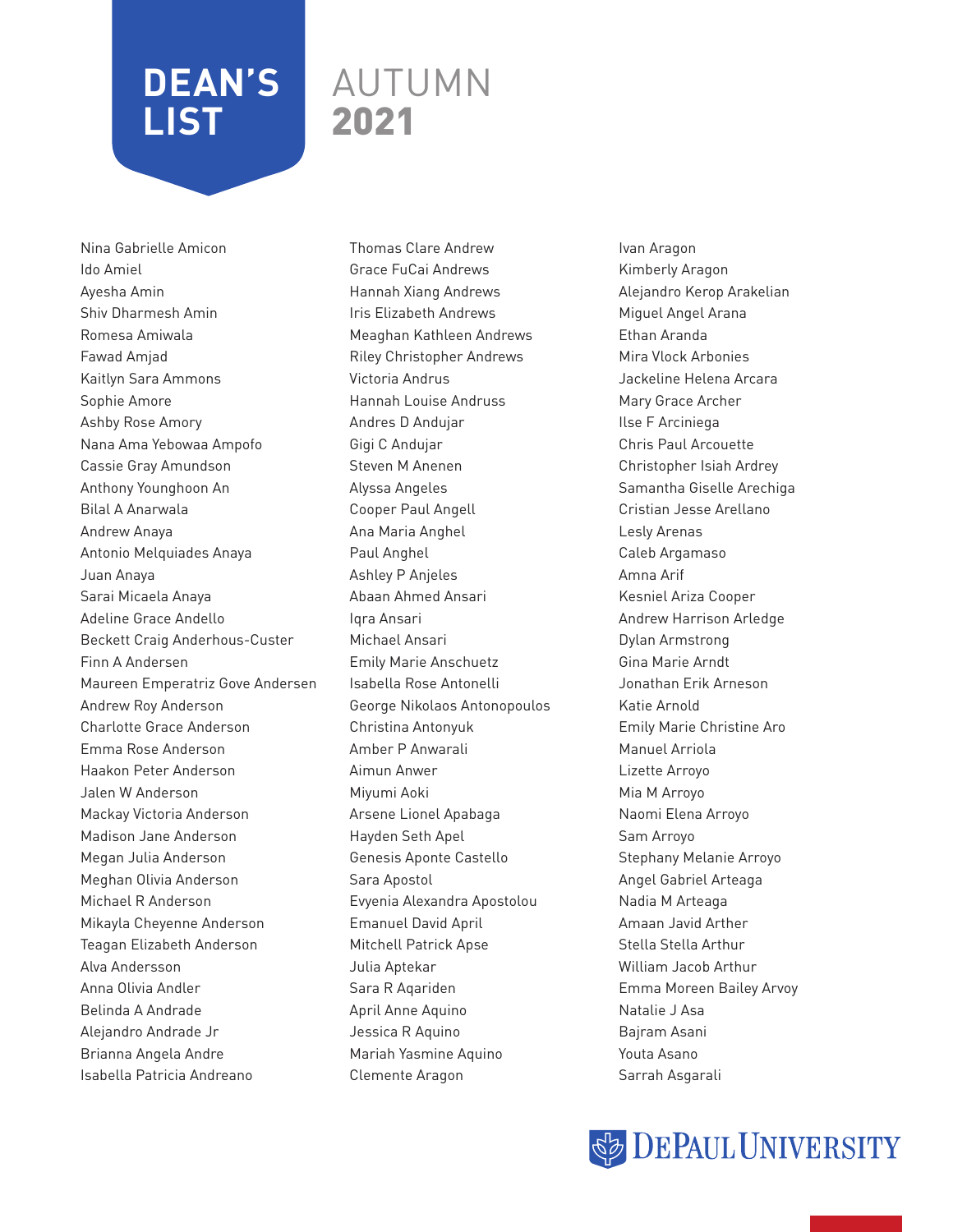# DEAN'S LIST AUTUMN 2021

Nina Gabrielle Amicon
Ido Amiel
Ayesha Amin
Shiv Dharmesh Amin
Romesa Amiwala
Fawad Amjad
Kaitlyn Sara Ammons
Sophie Amore
Ashby Rose Amory
Nana Ama Yebowaa Ampofo
Cassie Gray Amundson
Anthony Younghoon An
Bilal A Anarwala
Andrew Anaya
Antonio Melquiades Anaya
Juan Anaya
Sarai Micaela Anaya
Adeline Grace Andello
Beckett Craig Anderhous-Custer
Finn A Andersen
Maureen Emperatriz Gove Andersen
Andrew Roy Anderson
Charlotte Grace Anderson
Emma Rose Anderson
Haakon Peter Anderson
Jalen W Anderson
Mackay Victoria Anderson
Madison Jane Anderson
Megan Julia Anderson
Meghan Olivia Anderson
Michael R Anderson
Mikayla Cheyenne Anderson
Teagan Elizabeth Anderson
Alva Andersson
Anna Olivia Andler
Belinda A Andrade
Alejandro Andrade Jr
Brianna Angela Andre
Isabella Patricia Andreano
Thomas Clare Andrew
Grace FuCai Andrews
Hannah Xiang Andrews
Iris Elizabeth Andrews
Meaghan Kathleen Andrews
Riley Christopher Andrews
Victoria Andrus
Hannah Louise Andruss
Andres D Andujar
Gigi C Andujar
Steven M Anenen
Alyssa Angeles
Cooper Paul Angell
Ana Maria Anghel
Paul Anghel
Ashley P Anjeles
Abaan Ahmed Ansari
Iqra Ansari
Michael Ansari
Emily Marie Anschuetz
Isabella Rose Antonelli
George Nikolaos Antonopoulos
Christina Antonyuk
Amber P Anwarali
Aimun Anwer
Miyumi Aoki
Arsene Lionel Apabaga
Hayden Seth Apel
Genesis Aponte Castello
Sara Apostol
Evyenia Alexandra Apostolou
Emanuel David April
Mitchell Patrick Apse
Julia Aptekar
Sara R Aqariden
April Anne Aquino
Jessica R Aquino
Mariah Yasmine Aquino
Clemente Aragon
Ivan Aragon
Kimberly Aragon
Alejandro Kerop Arakelian
Miguel Angel Arana
Ethan Aranda
Mira Vlock Arbonies
Jackeline Helena Arcara
Mary Grace Archer
Ilse F Arciniega
Chris Paul Arcouette
Christopher Isiah Ardrey
Samantha Giselle Arechiga
Cristian Jesse Arellano
Lesly Arenas
Caleb Argamaso
Amna Arif
Kesniel Ariza Cooper
Andrew Harrison Arledge
Dylan Armstrong
Gina Marie Arndt
Jonathan Erik Arneson
Katie Arnold
Emily Marie Christine Aro
Manuel Arriola
Lizette Arroyo
Mia M Arroyo
Naomi Elena Arroyo
Sam Arroyo
Stephany Melanie Arroyo
Angel Gabriel Arteaga
Nadia M Arteaga
Amaan Javid Arther
Stella Stella Arthur
William Jacob Arthur
Emma Moreen Bailey Arvoy
Natalie J Asa
Bajram Asani
Youta Asano
Sarrah Asgarali

DePaul University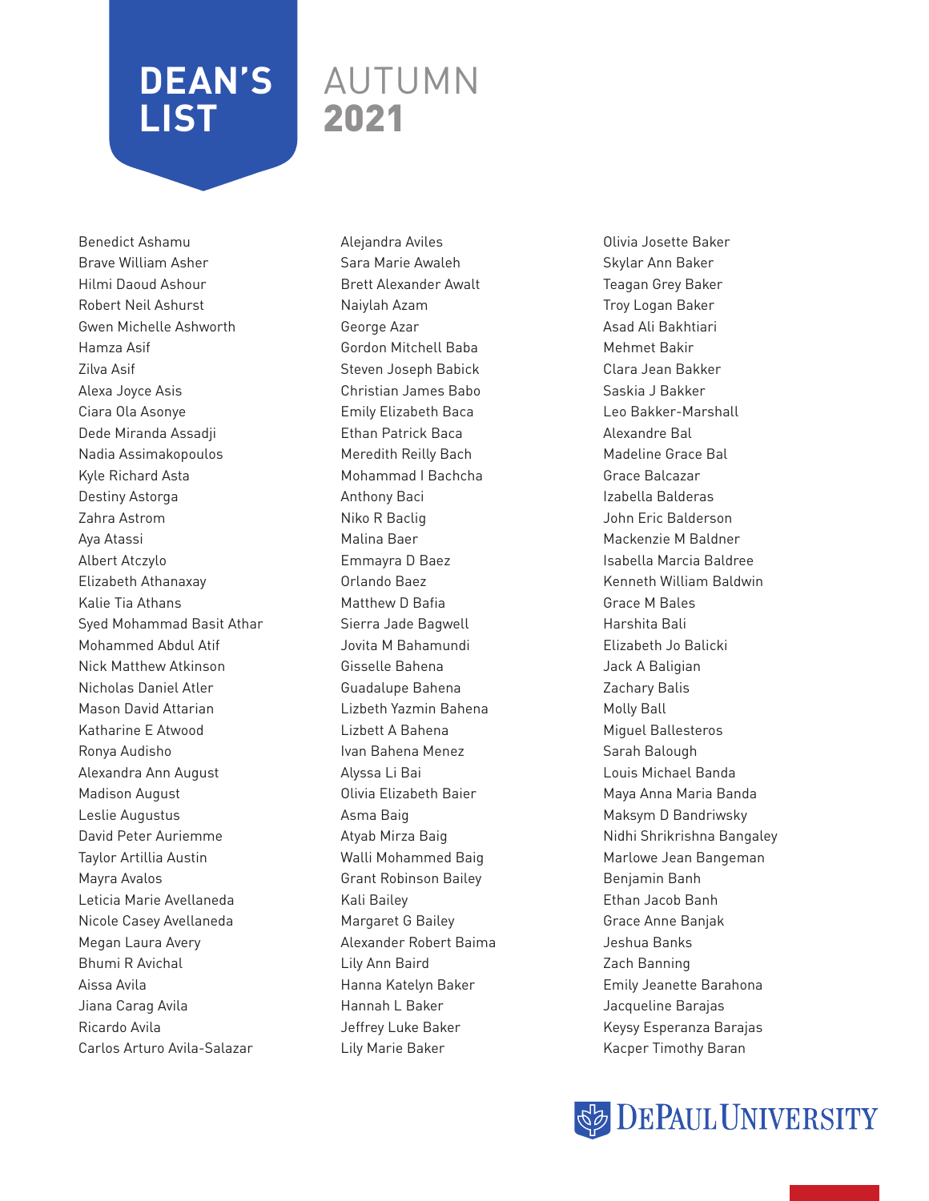# DEAN'S LIST

# AUTUMN 2021

Benedict Ashamu
Brave William Asher
Hilmi Daoud Ashour
Robert Neil Ashurst
Gwen Michelle Ashworth
Hamza Asif
Zilva Asif
Alexa Joyce Asis
Ciara Ola Asonye
Dede Miranda Assadji
Nadia Assimakopoulos
Kyle Richard Asta
Destiny Astorga
Zahra Astrom
Aya Atassi
Albert Atczylo
Elizabeth Athanaxay
Kalie Tia Athans
Syed Mohammad Basit Athar
Mohammed Abdul Atif
Nick Matthew Atkinson
Nicholas Daniel Atler
Mason David Attarian
Katharine E Atwood
Ronya Audisho
Alexandra Ann August
Madison August
Leslie Augustus
David Peter Auriemme
Taylor Artillia Austin
Mayra Avalos
Leticia Marie Avellaneda
Nicole Casey Avellaneda
Megan Laura Avery
Bhumi R Avichal
Aissa Avila
Jiana Carag Avila
Ricardo Avila
Carlos Arturo Avila-Salazar
Alejandra Aviles
Sara Marie Awaleh
Brett Alexander Awalt
Naiylah Azam
George Azar
Gordon Mitchell Baba
Steven Joseph Babick
Christian James Babo
Emily Elizabeth Baca
Ethan Patrick Baca
Meredith Reilly Bach
Mohammad I Bachcha
Anthony Baci
Niko R Baclig
Malina Baer
Emmayra D Baez
Orlando Baez
Matthew D Bafia
Sierra Jade Bagwell
Jovita M Bahamundi
Gisselle Bahena
Guadalupe Bahena
Lizbeth Yazmin Bahena
Lizbett A Bahena
Ivan Bahena Menez
Alyssa Li Bai
Olivia Elizabeth Baier
Asma Baig
Atyab Mirza Baig
Walli Mohammed Baig
Grant Robinson Bailey
Kali Bailey
Margaret G Bailey
Alexander Robert Baima
Lily Ann Baird
Hanna Katelyn Baker
Hannah L Baker
Jeffrey Luke Baker
Lily Marie Baker
Olivia Josette Baker
Skylar Ann Baker
Teagan Grey Baker
Troy Logan Baker
Asad Ali Bakhtiari
Mehmet Bakir
Clara Jean Bakker
Saskia J Bakker
Leo Bakker-Marshall
Alexandre Bal
Madeline Grace Bal
Grace Balcazar
Izabella Balderas
John Eric Balderson
Mackenzie M Baldner
Isabella Marcia Baldree
Kenneth William Baldwin
Grace M Bales
Harshita Bali
Elizabeth Jo Balicki
Jack A Baligian
Zachary Balis
Molly Ball
Miguel Ballesteros
Sarah Balough
Louis Michael Banda
Maya Anna Maria Banda
Maksym D Bandriwsky
Nidhi Shrikrishna Bangaley
Marlowe Jean Bangeman
Benjamin Banh
Ethan Jacob Banh
Grace Anne Banjak
Jeshua Banks
Zach Banning
Emily Jeanette Barahona
Jacqueline Barajas
Keysy Esperanza Barajas
Kacper Timothy Baran

DePaul University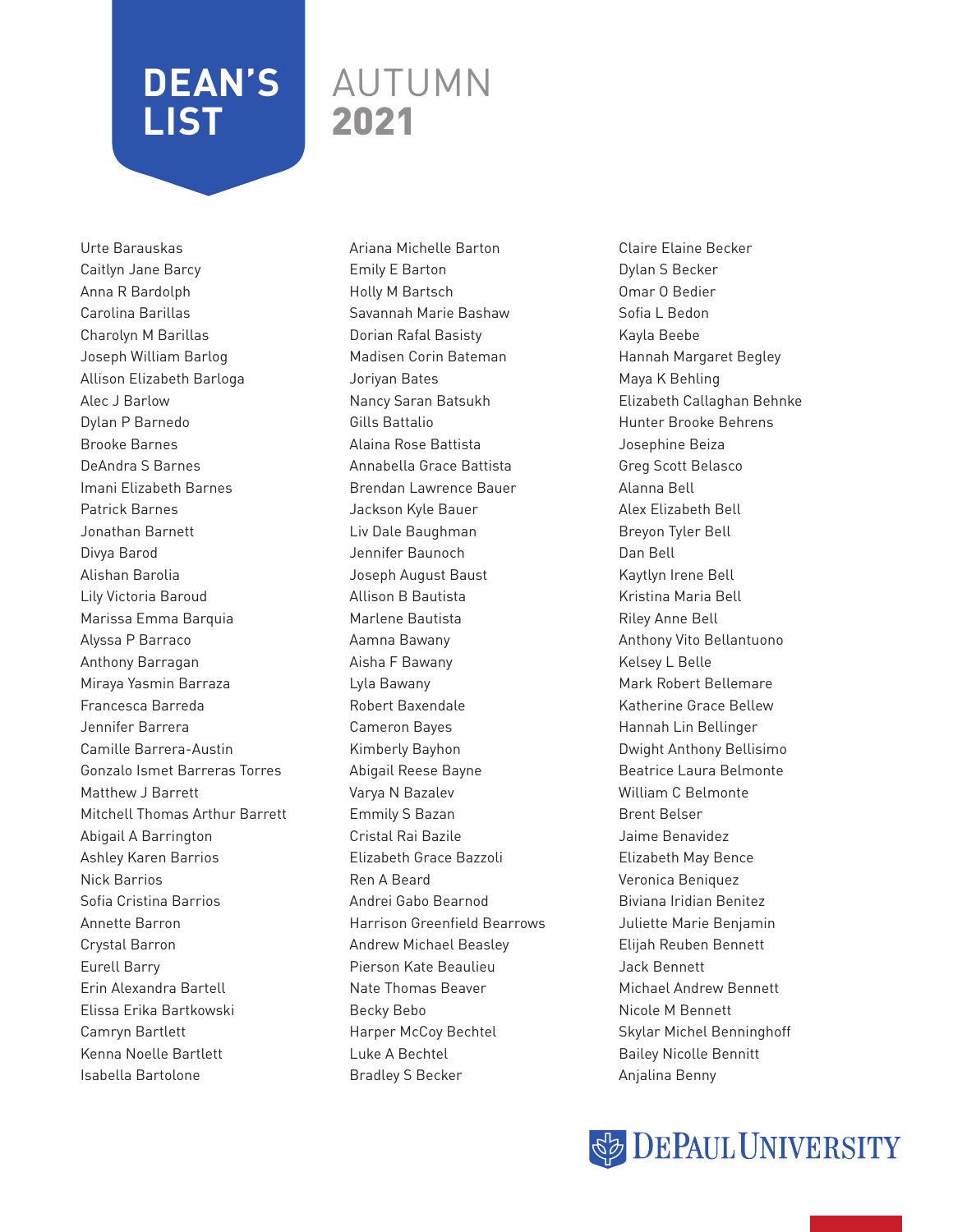# DEAN'S LIST AUTUMN 2021

Urte Barauskas
Caitlyn Jane Barcy
Anna R Bardolph
Carolina Barillas
Charolyn M Barillas
Joseph William Barlog
Allison Elizabeth Barloga
Alec J Barlow
Dylan P Barnedo
Brooke Barnes
DeAndra S Barnes
Imani Elizabeth Barnes
Patrick Barnes
Jonathan Barnett
Divya Barod
Alishan Barolia
Lily Victoria Baroud
Marissa Emma Barquia
Alyssa P Barraco
Anthony Barragan
Miraya Yasmin Barraza
Francesca Barreda
Jennifer Barrera
Camille Barrera-Austin
Gonzalo Ismet Barreras Torres
Matthew J Barrett
Mitchell Thomas Arthur Barrett
Abigail A Barrington
Ashley Karen Barrios
Nick Barrios
Sofia Cristina Barrios
Annette Barron
Crystal Barron
Eurell Barry
Erin Alexandra Bartell
Elissa Erika Bartkowski
Camryn Bartlett
Kenna Noelle Bartlett
Isabella Bartolone
Ariana Michelle Barton
Emily E Barton
Holly M Bartsch
Savannah Marie Bashaw
Dorian Rafal Basisty
Madisen Corin Bateman
Joriyan Bates
Nancy Saran Batsukh
Gills Battalio
Alaina Rose Battista
Annabella Grace Battista
Brendan Lawrence Bauer
Jackson Kyle Bauer
Liv Dale Baughman
Jennifer Baunoch
Joseph August Baust
Allison B Bautista
Marlene Bautista
Aamna Bawany
Aisha F Bawany
Lyla Bawany
Robert Baxendale
Cameron Bayes
Kimberly Bayhon
Abigail Reese Bayne
Varya N Bazalev
Emmily S Bazan
Cristal Rai Bazile
Elizabeth Grace Bazzoli
Ren A Beard
Andrei Gabo Bearnod
Harrison Greenfield Bearrows
Andrew Michael Beasley
Pierson Kate Beaulieu
Nate Thomas Beaver
Becky Bebo
Harper McCoy Bechtel
Luke A Bechtel
Bradley S Becker
Claire Elaine Becker
Dylan S Becker
Omar O Bedier
Sofia L Bedon
Kayla Beebe
Hannah Margaret Begley
Maya K Behling
Elizabeth Callaghan Behnke
Hunter Brooke Behrens
Josephine Beiza
Greg Scott Belasco
Alanna Bell
Alex Elizabeth Bell
Breyon Tyler Bell
Dan Bell
Kaytlyn Irene Bell
Kristina Maria Bell
Riley Anne Bell
Anthony Vito Bellantuono
Kelsey L Belle
Mark Robert Bellemare
Katherine Grace Bellew
Hannah Lin Bellinger
Dwight Anthony Bellisimo
Beatrice Laura Belmonte
William C Belmonte
Brent Belser
Jaime Benavidez
Elizabeth May Bence
Veronica Beniquez
Biviana Iridian Benitez
Juliette Marie Benjamin
Elijah Reuben Bennett
Jack Bennett
Michael Andrew Bennett
Nicole M Bennett
Skylar Michel Benninghoff
Bailey Nicolle Bennitt
Anjalina Benny

DePaul University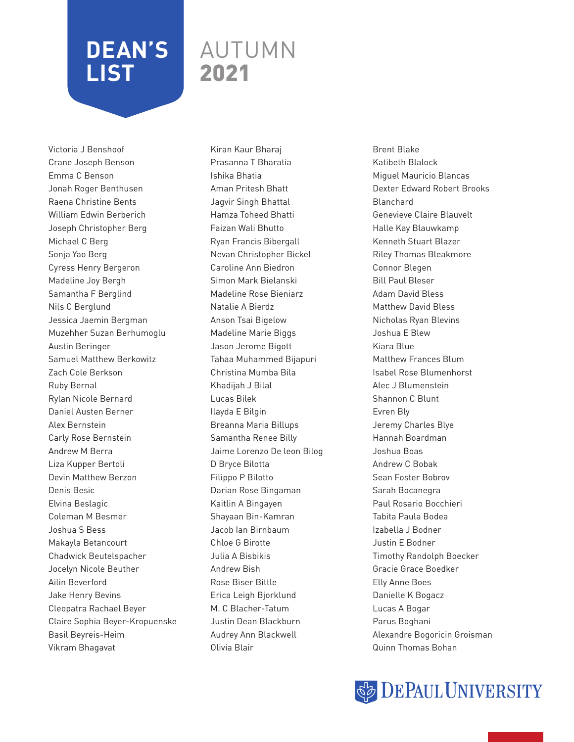# DEAN'S LIST

## AUTUMN 2021

Victoria J Benshoof
Crane Joseph Benson
Emma C Benson
Jonah Roger Benthusen
Raena Christine Bents
William Edwin Berberich
Joseph Christopher Berg
Michael C Berg
Sonja Yao Berg
Cyress Henry Bergeron
Madeline Joy Bergh
Samantha F Berglind
Nils C Berglund
Jessica Jaemin Bergman
Muzehher Suzan Berhumoglu
Austin Beringer
Samuel Matthew Berkowitz
Zach Cole Berkson
Ruby Bernal
Rylan Nicole Bernard
Daniel Austen Berner
Alex Bernstein
Carly Rose Bernstein
Andrew M Berra
Liza Kupper Bertoli
Devin Matthew Berzon
Denis Besic
Elvina Beslagic
Coleman M Besmer
Joshua S Bess
Makayla Betancourt
Chadwick Beutelspacher
Jocelyn Nicole Beuther
Ailin Beverford
Jake Henry Bevins
Cleopatra Rachael Beyer
Claire Sophia Beyer-Kropuenske
Basil Beyreis-Heim
Vikram Bhagavat
Kiran Kaur Bharaj
Prasanna T Bharatia
Ishika Bhatia
Aman Pritesh Bhatt
Jagvir Singh Bhattal
Hamza Toheed Bhatti
Faizan Wali Bhutto
Ryan Francis Bibergall
Nevan Christopher Bickel
Caroline Ann Biedron
Simon Mark Bielanski
Madeline Rose Bieniarz
Natalie A Bierdz
Anson Tsai Bigelow
Madeline Marie Biggs
Jason Jerome Bigott
Tahaa Muhammed Bijapuri
Christina Mumba Bila
Khadijah J Bilal
Lucas Bilek
Ilayda E Bilgin
Breanna Maria Billups
Samantha Renee Billy
Jaime Lorenzo De leon Bilog
D Bryce Bilotta
Filippo P Bilotto
Darian Rose Bingaman
Kaitlin A Bingayen
Shayaan Bin-Kamran
Jacob Ian Birnbaum
Chloe G Birotte
Julia A Bisbikis
Andrew Bish
Rose Biser Bittle
Erica Leigh Bjorklund
M. C Blacher-Tatum
Justin Dean Blackburn
Audrey Ann Blackwell
Olivia Blair
Brent Blake
Katibeth Blalock
Miguel Mauricio Blancas
Dexter Edward Robert Brooks Blanchard
Genevieve Claire Blauvelt
Halle Kay Blauwkamp
Kenneth Stuart Blazer
Riley Thomas Bleakmore
Connor Blegen
Bill Paul Bleser
Adam David Bless
Matthew David Bless
Nicholas Ryan Blevins
Joshua E Blew
Kiara Blue
Matthew Frances Blum
Isabel Rose Blumenhorst
Alec J Blumenstein
Shannon C Blunt
Evren Bly
Jeremy Charles Blye
Hannah Boardman
Joshua Boas
Andrew C Bobak
Sean Foster Bobrov
Sarah Bocanegra
Paul Rosario Bocchieri
Tabita Paula Bodea
Izabella J Bodner
Justin E Bodner
Timothy Randolph Boecker
Gracie Grace Boedker
Elly Anne Boes
Danielle K Bogacz
Lucas A Bogar
Parus Boghani
Alexandre Bogoricin Groisman
Quinn Thomas Bohan

DePaul University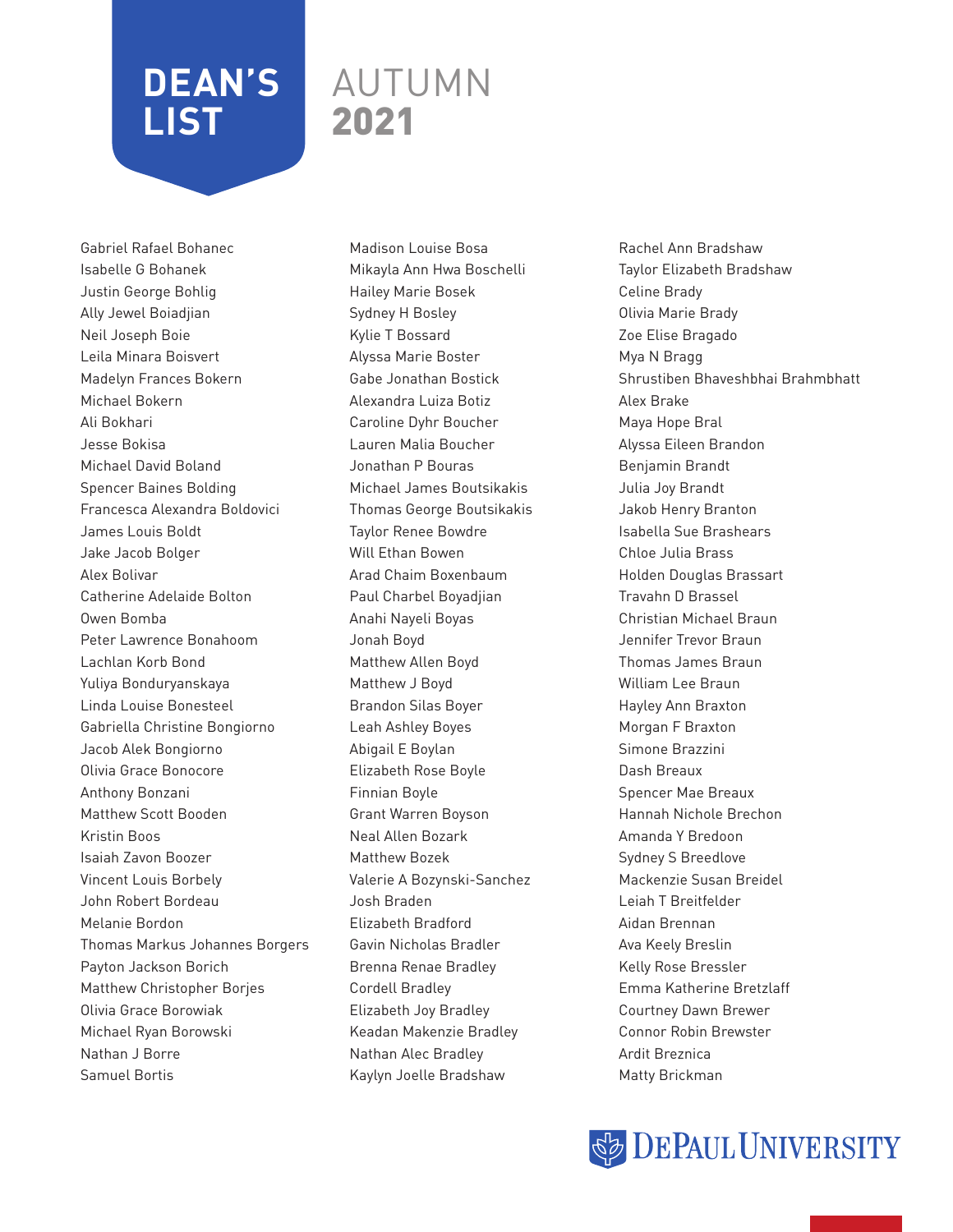# DEAN'S LIST AUTUMN 2021

Gabriel Rafael Bohanec
Isabelle G Bohanek
Justin George Bohlig
Ally Jewel Boiadjian
Neil Joseph Boie
Leila Minara Boisvert
Madelyn Frances Bokern
Michael Bokern
Ali Bokhari
Jesse Bokisa
Michael David Boland
Spencer Baines Bolding
Francesca Alexandra Boldovici
James Louis Boldt
Jake Jacob Bolger
Alex Bolivar
Catherine Adelaide Bolton
Owen Bomba
Peter Lawrence Bonahoom
Lachlan Korb Bond
Yuliya Bonduryanskaya
Linda Louise Bonesteel
Gabriella Christine Bongiorno
Jacob Alek Bongiorno
Olivia Grace Bonocore
Anthony Bonzani
Matthew Scott Booden
Kristin Boos
Isaiah Zavon Boozer
Vincent Louis Borbely
John Robert Bordeau
Melanie Bordon
Thomas Markus Johannes Borgers
Payton Jackson Borich
Matthew Christopher Borjes
Olivia Grace Borowiak
Michael Ryan Borowski
Nathan J Borre
Samuel Bortis
Madison Louise Bosa
Mikayla Ann Hwa Boschelli
Hailey Marie Bosek
Sydney H Bosley
Kylie T Bossard
Alyssa Marie Boster
Gabe Jonathan Bostick
Alexandra Luiza Botiz
Caroline Dyhr Boucher
Lauren Malia Boucher
Jonathan P Bouras
Michael James Boutsikakis
Thomas George Boutsikakis
Taylor Renee Bowdre
Will Ethan Bowen
Arad Chaim Boxenbaum
Paul Charbel Boyadjian
Anahi Nayeli Boyas
Jonah Boyd
Matthew Allen Boyd
Matthew J Boyd
Brandon Silas Boyer
Leah Ashley Boyes
Abigail E Boylan
Elizabeth Rose Boyle
Finnian Boyle
Grant Warren Boyson
Neal Allen Bozark
Matthew Bozek
Valerie A Bozynski-Sanchez
Josh Braden
Elizabeth Bradford
Gavin Nicholas Bradler
Brenna Renae Bradley
Cordell Bradley
Elizabeth Joy Bradley
Keadan Makenzie Bradley
Nathan Alec Bradley
Kaylyn Joelle Bradshaw
Rachel Ann Bradshaw
Taylor Elizabeth Bradshaw
Celine Brady
Olivia Marie Brady
Zoe Elise Bragado
Mya N Bragg
Shrustiben Bhaveshbhai Brahmbhatt
Alex Brake
Maya Hope Bral
Alyssa Eileen Brandon
Benjamin Brandt
Julia Joy Brandt
Jakob Henry Branton
Isabella Sue Brashears
Chloe Julia Brass
Holden Douglas Brassart
Travahn D Brassel
Christian Michael Braun
Jennifer Trevor Braun
Thomas James Braun
William Lee Braun
Hayley Ann Braxton
Morgan F Braxton
Simone Brazzini
Dash Breaux
Spencer Mae Breaux
Hannah Nichole Brechon
Amanda Y Bredoon
Sydney S Breedlove
Mackenzie Susan Breidel
Leiah T Breitfelder
Aidan Brennan
Ava Keely Breslin
Kelly Rose Bressler
Emma Katherine Bretzlaff
Courtney Dawn Brewer
Connor Robin Brewster
Ardit Breznica
Matty Brickman

DePaul University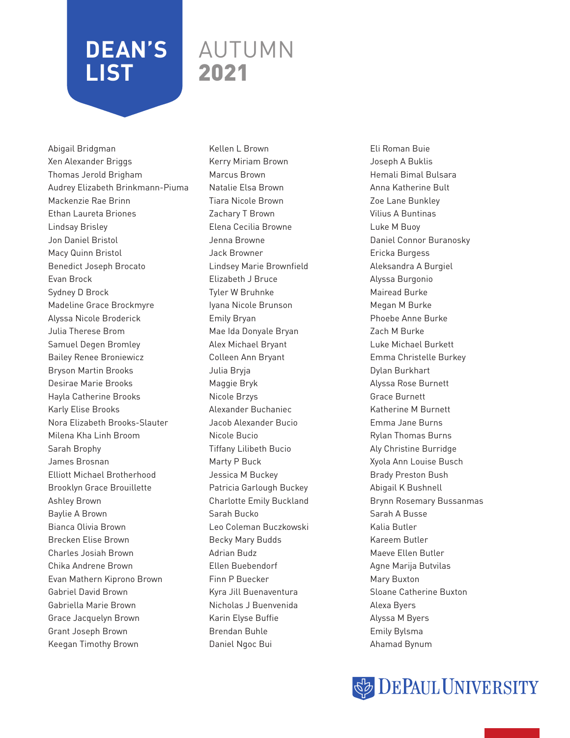# DEAN'S LIST

## AUTUMN 2021

Abigail Bridgman
Xen Alexander Briggs
Thomas Jerold Brigham
Audrey Elizabeth Brinkmann-Piuma
Mackenzie Rae Brinn
Ethan Laureta Briones
Lindsay Brisley
Jon Daniel Bristol
Macy Quinn Bristol
Benedict Joseph Brocato
Evan Brock
Sydney D Brock
Madeline Grace Brockmyre
Alyssa Nicole Broderick
Julia Therese Brom
Samuel Degen Bromley
Bailey Renee Broniewicz
Bryson Martin Brooks
Desirae Marie Brooks
Hayla Catherine Brooks
Karly Elise Brooks
Nora Elizabeth Brooks-Slauter
Milena Kha Linh Broom
Sarah Brophy
James Brosnan
Elliott Michael Brotherhood
Brooklyn Grace Brouillette
Ashley Brown
Baylie A Brown
Bianca Olivia Brown
Brecken Elise Brown
Charles Josiah Brown
Chika Andrene Brown
Evan Mathern Kiprono Brown
Gabriel David Brown
Gabriella Marie Brown
Grace Jacquelyn Brown
Grant Joseph Brown
Keegan Timothy Brown
Kellen L Brown
Kerry Miriam Brown
Marcus Brown
Natalie Elsa Brown
Tiara Nicole Brown
Zachary T Brown
Elena Cecilia Browne
Jenna Browne
Jack Browner
Lindsey Marie Brownfield
Elizabeth J Bruce
Tyler W Bruhnke
Iyana Nicole Brunson
Emily Bryan
Mae Ida Donyale Bryan
Alex Michael Bryant
Colleen Ann Bryant
Julia Bryja
Maggie Bryk
Nicole Brzys
Alexander Buchaniec
Jacob Alexander Bucio
Nicole Bucio
Tiffany Lilibeth Bucio
Marty P Buck
Jessica M Buckey
Patricia Garlough Buckey
Charlotte Emily Buckland
Sarah Bucko
Leo Coleman Buczkowski
Becky Mary Budds
Adrian Budz
Ellen Buebendorf
Finn P Buecker
Kyra Jill Buenaventura
Nicholas J Buenvenida
Karin Elyse Buffie
Brendan Buhle
Daniel Ngoc Bui
Eli Roman Buie
Joseph A Buklis
Hemali Bimal Bulsara
Anna Katherine Bult
Zoe Lane Bunkley
Vilius A Buntinas
Luke M Buoy
Daniel Connor Buranosky
Ericka Burgess
Aleksandra A Burgiel
Alyssa Burgonio
Mairead Burke
Megan M Burke
Phoebe Anne Burke
Zach M Burke
Luke Michael Burkett
Emma Christelle Burkey
Dylan Burkhart
Alyssa Rose Burnett
Grace Burnett
Katherine M Burnett
Emma Jane Burns
Rylan Thomas Burns
Aly Christine Burridge
Xyola Ann Louise Busch
Brady Preston Bush
Abigail K Bushnell
Brynn Rosemary Bussanmas
Sarah A Busse
Kalia Butler
Kareem Butler
Maeve Ellen Butler
Agne Marija Butvilas
Mary Buxton
Sloane Catherine Buxton
Alexa Byers
Alyssa M Byers
Emily Bylsma
Ahamad Bynum

DEPAUL UNIVERSITY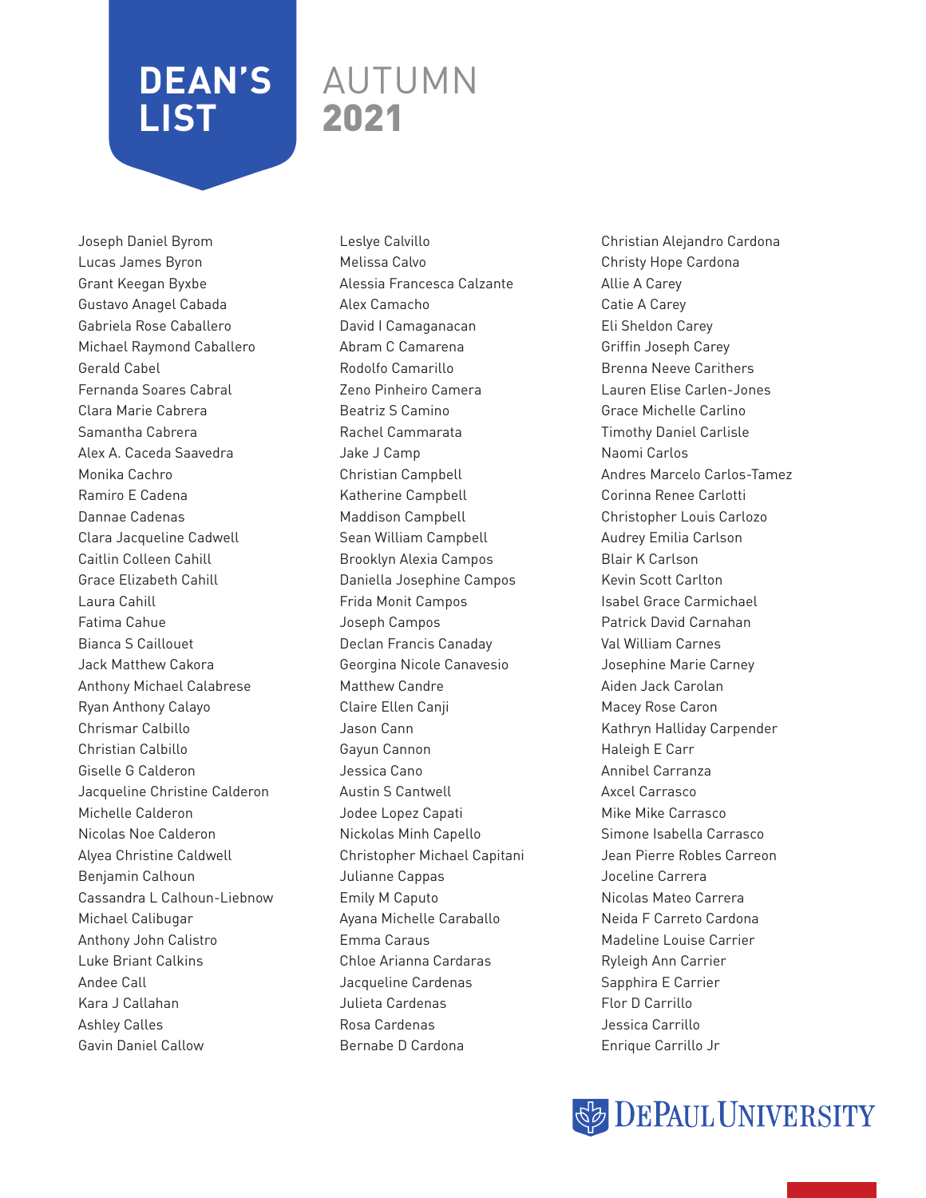# DEAN'S LIST

# AUTUMN 2021

Joseph Daniel Byrom
Lucas James Byron
Grant Keegan Byxbe
Gustavo Anagel Cabada
Gabriela Rose Caballero
Michael Raymond Caballero
Gerald Cabel
Fernanda Soares Cabral
Clara Marie Cabrera
Samantha Cabrera
Alex A. Caceda Saavedra
Monika Cachro
Ramiro E Cadena
Dannae Cadenas
Clara Jacqueline Cadwell
Caitlin Colleen Cahill
Grace Elizabeth Cahill
Laura Cahill
Fatima Cahue
Bianca S Caillouet
Jack Matthew Cakora
Anthony Michael Calabrese
Ryan Anthony Calayo
Chrismar Calbillo
Christian Calbillo
Giselle G Calderon
Jacqueline Christine Calderon
Michelle Calderon
Nicolas Noe Calderon
Alyea Christine Caldwell
Benjamin Calhoun
Cassandra L Calhoun-Liebnow
Michael Calibugar
Anthony John Calistro
Luke Briant Calkins
Andee Call
Kara J Callahan
Ashley Calles
Gavin Daniel Callow
Leslye Calvillo
Melissa Calvo
Alessia Francesca Calzante
Alex Camacho
David I Camaganacan
Abram C Camarena
Rodolfo Camarillo
Zeno Pinheiro Camera
Beatriz S Camino
Rachel Cammarata
Jake J Camp
Christian Campbell
Katherine Campbell
Maddison Campbell
Sean William Campbell
Brooklyn Alexia Campos
Daniella Josephine Campos
Frida Monit Campos
Joseph Campos
Declan Francis Canaday
Georgina Nicole Canavesio
Matthew Candre
Claire Ellen Canji
Jason Cann
Gayun Cannon
Jessica Cano
Austin S Cantwell
Jodee Lopez Capati
Nickolas Minh Capello
Christopher Michael Capitani
Julianne Cappas
Emily M Caputo
Ayana Michelle Caraballo
Emma Caraus
Chloe Arianna Cardaras
Jacqueline Cardenas
Julieta Cardenas
Rosa Cardenas
Bernabe D Cardona
Christian Alejandro Cardona
Christy Hope Cardona
Allie A Carey
Catie A Carey
Eli Sheldon Carey
Griffin Joseph Carey
Brenna Neeve Carithers
Lauren Elise Carlen-Jones
Grace Michelle Carlino
Timothy Daniel Carlisle
Naomi Carlos
Andres Marcelo Carlos-Tamez
Corinna Renee Carlotti
Christopher Louis Carlozo
Audrey Emilia Carlson
Blair K Carlson
Kevin Scott Carlton
Isabel Grace Carmichael
Patrick David Carnahan
Val William Carnes
Josephine Marie Carney
Aiden Jack Carolan
Macey Rose Caron
Kathryn Halliday Carpender
Haleigh E Carr
Annibel Carranza
Axcel Carrasco
Mike Mike Carrasco
Simone Isabella Carrasco
Jean Pierre Robles Carreon
Joceline Carrera
Nicolas Mateo Carrera
Neida F Carreto Cardona
Madeline Louise Carrier
Ryleigh Ann Carrier
Sapphira E Carrier
Flor D Carrillo
Jessica Carrillo
Enrique Carrillo Jr

DePaul University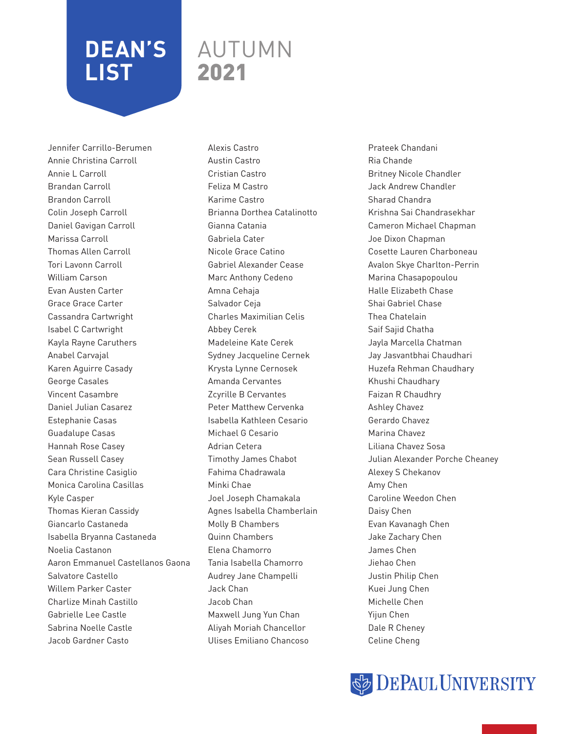# DEAN'S LIST AUTUMN 2021

Jennifer Carrillo-Berumen
Annie Christina Carroll
Annie L Carroll
Brandan Carroll
Brandon Carroll
Colin Joseph Carroll
Daniel Gavigan Carroll
Marissa Carroll
Thomas Allen Carroll
Tori Lavonn Carroll
William Carson
Evan Austen Carter
Grace Grace Carter
Cassandra Cartwright
Isabel C Cartwright
Kayla Rayne Caruthers
Anabel Carvajal
Karen Aguirre Casady
George Casales
Vincent Casambre
Daniel Julian Casarez
Estephanie Casas
Guadalupe Casas
Hannah Rose Casey
Sean Russell Casey
Cara Christine Casiglio
Monica Carolina Casillas
Kyle Casper
Thomas Kieran Cassidy
Giancarlo Castaneda
Isabella Bryanna Castaneda
Noelia Castanon
Aaron Emmanuel Castellanos Gaona
Salvatore Castello
Willem Parker Caster
Charlize Minah Castillo
Gabrielle Lee Castle
Sabrina Noelle Castle
Jacob Gardner Casto
Alexis Castro
Austin Castro
Cristian Castro
Feliza M Castro
Karime Castro
Brianna Dorthea Catalinotto
Gianna Catania
Gabriela Cater
Nicole Grace Catino
Gabriel Alexander Cease
Marc Anthony Cedeno
Amna Cehaja
Salvador Ceja
Charles Maximilian Celis
Abbey Cerek
Madeleine Kate Cerek
Sydney Jacqueline Cernek
Krysta Lynne Cernosek
Amanda Cervantes
Zcyrille B Cervantes
Peter Matthew Cervenka
Isabella Kathleen Cesario
Michael G Cesario
Adrian Cetera
Timothy James Chabot
Fahima Chadrawala
Minki Chae
Joel Joseph Chamakala
Agnes Isabella Chamberlain
Molly B Chambers
Quinn Chambers
Elena Chamorro
Tania Isabella Chamorro
Audrey Jane Champelli
Jack Chan
Jacob Chan
Maxwell Jung Yun Chan
Aliyah Moriah Chancellor
Ulises Emiliano Chancoso
Prateek Chandani
Ria Chande
Britney Nicole Chandler
Jack Andrew Chandler
Sharad Chandra
Krishna Sai Chandrasekhar
Cameron Michael Chapman
Joe Dixon Chapman
Cosette Lauren Charboneau
Avalon Skye Charlton-Perrin
Marina Chasapopoulou
Halle Elizabeth Chase
Shai Gabriel Chase
Thea Chatelain
Saif Sajid Chatha
Jayla Marcella Chatman
Jay Jasvantbhai Chaudhari
Huzefa Rehman Chaudhary
Khushi Chaudhary
Faizan R Chaudhry
Ashley Chavez
Gerardo Chavez
Marina Chavez
Liliana Chavez Sosa
Julian Alexander Porche Cheaney
Alexey S Chekanov
Amy Chen
Caroline Weedon Chen
Daisy Chen
Evan Kavanagh Chen
Jake Zachary Chen
James Chen
Jiehao Chen
Justin Philip Chen
Kuei Jung Chen
Michelle Chen
Yijun Chen
Dale R Cheney
Celine Cheng

DePaul University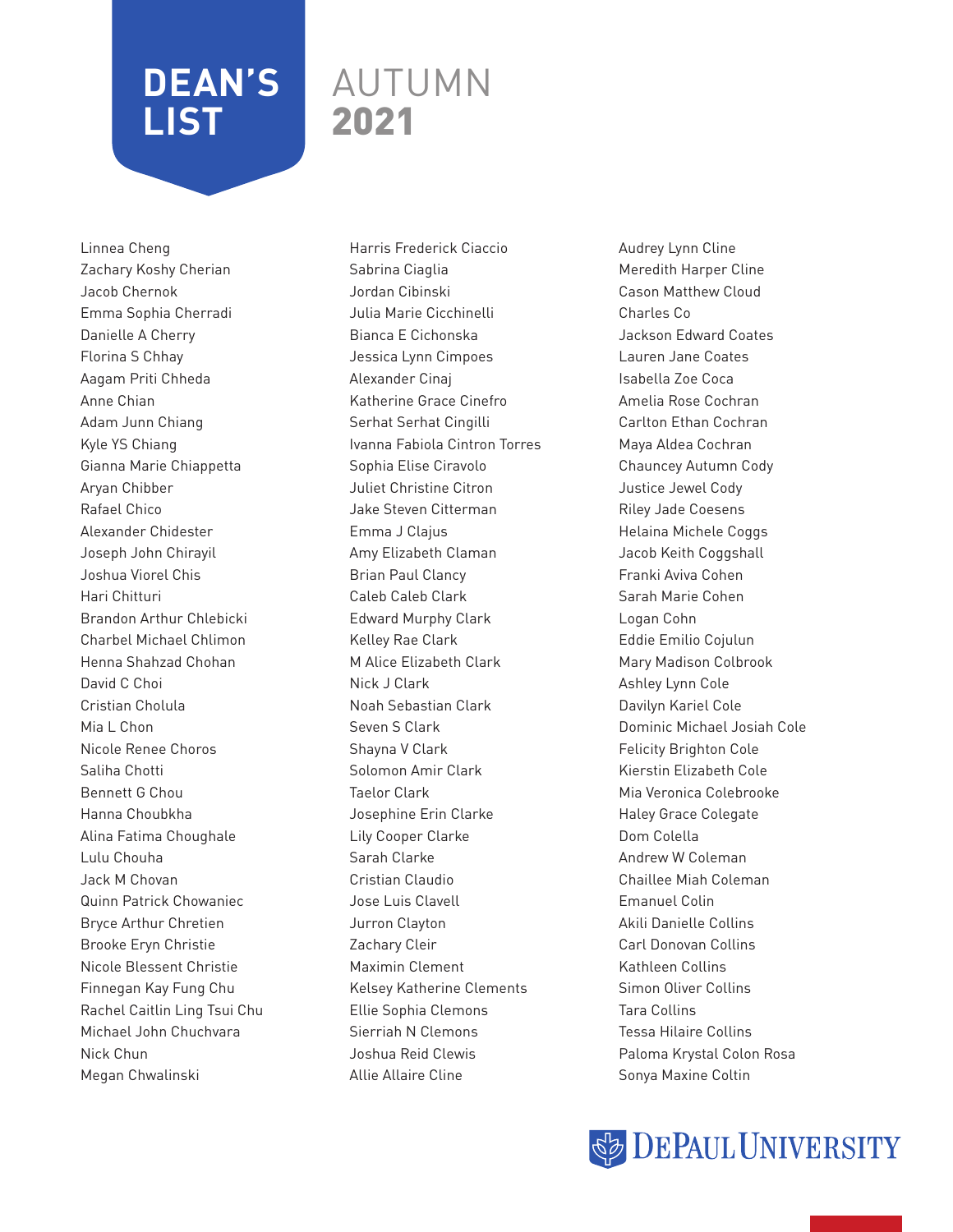# DEAN'S LIST AUTUMN 2021

Linnea Cheng
Zachary Koshy Cherian
Jacob Chernok
Emma Sophia Cherradi
Danielle A Cherry
Florina S Chhay
Aagam Priti Chheda
Anne Chian
Adam Junn Chiang
Kyle YS Chiang
Gianna Marie Chiappetta
Aryan Chibber
Rafael Chico
Alexander Chidester
Joseph John Chirayil
Joshua Viorel Chis
Hari Chitturi
Brandon Arthur Chlebicki
Charbel Michael Chlimon
Henna Shahzad Chohan
David C Choi
Cristian Cholula
Mia L Chon
Nicole Renee Choros
Saliha Chotti
Bennett G Chou
Hanna Choubkha
Alina Fatima Choughale
Lulu Chouha
Jack M Chovan
Quinn Patrick Chowaniec
Bryce Arthur Chretien
Brooke Eryn Christie
Nicole Blessent Christie
Finnegan Kay Fung Chu
Rachel Caitlin Ling Tsui Chu
Michael John Chuchvara
Nick Chun
Megan Chwalinski
Harris Frederick Ciaccio
Sabrina Ciaglia
Jordan Cibinski
Julia Marie Cicchinelli
Bianca E Cichonska
Jessica Lynn Cimpoes
Alexander Cinaj
Katherine Grace Cinefro
Serhat Serhat Cingilli
Ivanna Fabiola Cintron Torres
Sophia Elise Ciravolo
Juliet Christine Citron
Jake Steven Citterman
Emma J Clajus
Amy Elizabeth Claman
Brian Paul Clancy
Caleb Caleb Clark
Edward Murphy Clark
Kelley Rae Clark
M Alice Elizabeth Clark
Nick J Clark
Noah Sebastian Clark
Seven S Clark
Shayna V Clark
Solomon Amir Clark
Taelor Clark
Josephine Erin Clarke
Lily Cooper Clarke
Sarah Clarke
Cristian Claudio
Jose Luis Clavell
Jurron Clayton
Zachary Cleir
Maximin Clement
Kelsey Katherine Clements
Ellie Sophia Clemons
Sierriah N Clemons
Joshua Reid Clewis
Allie Allaire Cline
Audrey Lynn Cline
Meredith Harper Cline
Cason Matthew Cloud
Charles Co
Jackson Edward Coates
Lauren Jane Coates
Isabella Zoe Coca
Amelia Rose Cochran
Carlton Ethan Cochran
Maya Aldea Cochran
Chauncey Autumn Cody
Justice Jewel Cody
Riley Jade Coesens
Helaina Michele Coggs
Jacob Keith Coggshall
Franki Aviva Cohen
Sarah Marie Cohen
Logan Cohn
Eddie Emilio Cojulun
Mary Madison Colbrook
Ashley Lynn Cole
Davilyn Kariel Cole
Dominic Michael Josiah Cole
Felicity Brighton Cole
Kierstin Elizabeth Cole
Mia Veronica Colebrooke
Haley Grace Colegate
Dom Colella
Andrew W Coleman
Chaillee Miah Coleman
Emanuel Colin
Akili Danielle Collins
Carl Donovan Collins
Kathleen Collins
Simon Oliver Collins
Tara Collins
Tessa Hilaire Collins
Paloma Krystal Colon Rosa
Sonya Maxine Coltin

DePaul University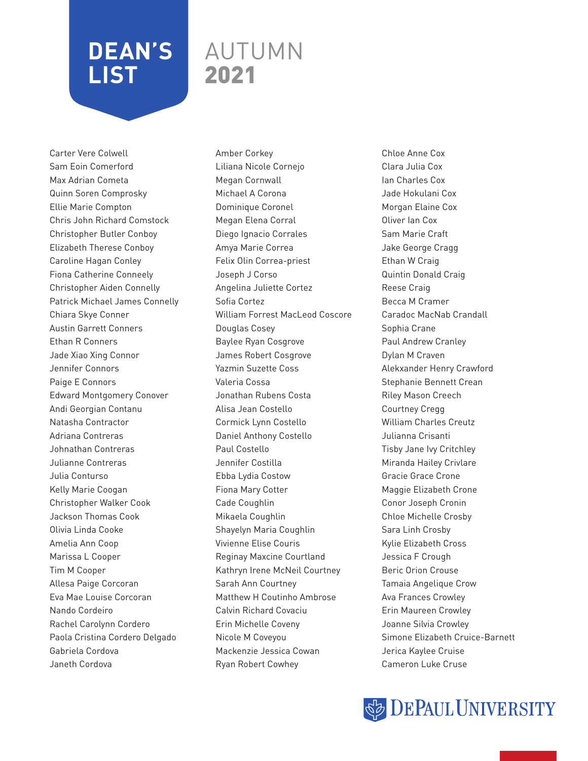# DEAN'S LIST

## AUTUMN 2021

Carter Vere Colwell
Sam Eoin Comerford
Max Adrian Cometa
Quinn Soren Comprosky
Ellie Marie Compton
Chris John Richard Comstock
Christopher Butler Conboy
Elizabeth Therese Conboy
Caroline Hagan Conley
Fiona Catherine Conneely
Christopher Aiden Connelly
Patrick Michael James Connelly
Chiara Skye Conner
Austin Garrett Conners
Ethan R Conners
Jade Xiao Xing Connor
Jennifer Connors
Paige E Connors
Edward Montgomery Conover
Andi Georgian Contanu
Natasha Contractor
Adriana Contreras
Johnathan Contreras
Julianne Contreras
Julia Conturso
Kelly Marie Coogan
Christopher Walker Cook
Jackson Thomas Cook
Olivia Linda Cooke
Amelia Ann Coop
Marissa L Cooper
Tim M Cooper
Allesa Paige Corcoran
Eva Mae Louise Corcoran
Nando Cordeiro
Rachel Carolynn Cordero
Paola Cristina Cordero Delgado
Gabriela Cordova
Janeth Cordova
Amber Corkey
Liliana Nicole Cornejo
Megan Cornwall
Michael A Corona
Dominique Coronel
Megan Elena Corral
Diego Ignacio Corrales
Amya Marie Correa
Felix Olin Correa-priest
Joseph J Corso
Angelina Juliette Cortez
Sofia Cortez
William Forrest MacLeod Coscore
Douglas Cosey
Baylee Ryan Cosgrove
James Robert Cosgrove
Yazmin Suzette Coss
Valeria Cossa
Jonathan Rubens Costa
Alisa Jean Costello
Cormick Lynn Costello
Daniel Anthony Costello
Paul Costello
Jennifer Costilla
Ebba Lydia Costow
Fiona Mary Cotter
Cade Coughlin
Mikaela Coughlin
Shayelyn Maria Coughlin
Vivienne Elise Couris
Reginay Maxcine Courtland
Kathryn Irene McNeil Courtney
Sarah Ann Courtney
Matthew H Coutinho Ambrose
Calvin Richard Covaciu
Erin Michelle Coveny
Nicole M Coveyou
Mackenzie Jessica Cowan
Ryan Robert Cowhey
Chloe Anne Cox
Clara Julia Cox
Ian Charles Cox
Jade Hokulani Cox
Morgan Elaine Cox
Oliver Ian Cox
Sam Marie Craft
Jake George Cragg
Ethan W Craig
Quintin Donald Craig
Reese Craig
Becca M Cramer
Caradoc MacNab Crandall
Sophia Crane
Paul Andrew Cranley
Dylan M Craven
Alekxander Henry Crawford
Stephanie Bennett Crean
Riley Mason Creech
Courtney Cregg
William Charles Creutz
Julianna Crisanti
Tisby Jane Ivy Critchley
Miranda Hailey Crivlare
Gracie Grace Crone
Maggie Elizabeth Crone
Conor Joseph Cronin
Chloe Michelle Crosby
Sara Linh Crosby
Kylie Elizabeth Cross
Jessica F Crough
Beric Orion Crouse
Tamaia Angelique Crow
Ava Frances Crowley
Erin Maureen Crowley
Joanne Silvia Crowley
Simone Elizabeth Cruice-Barnett
Jerica Kaylee Cruise
Cameron Luke Cruse

DEPAUL UNIVERSITY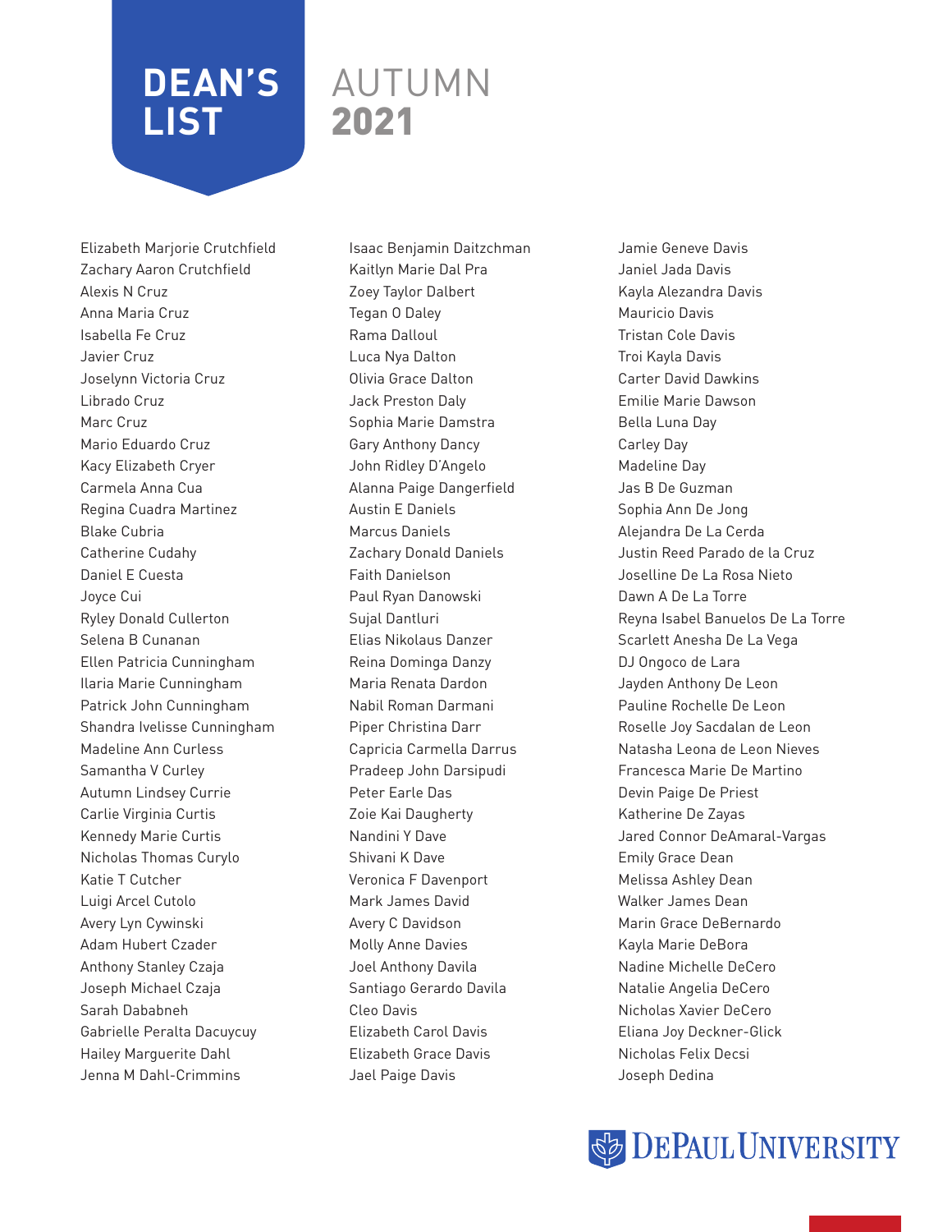# DEAN'S LIST AUTUMN 2021

Elizabeth Marjorie Crutchfield
Zachary Aaron Crutchfield
Alexis N Cruz
Anna Maria Cruz
Isabella Fe Cruz
Javier Cruz
Joselynn Victoria Cruz
Librado Cruz
Marc Cruz
Mario Eduardo Cruz
Kacy Elizabeth Cryer
Carmela Anna Cua
Regina Cuadra Martinez
Blake Cubria
Catherine Cudahy
Daniel E Cuesta
Joyce Cui
Ryley Donald Cullerton
Selena B Cunanan
Ellen Patricia Cunningham
Ilaria Marie Cunningham
Patrick John Cunningham
Shandra Ivelisse Cunningham
Madeline Ann Curless
Samantha V Curley
Autumn Lindsey Currie
Carlie Virginia Curtis
Kennedy Marie Curtis
Nicholas Thomas Curylo
Katie T Cutcher
Luigi Arcel Cutolo
Avery Lyn Cywinski
Adam Hubert Czader
Anthony Stanley Czaja
Joseph Michael Czaja
Sarah Dababneh
Gabrielle Peralta Dacuycuy
Hailey Marguerite Dahl
Jenna M Dahl-Crimmins

Isaac Benjamin Daitzchman
Kaitlyn Marie Dal Pra
Zoey Taylor Dalbert
Tegan O Daley
Rama Dalloul
Luca Nya Dalton
Olivia Grace Dalton
Jack Preston Daly
Sophia Marie Damstra
Gary Anthony Dancy
John Ridley D'Angelo
Alanna Paige Dangerfield
Austin E Daniels
Marcus Daniels
Zachary Donald Daniels
Faith Danielson
Paul Ryan Danowski
Sujal Dantluri
Elias Nikolaus Danzer
Reina Dominga Danzy
Maria Renata Dardon
Nabil Roman Darmani
Piper Christina Darr
Capricia Carmella Darrus
Pradeep John Darsipudi
Peter Earle Das
Zoie Kai Daugherty
Nandini Y Dave
Shivani K Dave
Veronica F Davenport
Mark James David
Avery C Davidson
Molly Anne Davies
Joel Anthony Davila
Santiago Gerardo Davila
Cleo Davis
Elizabeth Carol Davis
Elizabeth Grace Davis
Jael Paige Davis

Jamie Geneve Davis
Janiel Jada Davis
Kayla Alezandra Davis
Mauricio Davis
Tristan Cole Davis
Troi Kayla Davis
Carter David Dawkins
Emilie Marie Dawson
Bella Luna Day
Carley Day
Madeline Day
Jas B De Guzman
Sophia Ann De Jong
Alejandra De La Cerda
Justin Reed Parado de la Cruz
Joselline De La Rosa Nieto
Dawn A De La Torre
Reyna Isabel Banuelos De La Torre
Scarlett Anesha De La Vega
DJ Ongoco de Lara
Jayden Anthony De Leon
Pauline Rochelle De Leon
Roselle Joy Sacdalan de Leon
Natasha Leona de Leon Nieves
Francesca Marie De Martino
Devin Paige De Priest
Katherine De Zayas
Jared Connor DeAmaral-Vargas
Emily Grace Dean
Melissa Ashley Dean
Walker James Dean
Marin Grace DeBernardo
Kayla Marie DeBora
Nadine Michelle DeCero
Natalie Angelia DeCero
Nicholas Xavier DeCero
Eliana Joy Deckner-Glick
Nicholas Felix Decsi
Joseph Dedina

DePaul University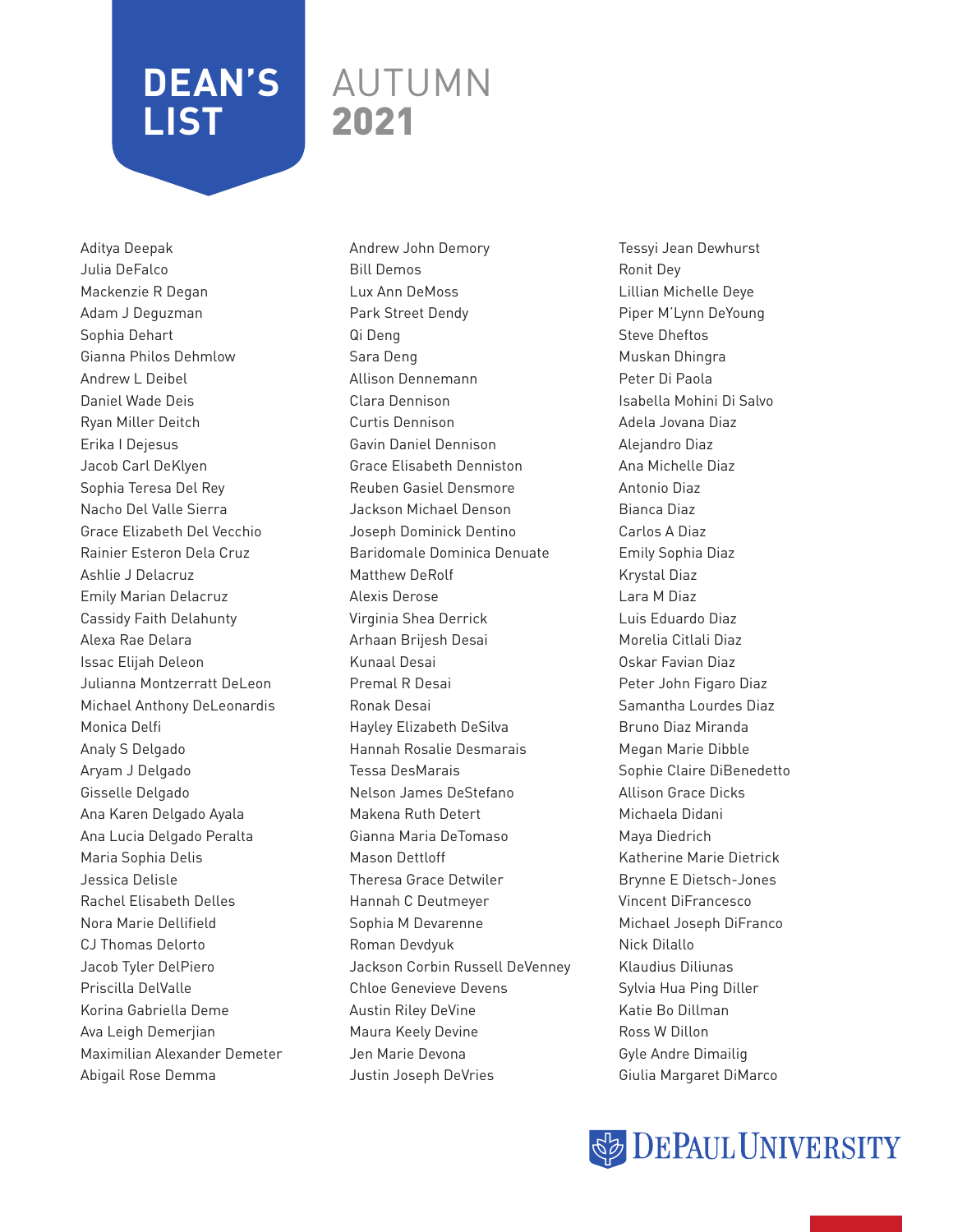# DEAN'S LIST

## AUTUMN 2021

Aditya Deepak
Julia DeFalco
Mackenzie R Degan
Adam J Deguzman
Sophia Dehart
Gianna Philos Dehmlow
Andrew L Deibel
Daniel Wade Deis
Ryan Miller Deitch
Erika I Dejesus
Jacob Carl DeKlyen
Sophia Teresa Del Rey
Nacho Del Valle Sierra
Grace Elizabeth Del Vecchio
Rainier Esteron Dela Cruz
Ashlie J Delacruz
Emily Marian Delacruz
Cassidy Faith Delahunty
Alexa Rae Delara
Issac Elijah Deleon
Julianna Montzerratt DeLeon
Michael Anthony DeLeonardis
Monica Delfi
Analy S Delgado
Aryam J Delgado
Gisselle Delgado
Ana Karen Delgado Ayala
Ana Lucia Delgado Peralta
Maria Sophia Delis
Jessica Delisle
Rachel Elisabeth Delles
Nora Marie Dellifield
CJ Thomas Delorto
Jacob Tyler DelPiero
Priscilla DelValle
Korina Gabriella Deme
Ava Leigh Demerjian
Maximilian Alexander Demeter
Abigail Rose Demma
Andrew John Demory
Bill Demos
Lux Ann DeMoss
Park Street Dendy
Qi Deng
Sara Deng
Allison Dennemann
Clara Dennison
Curtis Dennison
Gavin Daniel Dennison
Grace Elisabeth Denniston
Reuben Gasiel Densmore
Jackson Michael Denson
Joseph Dominick Dentino
Baridomale Dominica Denuate
Matthew DeRolf
Alexis Derose
Virginia Shea Derrick
Arhaan Brijesh Desai
Kunaal Desai
Premal R Desai
Ronak Desai
Hayley Elizabeth DeSilva
Hannah Rosalie Desmarais
Tessa DesMarais
Nelson James DeStefano
Makena Ruth Detert
Gianna Maria DeTomaso
Mason Dettloff
Theresa Grace Detwiler
Hannah C Deutmeyer
Sophia M Devarenne
Roman Devdyuk
Jackson Corbin Russell DeVenney
Chloe Genevieve Devens
Austin Riley DeVine
Maura Keely Devine
Jen Marie Devona
Justin Joseph DeVries
Tessyi Jean Dewhurst
Ronit Dey
Lillian Michelle Deye
Piper M'Lynn DeYoung
Steve Dheftos
Muskan Dhingra
Peter Di Paola
Isabella Mohini Di Salvo
Adela Jovana Diaz
Alejandro Diaz
Ana Michelle Diaz
Antonio Diaz
Bianca Diaz
Carlos A Diaz
Emily Sophia Diaz
Krystal Diaz
Lara M Diaz
Luis Eduardo Diaz
Morelia Citlali Diaz
Oskar Favian Diaz
Peter John Figaro Diaz
Samantha Lourdes Diaz
Bruno Diaz Miranda
Megan Marie Dibble
Sophie Claire DiBenedetto
Allison Grace Dicks
Michaela Didani
Maya Diedrich
Katherine Marie Dietrick
Brynne E Dietsch-Jones
Vincent DiFrancesco
Michael Joseph DiFranco
Nick Dilallo
Klaudius Diliunas
Sylvia Hua Ping Diller
Katie Bo Dillman
Ross W Dillon
Gyle Andre Dimailig
Giulia Margaret DiMarco

DePaul University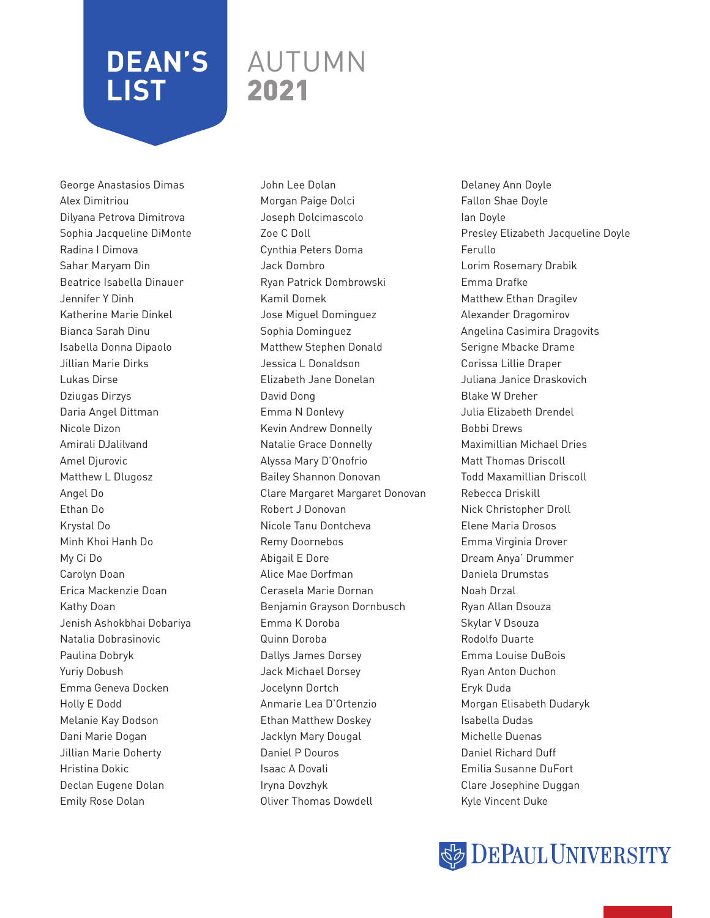# DEAN'S LIST AUTUMN 2021

George Anastasios Dimas
Alex Dimitriou
Dilyana Petrova Dimitrova
Sophia Jacqueline DiMonte
Radina I Dimova
Sahar Maryam Din
Beatrice Isabella Dinauer
Jennifer Y Dinh
Katherine Marie Dinkel
Bianca Sarah Dinu
Isabella Donna Dipaolo
Jillian Marie Dirks
Lukas Dirse
Dziugas Dirzys
Daria Angel Dittman
Nicole Dizon
Amirali DJalilvand
Amel Djurovic
Matthew L Dlugosz
Angel Do
Ethan Do
Krystal Do
Minh Khoi Hanh Do
My Ci Do
Carolyn Doan
Erica Mackenzie Doan
Kathy Doan
Jenish Ashokbhai Dobariya
Natalia Dobrasinovic
Paulina Dobryk
Yuriy Dobush
Emma Geneva Docken
Holly E Dodd
Melanie Kay Dodson
Dani Marie Dogan
Jillian Marie Doherty
Hristina Dokic
Declan Eugene Dolan
Emily Rose Dolan
John Lee Dolan
Morgan Paige Dolci
Joseph Dolcimascolo
Zoe C Doll
Cynthia Peters Doma
Jack Dombro
Ryan Patrick Dombrowski
Kamil Domek
Jose Miguel Dominguez
Sophia Dominguez
Matthew Stephen Donald
Jessica L Donaldson
Elizabeth Jane Donelan
David Dong
Emma N Donlevy
Kevin Andrew Donnelly
Natalie Grace Donnelly
Alyssa Mary D'Onofrio
Bailey Shannon Donovan
Clare Margaret Margaret Donovan
Robert J Donovan
Nicole Tanu Dontcheva
Remy Doornebos
Abigail E Dore
Alice Mae Dorfman
Cerasela Marie Dornan
Benjamin Grayson Dornbusch
Emma K Doroba
Quinn Doroba
Dallys James Dorsey
Jack Michael Dorsey
Jocelynn Dortch
Anmarie Lea D'Ortenzio
Ethan Matthew Doskey
Jacklyn Mary Dougal
Daniel P Douros
Isaac A Dovali
Iryna Dovzhyk
Oliver Thomas Dowdell
Delaney Ann Doyle
Fallon Shae Doyle
Ian Doyle
Presley Elizabeth Jacqueline Doyle Ferullo
Lorim Rosemary Drabik
Emma Drafke
Matthew Ethan Dragilev
Alexander Dragomirov
Angelina Casimira Dragovits
Serigne Mbacke Drame
Corissa Lillie Draper
Juliana Janice Draskovich
Blake W Dreher
Julia Elizabeth Drendel
Bobbi Drews
Maximillian Michael Dries
Matt Thomas Driscoll
Todd Maxamillian Driscoll
Rebecca Driskill
Nick Christopher Droll
Elene Maria Drosos
Emma Virginia Drover
Dream Anya' Drummer
Daniela Drumstas
Noah Drzal
Ryan Allan Dsouza
Skylar V Dsouza
Rodolfo Duarte
Emma Louise DuBois
Ryan Anton Duchon
Eryk Duda
Morgan Elisabeth Dudaryk
Isabella Dudas
Michelle Duenas
Daniel Richard Duff
Emilia Susanne DuFort
Clare Josephine Duggan
Kyle Vincent Duke

DePaul University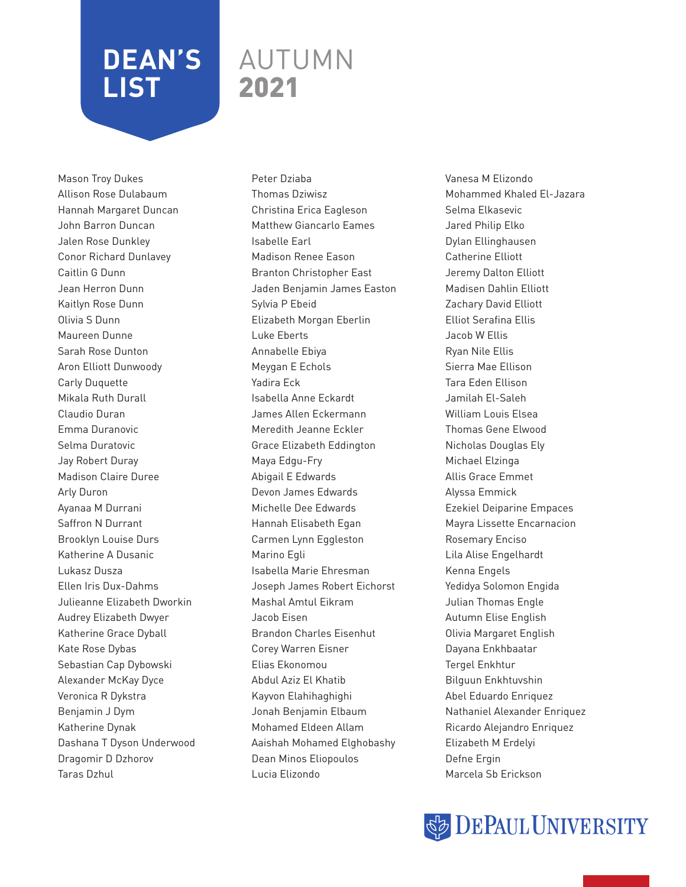# DEAN'S LIST AUTUMN 2021

Mason Troy Dukes
Allison Rose Dulabaum
Hannah Margaret Duncan
John Barron Duncan
Jalen Rose Dunkley
Conor Richard Dunlavey
Caitlin G Dunn
Jean Herron Dunn
Kaitlyn Rose Dunn
Olivia S Dunn
Maureen Dunne
Sarah Rose Dunton
Aron Elliott Dunwoody
Carly Duquette
Mikala Ruth Durall
Claudio Duran
Emma Duranovic
Selma Duratovic
Jay Robert Duray
Madison Claire Duree
Arly Duron
Ayanaa M Durrani
Saffron N Durrant
Brooklyn Louise Durs
Katherine A Dusanic
Lukasz Dusza
Ellen Iris Dux-Dahms
Julieanne Elizabeth Dworkin
Audrey Elizabeth Dwyer
Katherine Grace Dyball
Kate Rose Dybas
Sebastian Cap Dybowski
Alexander McKay Dyce
Veronica R Dykstra
Benjamin J Dym
Katherine Dynak
Dashana T Dyson Underwood
Dragomir D Dzhorov
Taras Dzhul
Peter Dziaba
Thomas Dziwisz
Christina Erica Eagleson
Matthew Giancarlo Eames
Isabelle Earl
Madison Renee Eason
Branton Christopher East
Jaden Benjamin James Easton
Sylvia P Ebeid
Elizabeth Morgan Eberlin
Luke Eberts
Annabelle Ebiya
Meygan E Echols
Yadira Eck
Isabella Anne Eckardt
James Allen Eckermann
Meredith Jeanne Eckler
Grace Elizabeth Eddington
Maya Edgu-Fry
Abigail E Edwards
Devon James Edwards
Michelle Dee Edwards
Hannah Elisabeth Egan
Carmen Lynn Eggleston
Marino Egli
Isabella Marie Ehresman
Joseph James Robert Eichorst
Mashal Amtul Eikram
Jacob Eisen
Brandon Charles Eisenhut
Corey Warren Eisner
Elias Ekonomou
Abdul Aziz El Khatib
Kayvon Elahihaghighi
Jonah Benjamin Elbaum
Mohamed Eldeen Allam
Aaishah Mohamed Elghobashy
Dean Minos Eliopoulos
Lucia Elizondo
Vanesa M Elizondo
Mohammed Khaled El-Jazara
Selma Elkasevic
Jared Philip Elko
Dylan Ellinghausen
Catherine Elliott
Jeremy Dalton Elliott
Madisen Dahlin Elliott
Zachary David Elliott
Elliot Serafina Ellis
Jacob W Ellis
Ryan Nile Ellis
Sierra Mae Ellison
Tara Eden Ellison
Jamilah El-Saleh
William Louis Elsea
Thomas Gene Elwood
Nicholas Douglas Ely
Michael Elzinga
Allis Grace Emmet
Alyssa Emmick
Ezekiel Deiparine Empaces
Mayra Lissette Encarnacion
Rosemary Enciso
Lila Alise Engelhardt
Kenna Engels
Yedidya Solomon Engida
Julian Thomas Engle
Autumn Elise English
Olivia Margaret English
Dayana Enkhbaatar
Tergel Enkhtur
Bilguun Enkhtuvshin
Abel Eduardo Enriquez
Nathaniel Alexander Enriquez
Ricardo Alejandro Enriquez
Elizabeth M Erdelyi
Defne Ergin
Marcela Sb Erickson

DePaul University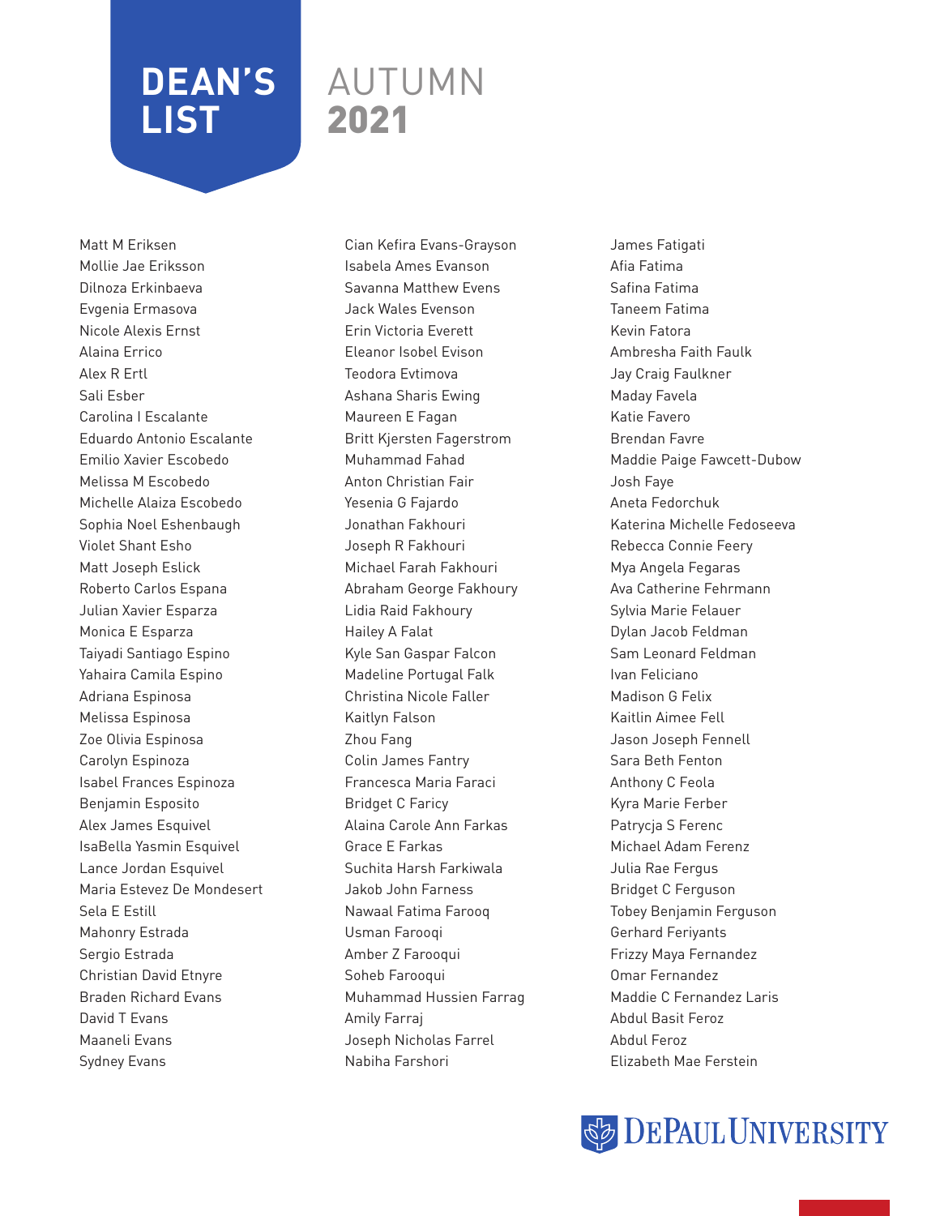# DEAN'S LIST

## AUTUMN 2021

Matt M Eriksen
Mollie Jae Eriksson
Dilnoza Erkinbaeva
Evgenia Ermasova
Nicole Alexis Ernst
Alaina Errico
Alex R Ertl
Sali Esber
Carolina I Escalante
Eduardo Antonio Escalante
Emilio Xavier Escobedo
Melissa M Escobedo
Michelle Alaiza Escobedo
Sophia Noel Eshenbaugh
Violet Shant Esho
Matt Joseph Eslick
Roberto Carlos Espana
Julian Xavier Esparza
Monica E Esparza
Taiyadi Santiago Espino
Yahaira Camila Espino
Adriana Espinosa
Melissa Espinosa
Zoe Olivia Espinosa
Carolyn Espinoza
Isabel Frances Espinoza
Benjamin Esposito
Alex James Esquivel
IsaBella Yasmin Esquivel
Lance Jordan Esquivel
Maria Estevez De Mondesert
Sela E Estill
Mahonry Estrada
Sergio Estrada
Christian David Etnyre
Braden Richard Evans
David T Evans
Maaneli Evans
Sydney Evans
Cian Kefira Evans-Grayson
Isabela Ames Evanson
Savanna Matthew Evens
Jack Wales Evenson
Erin Victoria Everett
Eleanor Isobel Evison
Teodora Evtimova
Ashana Sharis Ewing
Maureen E Fagan
Britt Kjersten Fagerstrom
Muhammad Fahad
Anton Christian Fair
Yesenia G Fajardo
Jonathan Fakhouri
Joseph R Fakhouri
Michael Farah Fakhouri
Abraham George Fakhoury
Lidia Raid Fakhoury
Hailey A Falat
Kyle San Gaspar Falcon
Madeline Portugal Falk
Christina Nicole Faller
Kaitlyn Falson
Zhou Fang
Colin James Fantry
Francesca Maria Faraci
Bridget C Faricy
Alaina Carole Ann Farkas
Grace E Farkas
Suchita Harsh Farkiwala
Jakob John Farness
Nawaal Fatima Farooq
Usman Farooqi
Amber Z Farooqui
Soheb Farooqui
Muhammad Hussien Farrag
Amily Farraj
Joseph Nicholas Farrel
Nabiha Farshori
James Fatigati
Afia Fatima
Safina Fatima
Taneem Fatima
Kevin Fatora
Ambresha Faith Faulk
Jay Craig Faulkner
Maday Favela
Katie Favero
Brendan Favre
Maddie Paige Fawcett-Dubow
Josh Faye
Aneta Fedorchuk
Katerina Michelle Fedoseeva
Rebecca Connie Feery
Mya Angela Fegaras
Ava Catherine Fehrmann
Sylvia Marie Felauer
Dylan Jacob Feldman
Sam Leonard Feldman
Ivan Feliciano
Madison G Felix
Kaitlin Aimee Fell
Jason Joseph Fennell
Sara Beth Fenton
Anthony C Feola
Kyra Marie Ferber
Patrycja S Ferenc
Michael Adam Ferenz
Julia Rae Fergus
Bridget C Ferguson
Tobey Benjamin Ferguson
Gerhard Feriyants
Frizzy Maya Fernandez
Omar Fernandez
Maddie C Fernandez Laris
Abdul Basit Feroz
Abdul Feroz
Elizabeth Mae Ferstein

DePaul University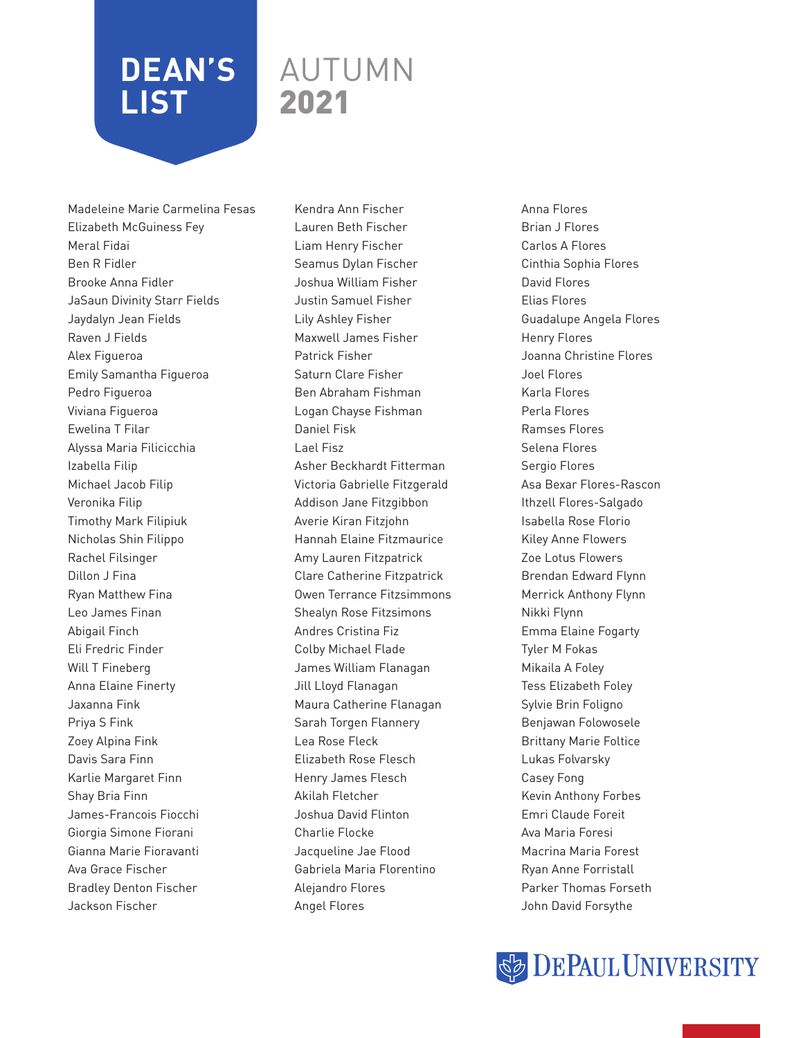# DEAN'S LIST AUTUMN 2021

Madeleine Marie Carmelina Fesas
Elizabeth McGuiness Fey
Meral Fidai
Ben R Fidler
Brooke Anna Fidler
JaSaun Divinity Starr Fields
Jaydalyn Jean Fields
Raven J Fields
Alex Figueroa
Emily Samantha Figueroa
Pedro Figueroa
Viviana Figueroa
Ewelina T Filar
Alyssa Maria Filicicchia
Izabella Filip
Michael Jacob Filip
Veronika Filip
Timothy Mark Filipiuk
Nicholas Shin Filippo
Rachel Filsinger
Dillon J Fina
Ryan Matthew Fina
Leo James Finan
Abigail Finch
Eli Fredric Finder
Will T Fineberg
Anna Elaine Finerty
Jaxanna Fink
Priya S Fink
Zoey Alpina Fink
Davis Sara Finn
Karlie Margaret Finn
Shay Bria Finn
James-Francois Fiocchi
Giorgia Simone Fiorani
Gianna Marie Fioravanti
Ava Grace Fischer
Bradley Denton Fischer
Jackson Fischer
Kendra Ann Fischer
Lauren Beth Fischer
Liam Henry Fischer
Seamus Dylan Fischer
Joshua William Fisher
Justin Samuel Fisher
Lily Ashley Fisher
Maxwell James Fisher
Patrick Fisher
Saturn Clare Fisher
Ben Abraham Fishman
Logan Chayse Fishman
Daniel Fisk
Lael Fisz
Asher Beckhardt Fitterman
Victoria Gabrielle Fitzgerald
Addison Jane Fitzgibbon
Averie Kiran Fitzjohn
Hannah Elaine Fitzmaurice
Amy Lauren Fitzpatrick
Clare Catherine Fitzpatrick
Owen Terrance Fitzsimmons
Shealyn Rose Fitzsimons
Andres Cristina Fiz
Colby Michael Flade
James William Flanagan
Jill Lloyd Flanagan
Maura Catherine Flanagan
Sarah Torgen Flannery
Lea Rose Fleck
Elizabeth Rose Flesch
Henry James Flesch
Akilah Fletcher
Joshua David Flinton
Charlie Flocke
Jacqueline Jae Flood
Gabriela Maria Florentino
Alejandro Flores
Angel Flores
Anna Flores
Brian J Flores
Carlos A Flores
Cinthia Sophia Flores
David Flores
Elias Flores
Guadalupe Angela Flores
Henry Flores
Joanna Christine Flores
Joel Flores
Karla Flores
Perla Flores
Ramses Flores
Selena Flores
Sergio Flores
Asa Bexar Flores-Rascon
Ithzell Flores-Salgado
Isabella Rose Florio
Kiley Anne Flowers
Zoe Lotus Flowers
Brendan Edward Flynn
Merrick Anthony Flynn
Nikki Flynn
Emma Elaine Fogarty
Tyler M Fokas
Mikaila A Foley
Tess Elizabeth Foley
Sylvie Brin Foligno
Benjawan Folowosele
Brittany Marie Foltice
Lukas Folvarsky
Casey Fong
Kevin Anthony Forbes
Emri Claude Foreit
Ava Maria Foresi
Macrina Maria Forest
Ryan Anne Forristall
Parker Thomas Forseth
John David Forsythe

DePaul University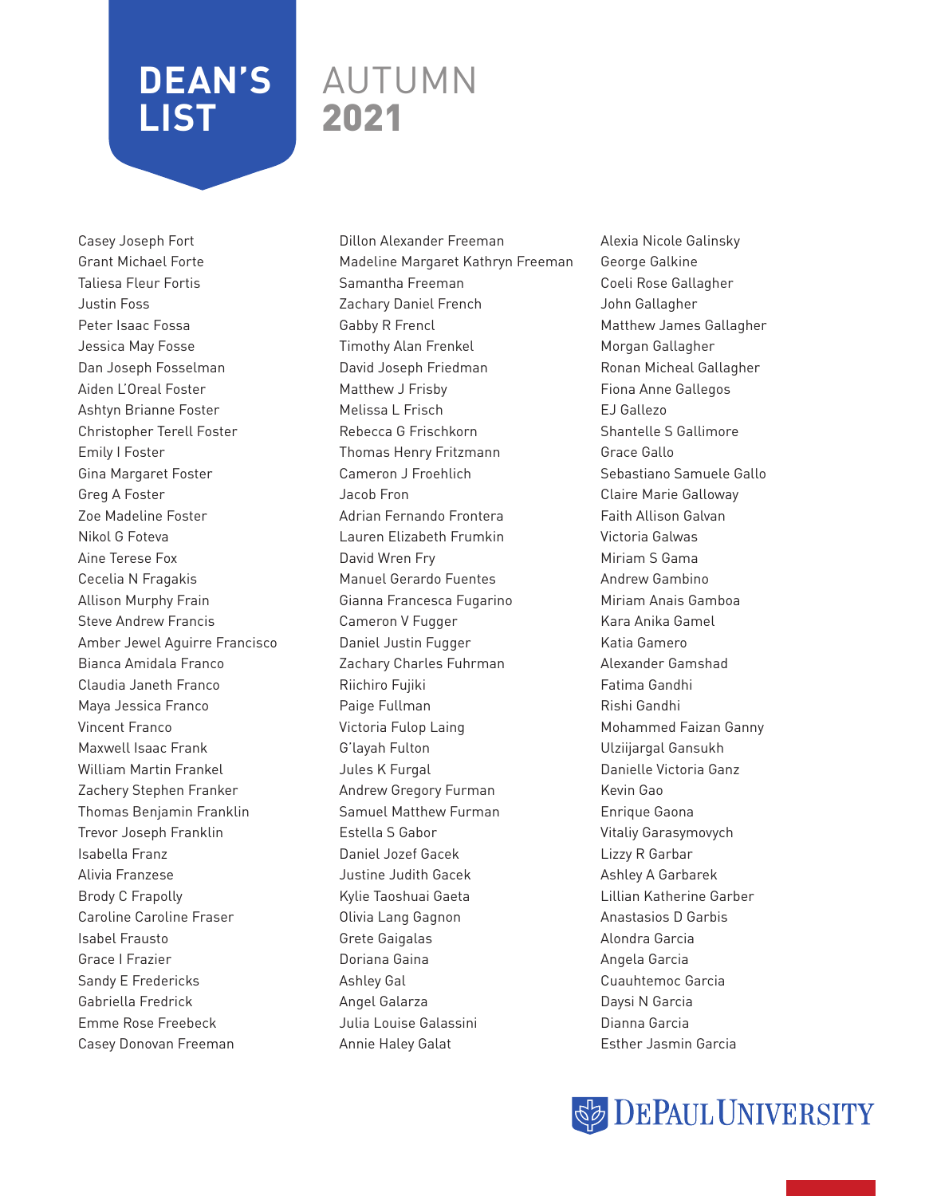# DEAN'S LIST AUTUMN 2021

Casey Joseph Fort
Grant Michael Forte
Taliesa Fleur Fortis
Justin Foss
Peter Isaac Fossa
Jessica May Fosse
Dan Joseph Fosselman
Aiden L'Oreal Foster
Ashtyn Brianne Foster
Christopher Terell Foster
Emily I Foster
Gina Margaret Foster
Greg A Foster
Zoe Madeline Foster
Nikol G Foteva
Aine Terese Fox
Cecelia N Fragakis
Allison Murphy Frain
Steve Andrew Francis
Amber Jewel Aguirre Francisco
Bianca Amidala Franco
Claudia Janeth Franco
Maya Jessica Franco
Vincent Franco
Maxwell Isaac Frank
William Martin Frankel
Zachery Stephen Franker
Thomas Benjamin Franklin
Trevor Joseph Franklin
Isabella Franz
Alivia Franzese
Brody C Frapolly
Caroline Caroline Fraser
Isabel Frausto
Grace I Frazier
Sandy E Fredericks
Gabriella Fredrick
Emme Rose Freebeck
Casey Donovan Freeman
Dillon Alexander Freeman
Madeline Margaret Kathryn Freeman
Samantha Freeman
Zachary Daniel French
Gabby R Frencl
Timothy Alan Frenkel
David Joseph Friedman
Matthew J Frisby
Melissa L Frisch
Rebecca G Frischkorn
Thomas Henry Fritzmann
Cameron J Froehlich
Jacob Fron
Adrian Fernando Frontera
Lauren Elizabeth Frumkin
David Wren Fry
Manuel Gerardo Fuentes
Gianna Francesca Fugarino
Cameron V Fugger
Daniel Justin Fugger
Zachary Charles Fuhrman
Riichiro Fujiki
Paige Fullman
Victoria Fulop Laing
G'layah Fulton
Jules K Furgal
Andrew Gregory Furman
Samuel Matthew Furman
Estella S Gabor
Daniel Jozef Gacek
Justine Judith Gacek
Kylie Taoshuai Gaeta
Olivia Lang Gagnon
Grete Gaigalas
Doriana Gaina
Ashley Gal
Angel Galarza
Julia Louise Galassini
Annie Haley Galat
Alexia Nicole Galinsky
George Galkine
Coeli Rose Gallagher
John Gallagher
Matthew James Gallagher
Morgan Gallagher
Ronan Micheal Gallagher
Fiona Anne Gallegos
EJ Gallezo
Shantelle S Gallimore
Grace Gallo
Sebastiano Samuele Gallo
Claire Marie Galloway
Faith Allison Galvan
Victoria Galwas
Miriam S Gama
Andrew Gambino
Miriam Anais Gamboa
Kara Anika Gamel
Katia Gamero
Alexander Gamshad
Fatima Gandhi
Rishi Gandhi
Mohammed Faizan Ganny
Ulziijargal Gansukh
Danielle Victoria Ganz
Kevin Gao
Enrique Gaona
Vitaliy Garasymovych
Lizzy R Garbar
Ashley A Garbarek
Lillian Katherine Garber
Anastasios D Garbis
Alondra Garcia
Angela Garcia
Cuauhtemoc Garcia
Daysi N Garcia
Dianna Garcia
Esther Jasmin Garcia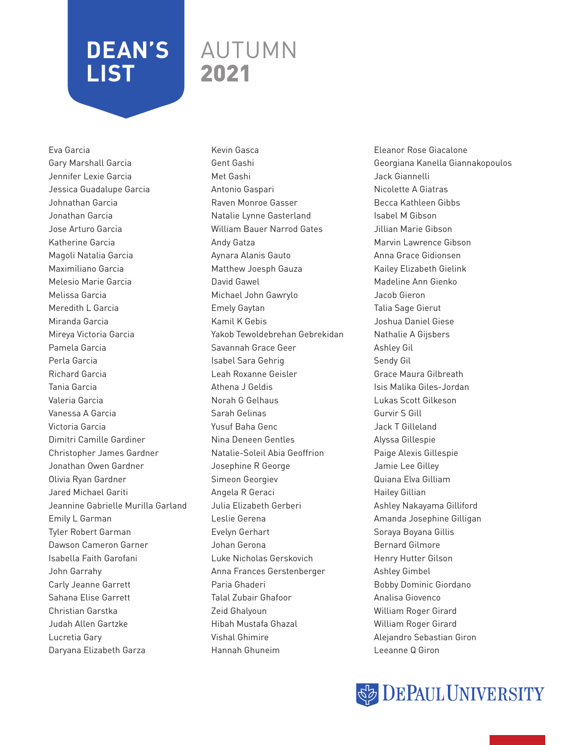# DEAN'S LIST

## AUTUMN 2021

Eva Garcia
Gary Marshall Garcia
Jennifer Lexie Garcia
Jessica Guadalupe Garcia
Johnathan Garcia
Jonathan Garcia
Jose Arturo Garcia
Katherine Garcia
Magoli Natalia Garcia
Maximiliano Garcia
Melesio Marie Garcia
Melissa Garcia
Meredith L Garcia
Miranda Garcia
Mireya Victoria Garcia
Pamela Garcia
Perla Garcia
Richard Garcia
Tania Garcia
Valeria Garcia
Vanessa A Garcia
Victoria Garcia
Dimitri Camille Gardiner
Christopher James Gardner
Jonathan Owen Gardner
Olivia Ryan Gardner
Jared Michael Gariti
Jeannine Gabrielle Murilla Garland
Emily L Garman
Tyler Robert Garman
Dawson Cameron Garner
Isabella Faith Garofani
John Garrahy
Carly Jeanne Garrett
Sahana Elise Garrett
Christian Garstka
Judah Allen Gartzke
Lucretia Gary
Daryana Elizabeth Garza
Kevin Gasca
Gent Gashi
Met Gashi
Antonio Gaspari
Raven Monroe Gasser
Natalie Lynne Gasterland
William Bauer Narrod Gates
Andy Gatza
Aynara Alanis Gauto
Matthew Joesph Gauza
David Gawel
Michael John Gawrylo
Emely Gaytan
Kamil K Gebis
Yakob Tewoldebrehan Gebrekidan
Savannah Grace Geer
Isabel Sara Gehrig
Leah Roxanne Geisler
Athena J Geldis
Norah G Gelhaus
Sarah Gelinas
Yusuf Baha Genc
Nina Deneen Gentles
Natalie-Soleil Abia Geoffrion
Josephine R George
Simeon Georgiev
Angela R Geraci
Julia Elizabeth Gerberi
Leslie Gerena
Evelyn Gerhart
Johan Gerona
Luke Nicholas Gerskovich
Anna Frances Gerstenberger
Paria Ghaderi
Talal Zubair Ghafoor
Zeid Ghalyoun
Hibah Mustafa Ghazal
Vishal Ghimire
Hannah Ghuneim
Eleanor Rose Giacalone
Georgiana Kanella Giannakopoulos
Jack Giannelli
Nicolette A Giatras
Becca Kathleen Gibbs
Isabel M Gibson
Jillian Marie Gibson
Marvin Lawrence Gibson
Anna Grace Gidionsen
Kailey Elizabeth Gielink
Madeline Ann Gienko
Jacob Gieron
Talia Sage Gierut
Joshua Daniel Giese
Nathalie A Gijsbers
Ashley Gil
Sendy Gil
Grace Maura Gilbreath
Isis Malika Giles-Jordan
Lukas Scott Gilkeson
Gurvir S Gill
Jack T Gilleland
Alyssa Gillespie
Paige Alexis Gillespie
Jamie Lee Gilley
Quiana Elva Gilliam
Hailey Gillian
Ashley Nakayama Gilliford
Amanda Josephine Gilligan
Soraya Boyana Gillis
Bernard Gilmore
Henry Hutter Gilson
Ashley Gimbel
Bobby Dominic Giordano
Analisa Giovenco
William Roger Girard
William Roger Girard
Alejandro Sebastian Giron
Leeanne Q Giron

DePaul University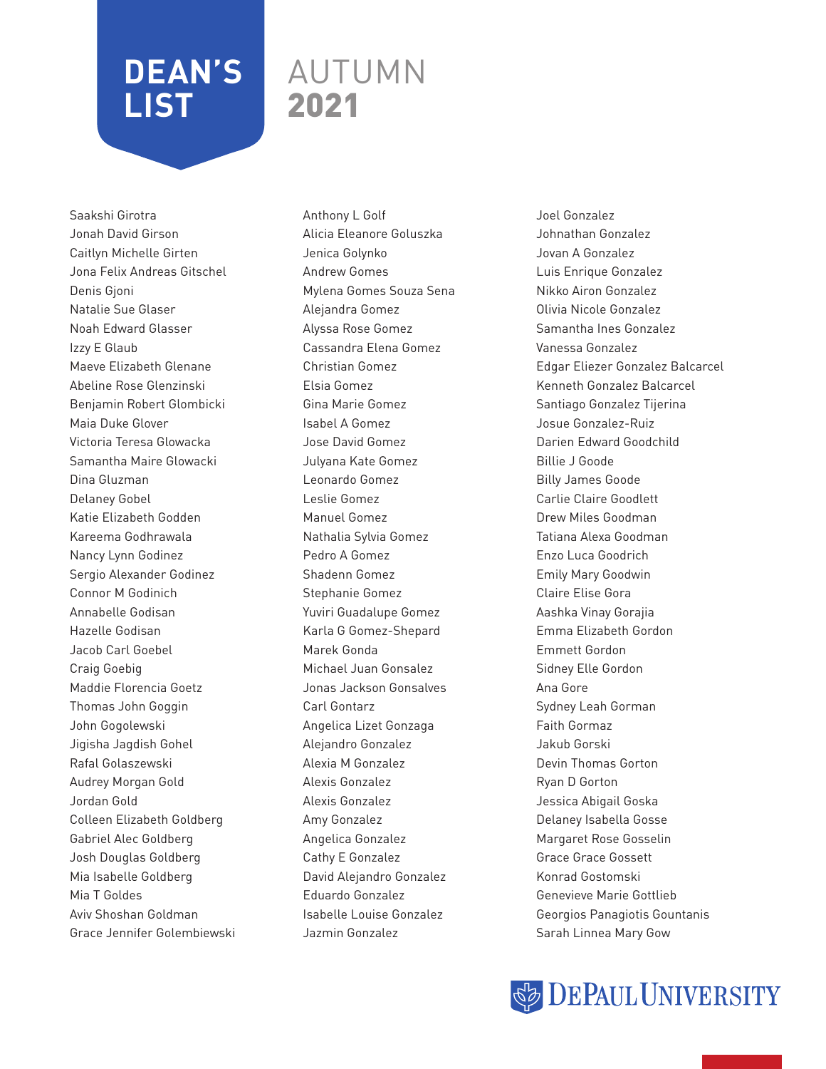# DEAN'S LIST AUTUMN 2021

Saakshi Girotra
Jonah David Girson
Caitlyn Michelle Girten
Jona Felix Andreas Gitschel
Denis Gjoni
Natalie Sue Glaser
Noah Edward Glasser
Izzy E Glaub
Maeve Elizabeth Glenane
Abeline Rose Glenzinski
Benjamin Robert Glombicki
Maia Duke Glover
Victoria Teresa Glowacka
Samantha Maire Glowacki
Dina Gluzman
Delaney Gobel
Katie Elizabeth Godden
Kareema Godhrawala
Nancy Lynn Godinez
Sergio Alexander Godinez
Connor M Godinich
Annabelle Godisan
Hazelle Godisan
Jacob Carl Goebel
Craig Goebig
Maddie Florencia Goetz
Thomas John Goggin
John Gogolewski
Jigisha Jagdish Gohel
Rafal Golaszewski
Audrey Morgan Gold
Jordan Gold
Colleen Elizabeth Goldberg
Gabriel Alec Goldberg
Josh Douglas Goldberg
Mia Isabelle Goldberg
Mia T Goldes
Aviv Shoshan Goldman
Grace Jennifer Golembiewski
Anthony L Golf
Alicia Eleanore Goluszka
Jenica Golynko
Andrew Gomes
Mylena Gomes Souza Sena
Alejandra Gomez
Alyssa Rose Gomez
Cassandra Elena Gomez
Christian Gomez
Elsia Gomez
Gina Marie Gomez
Isabel A Gomez
Jose David Gomez
Julyana Kate Gomez
Leonardo Gomez
Leslie Gomez
Manuel Gomez
Nathalia Sylvia Gomez
Pedro A Gomez
Shadenn Gomez
Stephanie Gomez
Yuviri Guadalupe Gomez
Karla G Gomez-Shepard
Marek Gonda
Michael Juan Gonsalez
Jonas Jackson Gonsalves
Carl Gontarz
Angelica Lizet Gonzaga
Alejandro Gonzalez
Alexia M Gonzalez
Alexis Gonzalez
Alexis Gonzalez
Amy Gonzalez
Angelica Gonzalez
Cathy E Gonzalez
David Alejandro Gonzalez
Eduardo Gonzalez
Isabelle Louise Gonzalez
Jazmin Gonzalez
Joel Gonzalez
Johnathan Gonzalez
Jovan A Gonzalez
Luis Enrique Gonzalez
Nikko Airon Gonzalez
Olivia Nicole Gonzalez
Samantha Ines Gonzalez
Vanessa Gonzalez
Edgar Eliezer Gonzalez Balcarcel
Kenneth Gonzalez Balcarcel
Santiago Gonzalez Tijerina
Josue Gonzalez-Ruiz
Darien Edward Goodchild
Billie J Goode
Billy James Goode
Carlie Claire Goodlett
Drew Miles Goodman
Tatiana Alexa Goodman
Enzo Luca Goodrich
Emily Mary Goodwin
Claire Elise Gora
Aashka Vinay Gorajia
Emma Elizabeth Gordon
Emmett Gordon
Sidney Elle Gordon
Ana Gore
Sydney Leah Gorman
Faith Gormaz
Jakub Gorski
Devin Thomas Gorton
Ryan D Gorton
Jessica Abigail Goska
Delaney Isabella Gosse
Margaret Rose Gosselin
Grace Grace Gossett
Konrad Gostomski
Genevieve Marie Gottlieb
Georgios Panagiotis Gountanis
Sarah Linnea Mary Gow

DePaul University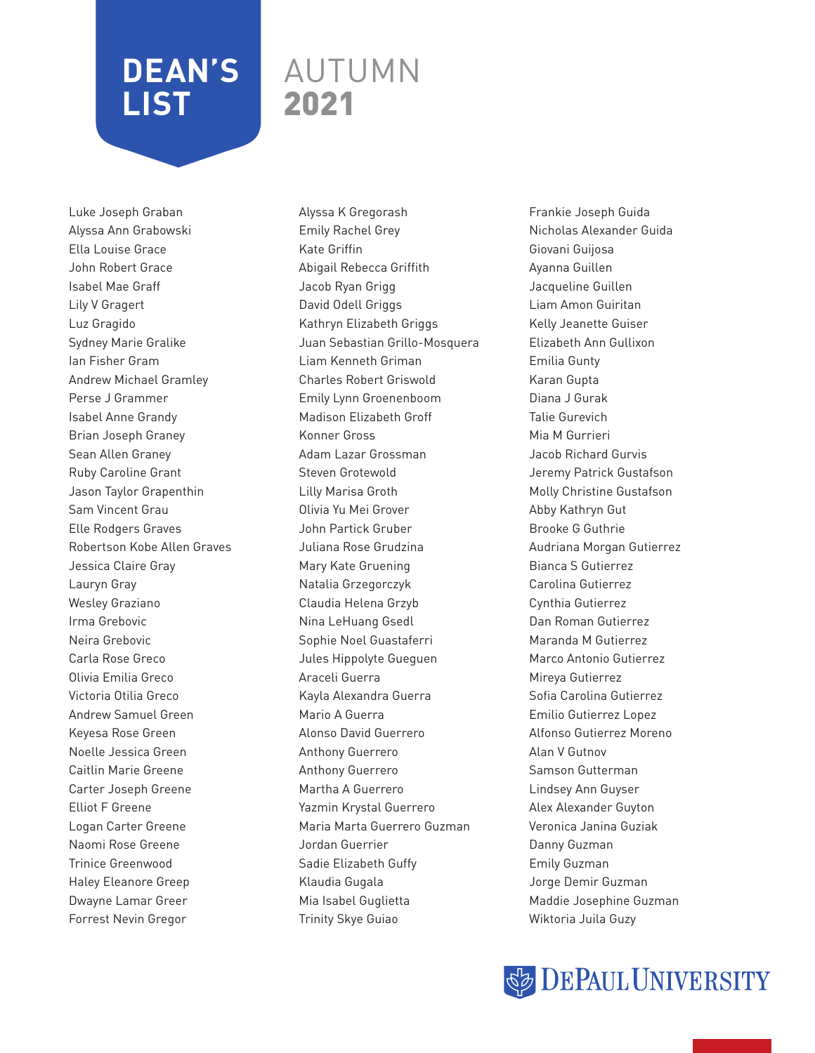# DEAN'S LIST AUTUMN 2021

Luke Joseph Graban
Alyssa Ann Grabowski
Ella Louise Grace
John Robert Grace
Isabel Mae Graff
Lily V Gragert
Luz Gragido
Sydney Marie Gralike
Ian Fisher Gram
Andrew Michael Gramley
Perse J Grammer
Isabel Anne Grandy
Brian Joseph Graney
Sean Allen Graney
Ruby Caroline Grant
Jason Taylor Grapenthin
Sam Vincent Grau
Elle Rodgers Graves
Robertson Kobe Allen Graves
Jessica Claire Gray
Lauryn Gray
Wesley Graziano
Irma Grebovic
Neira Grebovic
Carla Rose Greco
Olivia Emilia Greco
Victoria Otilia Greco
Andrew Samuel Green
Keyesa Rose Green
Noelle Jessica Green
Caitlin Marie Greene
Carter Joseph Greene
Elliot F Greene
Logan Carter Greene
Naomi Rose Greene
Trinice Greenwood
Haley Eleanore Greep
Dwayne Lamar Greer
Forrest Nevin Gregor
Alyssa K Gregorash
Emily Rachel Grey
Kate Griffin
Abigail Rebecca Griffith
Jacob Ryan Grigg
David Odell Griggs
Kathryn Elizabeth Griggs
Juan Sebastian Grillo-Mosquera
Liam Kenneth Griman
Charles Robert Griswold
Emily Lynn Groenenboom
Madison Elizabeth Groff
Konner Gross
Adam Lazar Grossman
Steven Grotewold
Lilly Marisa Groth
Olivia Yu Mei Grover
John Partick Gruber
Juliana Rose Grudzina
Mary Kate Gruening
Natalia Grzegorczyk
Claudia Helena Grzyb
Nina LeHuang Gsedl
Sophie Noel Guastaferri
Jules Hippolyte Gueguen
Araceli Guerra
Kayla Alexandra Guerra
Mario A Guerra
Alonso David Guerrero
Anthony Guerrero
Anthony Guerrero
Martha A Guerrero
Yazmin Krystal Guerrero
Maria Marta Guerrero Guzman
Jordan Guerrier
Sadie Elizabeth Guffy
Klaudia Gugala
Mia Isabel Guglietta
Trinity Skye Guiao
Frankie Joseph Guida
Nicholas Alexander Guida
Giovani Guijosa
Ayanna Guillen
Jacqueline Guillen
Liam Amon Guiritan
Kelly Jeanette Guiser
Elizabeth Ann Gullixon
Emilia Gunty
Karan Gupta
Diana J Gurak
Talie Gurevich
Mia M Gurrieri
Jacob Richard Gurvis
Jeremy Patrick Gustafson
Molly Christine Gustafson
Abby Kathryn Gut
Brooke G Guthrie
Audriana Morgan Gutierrez
Bianca S Gutierrez
Carolina Gutierrez
Cynthia Gutierrez
Dan Roman Gutierrez
Maranda M Gutierrez
Marco Antonio Gutierrez
Mireya Gutierrez
Sofia Carolina Gutierrez
Emilio Gutierrez Lopez
Alfonso Gutierrez Moreno
Alan V Gutnov
Samson Gutterman
Lindsey Ann Guyser
Alex Alexander Guyton
Veronica Janina Guziak
Danny Guzman
Emily Guzman
Jorge Demir Guzman
Maddie Josephine Guzman
Wiktoria Juila Guzy

DePaul University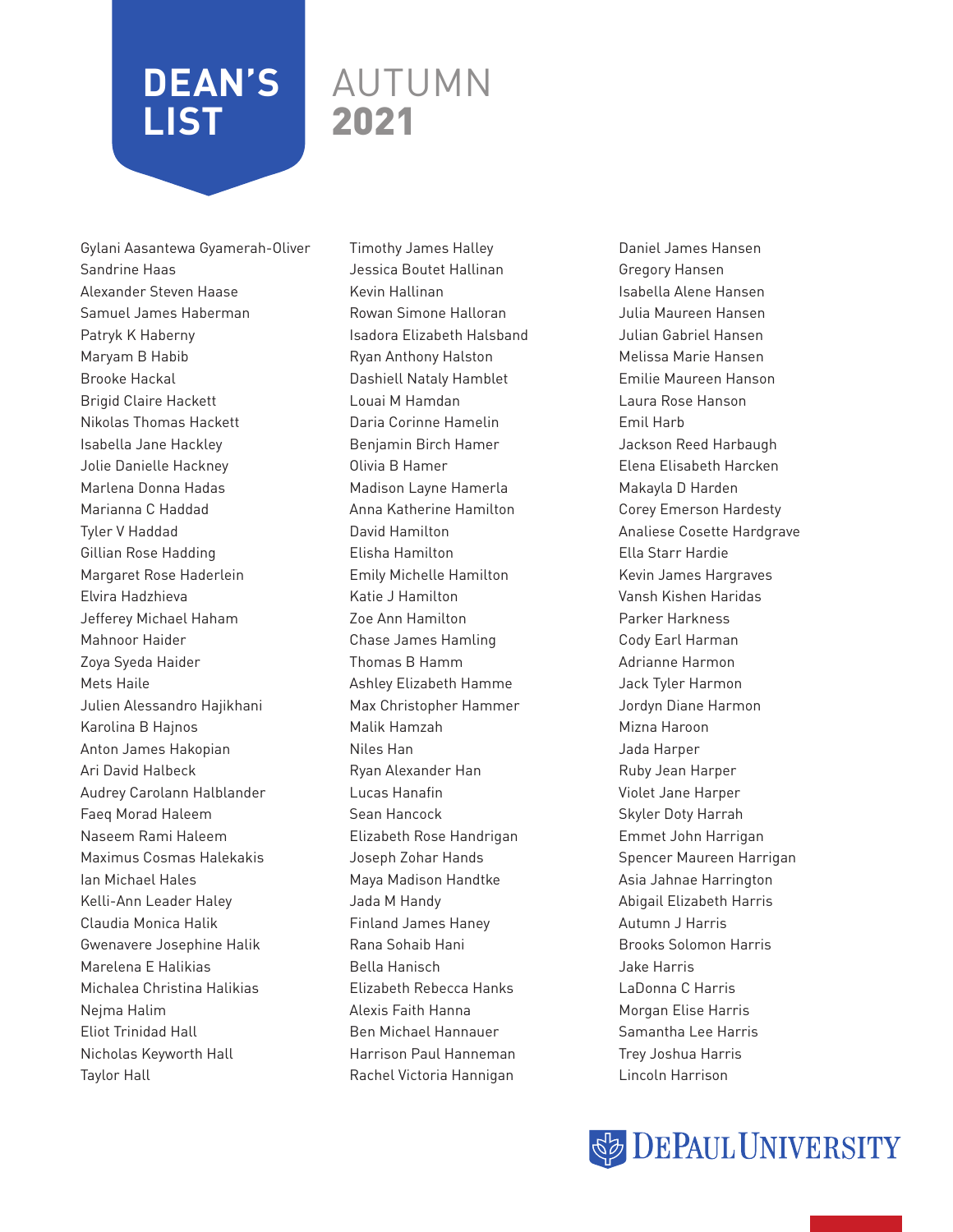# DEAN'S LIST AUTUMN 2021

Gylani Aasantewa Gyamerah-Oliver
Sandrine Haas
Alexander Steven Haase
Samuel James Haberman
Patryk K Haberny
Maryam B Habib
Brooke Hackal
Brigid Claire Hackett
Nikolas Thomas Hackett
Isabella Jane Hackley
Jolie Danielle Hackney
Marlena Donna Hadas
Marianna C Haddad
Tyler V Haddad
Gillian Rose Hadding
Margaret Rose Haderlein
Elvira Hadzhieva
Jefferey Michael Haham
Mahnoor Haider
Zoya Syeda Haider
Mets Haile
Julien Alessandro Hajikhani
Karolina B Hajnos
Anton James Hakopian
Ari David Halbeck
Audrey Carolann Halblander
Faeq Morad Haleem
Naseem Rami Haleem
Maximus Cosmas Halekakis
Ian Michael Hales
Kelli-Ann Leader Haley
Claudia Monica Halik
Gwenavere Josephine Halik
Marelena E Halikias
Michalea Christina Halikias
Nejma Halim
Eliot Trinidad Hall
Nicholas Keyworth Hall
Taylor Hall
Timothy James Halley
Jessica Boutet Hallinan
Kevin Hallinan
Rowan Simone Halloran
Isadora Elizabeth Halsband
Ryan Anthony Halston
Dashiell Nataly Hamblet
Louai M Hamdan
Daria Corinne Hamelin
Benjamin Birch Hamer
Olivia B Hamer
Madison Layne Hamerla
Anna Katherine Hamilton
David Hamilton
Elisha Hamilton
Emily Michelle Hamilton
Katie J Hamilton
Zoe Ann Hamilton
Chase James Hamling
Thomas B Hamm
Ashley Elizabeth Hamme
Max Christopher Hammer
Malik Hamzah
Niles Han
Ryan Alexander Han
Lucas Hanafin
Sean Hancock
Elizabeth Rose Handrigan
Joseph Zohar Hands
Maya Madison Handtke
Jada M Handy
Finland James Haney
Rana Sohaib Hani
Bella Hanisch
Elizabeth Rebecca Hanks
Alexis Faith Hanna
Ben Michael Hannauer
Harrison Paul Hanneman
Rachel Victoria Hannigan
Daniel James Hansen
Gregory Hansen
Isabella Alene Hansen
Julia Maureen Hansen
Julian Gabriel Hansen
Melissa Marie Hansen
Emilie Maureen Hanson
Laura Rose Hanson
Emil Harb
Jackson Reed Harbaugh
Elena Elisabeth Harcken
Makayla D Harden
Corey Emerson Hardesty
Analiese Cosette Hardgrave
Ella Starr Hardie
Kevin James Hargraves
Vansh Kishen Haridas
Parker Harkness
Cody Earl Harman
Adrianne Harmon
Jack Tyler Harmon
Jordyn Diane Harmon
Mizna Haroon
Jada Harper
Ruby Jean Harper
Violet Jane Harper
Skyler Doty Harrah
Emmet John Harrigan
Spencer Maureen Harrigan
Asia Jahnae Harrington
Abigail Elizabeth Harris
Autumn J Harris
Brooks Solomon Harris
Jake Harris
LaDonna C Harris
Morgan Elise Harris
Samantha Lee Harris
Trey Joshua Harris
Lincoln Harrison

DEPAUL UNIVERSITY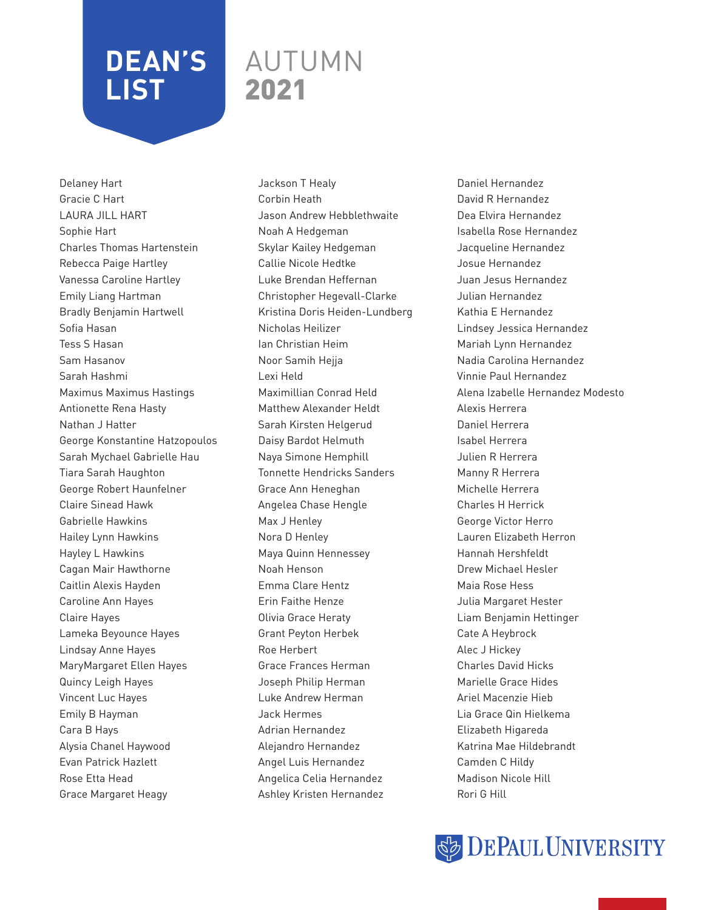# DEAN'S LIST AUTUMN 2021

Delaney Hart
Gracie C Hart
LAURA JILL HART
Sophie Hart
Charles Thomas Hartenstein
Rebecca Paige Hartley
Vanessa Caroline Hartley
Emily Liang Hartman
Bradly Benjamin Hartwell
Sofia Hasan
Tess S Hasan
Sam Hasanov
Sarah Hashmi
Maximus Maximus Hastings
Antionette Rena Hasty
Nathan J Hatter
George Konstantine Hatzopoulos
Sarah Mychael Gabrielle Hau
Tiara Sarah Haughton
George Robert Haunfelner
Claire Sinead Hawk
Gabrielle Hawkins
Hailey Lynn Hawkins
Hayley L Hawkins
Cagan Mair Hawthorne
Caitlin Alexis Hayden
Caroline Ann Hayes
Claire Hayes
Lameka Beyounce Hayes
Lindsay Anne Hayes
MaryMargaret Ellen Hayes
Quincy Leigh Hayes
Vincent Luc Hayes
Emily B Hayman
Cara B Hays
Alysia Chanel Haywood
Evan Patrick Hazlett
Rose Etta Head
Grace Margaret Heagy
Jackson T Healy
Corbin Heath
Jason Andrew Hebblethwaite
Noah A Hedgeman
Skylar Kailey Hedgeman
Callie Nicole Hedtke
Luke Brendan Heffernan
Christopher Hegevall-Clarke
Kristina Doris Heiden-Lundberg
Nicholas Heilizer
Ian Christian Heim
Noor Samih Hejja
Lexi Held
Maximillian Conrad Held
Matthew Alexander Heldt
Sarah Kirsten Helgerud
Daisy Bardot Helmuth
Naya Simone Hemphill
Tonnette Hendricks Sanders
Grace Ann Heneghan
Angelea Chase Hengle
Max J Henley
Nora D Henley
Maya Quinn Hennessey
Noah Henson
Emma Clare Hentz
Erin Faithe Henze
Olivia Grace Heraty
Grant Peyton Herbek
Roe Herbert
Grace Frances Herman
Joseph Philip Herman
Luke Andrew Herman
Jack Hermes
Adrian Hernandez
Alejandro Hernandez
Angel Luis Hernandez
Angelica Celia Hernandez
Ashley Kristen Hernandez
Daniel Hernandez
David R Hernandez
Dea Elvira Hernandez
Isabella Rose Hernandez
Jacqueline Hernandez
Josue Hernandez
Juan Jesus Hernandez
Julian Hernandez
Kathia E Hernandez
Lindsey Jessica Hernandez
Mariah Lynn Hernandez
Nadia Carolina Hernandez
Vinnie Paul Hernandez
Alena Izabelle Hernandez Modesto
Alexis Herrera
Daniel Herrera
Isabel Herrera
Julien R Herrera
Manny R Herrera
Michelle Herrera
Charles H Herrick
George Victor Herro
Lauren Elizabeth Herron
Hannah Hershfeldt
Drew Michael Hesler
Maia Rose Hess
Julia Margaret Hester
Liam Benjamin Hettinger
Cate A Heybrock
Alec J Hickey
Charles David Hicks
Marielle Grace Hides
Ariel Macenzie Hieb
Lia Grace Qin Hielkema
Elizabeth Higareda
Katrina Mae Hildebrandt
Camden C Hildy
Madison Nicole Hill
Rori G Hill

DePaul University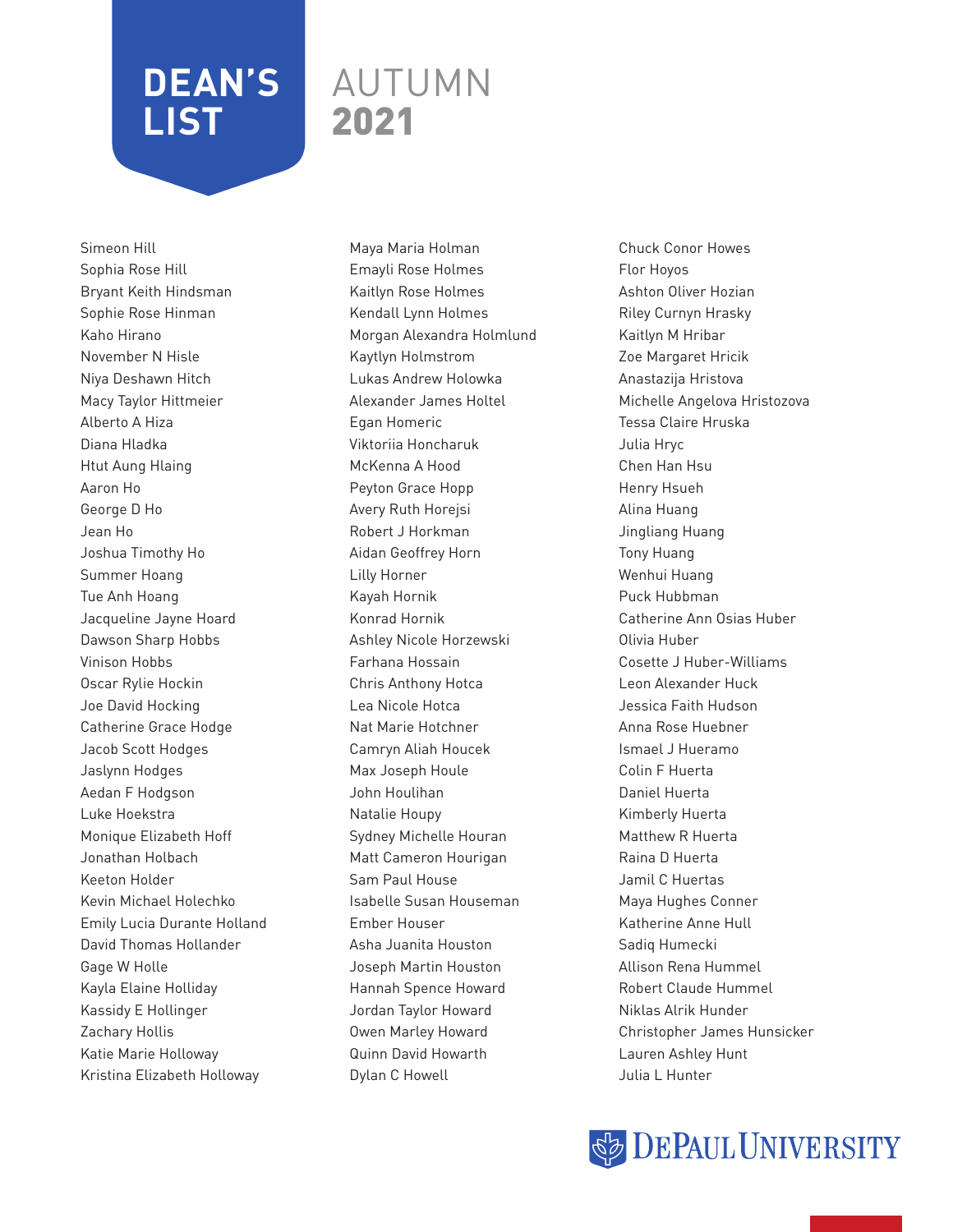# DEAN'S LIST AUTUMN 2021

Simeon Hill
Sophia Rose Hill
Bryant Keith Hindsman
Sophie Rose Hinman
Kaho Hirano
November N Hisle
Niya Deshawn Hitch
Macy Taylor Hittmeier
Alberto A Hiza
Diana Hladka
Htut Aung Hlaing
Aaron Ho
George D Ho
Jean Ho
Joshua Timothy Ho
Summer Hoang
Tue Anh Hoang
Jacqueline Jayne Hoard
Dawson Sharp Hobbs
Vinison Hobbs
Oscar Rylie Hockin
Joe David Hocking
Catherine Grace Hodge
Jacob Scott Hodges
Jaslynn Hodges
Aedan F Hodgson
Luke Hoekstra
Monique Elizabeth Hoff
Jonathan Holbach
Keeton Holder
Kevin Michael Holechko
Emily Lucia Durante Holland
David Thomas Hollander
Gage W Holle
Kayla Elaine Holliday
Kassidy E Hollinger
Zachary Hollis
Katie Marie Holloway
Kristina Elizabeth Holloway
Maya Maria Holman
Emayli Rose Holmes
Kaitlyn Rose Holmes
Kendall Lynn Holmes
Morgan Alexandra Holmlund
Kaytlyn Holmstrom
Lukas Andrew Holowka
Alexander James Holtel
Egan Homeric
Viktoriia Honcharuk
McKenna A Hood
Peyton Grace Hopp
Avery Ruth Horejsi
Robert J Horkman
Aidan Geoffrey Horn
Lilly Horner
Kayah Hornik
Konrad Hornik
Ashley Nicole Horzewski
Farhana Hossain
Chris Anthony Hotca
Lea Nicole Hotca
Nat Marie Hotchner
Camryn Aliah Houcek
Max Joseph Houle
John Houlihan
Natalie Houpy
Sydney Michelle Houran
Matt Cameron Hourigan
Sam Paul House
Isabelle Susan Houseman
Ember Houser
Asha Juanita Houston
Joseph Martin Houston
Hannah Spence Howard
Jordan Taylor Howard
Owen Marley Howard
Quinn David Howarth
Dylan C Howell
Chuck Conor Howes
Flor Hoyos
Ashton Oliver Hozian
Riley Curnyn Hrasky
Kaitlyn M Hribar
Zoe Margaret Hricik
Anastazija Hristova
Michelle Angelova Hristozova
Tessa Claire Hruska
Julia Hryc
Chen Han Hsu
Henry Hsueh
Alina Huang
Jingliang Huang
Tony Huang
Wenhui Huang
Puck Hubbman
Catherine Ann Osias Huber
Olivia Huber
Cosette J Huber-Williams
Leon Alexander Huck
Jessica Faith Hudson
Anna Rose Huebner
Ismael J Hueramo
Colin F Huerta
Daniel Huerta
Kimberly Huerta
Matthew R Huerta
Raina D Huerta
Jamil C Huertas
Maya Hughes Conner
Katherine Anne Hull
Sadiq Humecki
Allison Rena Hummel
Robert Claude Hummel
Niklas Alrik Hunder
Christopher James Hunsicker
Lauren Ashley Hunt
Julia L Hunter

DePaul University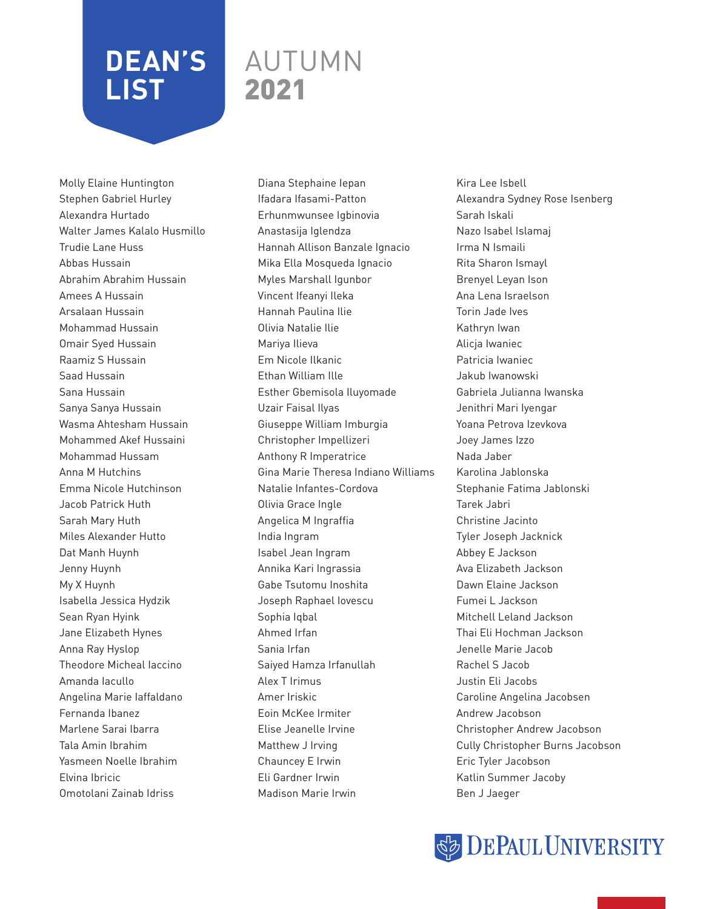# DEAN'S LIST AUTUMN 2021

Molly Elaine Huntington
Stephen Gabriel Hurley
Alexandra Hurtado
Walter James Kalalo Husmillo
Trudie Lane Huss
Abbas Hussain
Abrahim Abrahim Hussain
Amees A Hussain
Arsalaan Hussain
Mohammad Hussain
Omair Syed Hussain
Raamiz S Hussain
Saad Hussain
Sana Hussain
Sanya Sanya Hussain
Wasma Ahtesham Hussain
Mohammed Akef Hussaini
Mohammad Hussam
Anna M Hutchins
Emma Nicole Hutchinson
Jacob Patrick Huth
Sarah Mary Huth
Miles Alexander Hutto
Dat Manh Huynh
Jenny Huynh
My X Huynh
Isabella Jessica Hydzik
Sean Ryan Hyink
Jane Elizabeth Hynes
Anna Ray Hyslop
Theodore Micheal Iaccino
Amanda Iacullo
Angelina Marie Iaffaldano
Fernanda Ibanez
Marlene Sarai Ibarra
Tala Amin Ibrahim
Yasmeen Noelle Ibrahim
Elvina Ibricic
Omotolani Zainab Idriss
Diana Stephaine Iepan
Ifadara Ifasami-Patton
Erhunmwunsee Igbinovia
Anastasija Iglendza
Hannah Allison Banzale Ignacio
Mika Ella Mosqueda Ignacio
Myles Marshall Igunbor
Vincent Ifeanyi Ileka
Hannah Paulina Ilie
Olivia Natalie Ilie
Mariya Ilieva
Em Nicole Ilkanic
Ethan William Ille
Esther Gbemisola Iluyomade
Uzair Faisal Ilyas
Giuseppe William Imburgia
Christopher Impellizeri
Anthony R Imperatrice
Gina Marie Theresa Indiano Williams
Natalie Infantes-Cordova
Olivia Grace Ingle
Angelica M Ingraffia
India Ingram
Isabel Jean Ingram
Annika Kari Ingrassia
Gabe Tsutomu Inoshita
Joseph Raphael Iovescu
Sophia Iqbal
Ahmed Irfan
Sania Irfan
Saiyed Hamza Irfanullah
Alex T Irimus
Amer Iriskic
Eoin McKee Irmiter
Elise Jeanelle Irvine
Matthew J Irving
Chauncey E Irwin
Eli Gardner Irwin
Madison Marie Irwin
Kira Lee Isbell
Alexandra Sydney Rose Isenberg
Sarah Iskali
Nazo Isabel Islamaj
Irma N Ismaili
Rita Sharon Ismayl
Brenyel Leyan Ison
Ana Lena Israelson
Torin Jade Ives
Kathryn Iwan
Alicja Iwaniec
Patricia Iwaniec
Jakub Iwanowski
Gabriela Julianna Iwanska
Jenithri Mari Iyengar
Yoana Petrova Izevkova
Joey James Izzo
Nada Jaber
Karolina Jablonska
Stephanie Fatima Jablonski
Tarek Jabri
Christine Jacinto
Tyler Joseph Jacknick
Abbey E Jackson
Ava Elizabeth Jackson
Dawn Elaine Jackson
Fumei L Jackson
Mitchell Leland Jackson
Thai Eli Hochman Jackson
Jenelle Marie Jacob
Rachel S Jacob
Justin Eli Jacobs
Caroline Angelina Jacobsen
Andrew Jacobson
Christopher Andrew Jacobson
Cully Christopher Burns Jacobson
Eric Tyler Jacobson
Katlin Summer Jacoby
Ben J Jaeger

DePaul University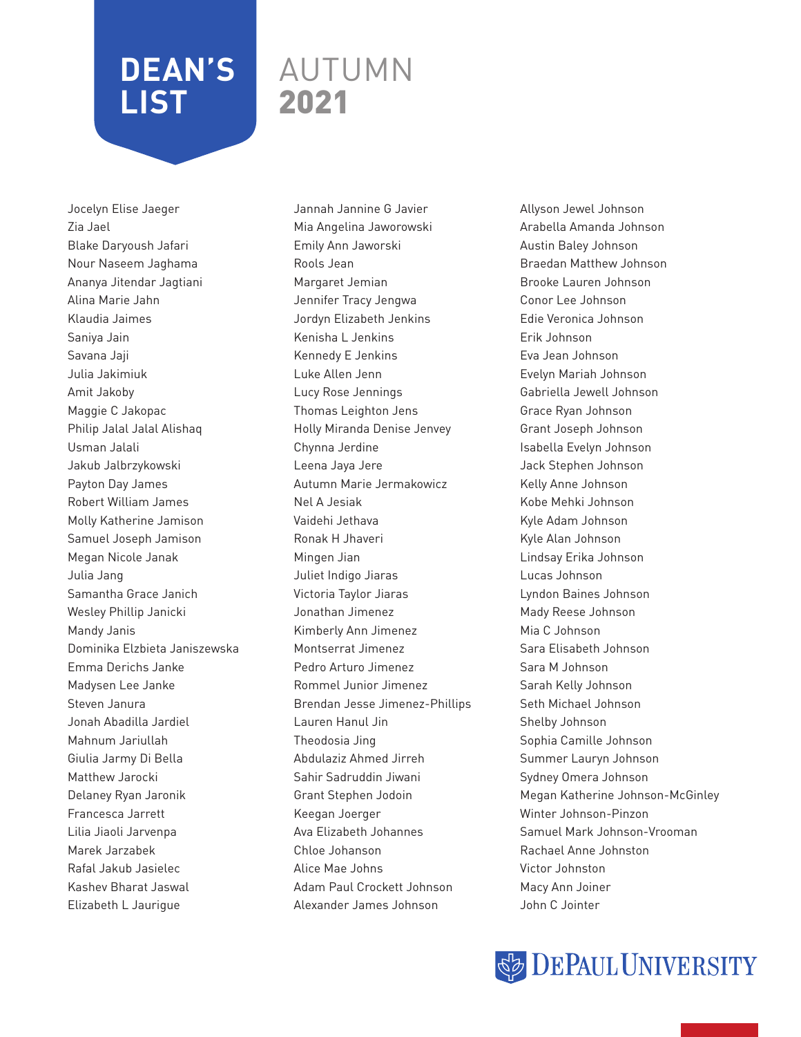# DEAN'S LIST

# AUTUMN 2021

Jocelyn Elise Jaeger
Zia Jael
Blake Daryoush Jafari
Nour Naseem Jaghama
Ananya Jitendar Jagtiani
Alina Marie Jahn
Klaudia Jaimes
Saniya Jain
Savana Jaji
Julia Jakimiuk
Amit Jakoby
Maggie C Jakopac
Philip Jalal Jalal Alishaq
Usman Jalali
Jakub Jalbrzykowski
Payton Day James
Robert William James
Molly Katherine Jamison
Samuel Joseph Jamison
Megan Nicole Janak
Julia Jang
Samantha Grace Janich
Wesley Phillip Janicki
Mandy Janis
Dominika Elzbieta Janiszewska
Emma Derichs Janke
Madysen Lee Janke
Steven Janura
Jonah Abadilla Jardiel
Mahnum Jariullah
Giulia Jarmy Di Bella
Matthew Jarocki
Delaney Ryan Jaronik
Francesca Jarrett
Lilia Jiaoli Jarvenpa
Marek Jarzabek
Rafal Jakub Jasielec
Kashev Bharat Jaswal
Elizabeth L Jaurigue
Jannah Jannine G Javier
Mia Angelina Jaworowski
Emily Ann Jaworski
Rools Jean
Margaret Jemian
Jennifer Tracy Jengwa
Jordyn Elizabeth Jenkins
Kenisha L Jenkins
Kennedy E Jenkins
Luke Allen Jenn
Lucy Rose Jennings
Thomas Leighton Jens
Holly Miranda Denise Jenvey
Chynna Jerdine
Leena Jaya Jere
Autumn Marie Jermakowicz
Nel A Jesiak
Vaidehi Jethava
Ronak H Jhaveri
Mingen Jian
Juliet Indigo Jiaras
Victoria Taylor Jiaras
Jonathan Jimenez
Kimberly Ann Jimenez
Montserrat Jimenez
Pedro Arturo Jimenez
Rommel Junior Jimenez
Brendan Jesse Jimenez-Phillips
Lauren Hanul Jin
Theodosia Jing
Abdulaziz Ahmed Jirreh
Sahir Sadruddin Jiwani
Grant Stephen Jodoin
Keegan Joerger
Ava Elizabeth Johannes
Chloe Johanson
Alice Mae Johns
Adam Paul Crockett Johnson
Alexander James Johnson
Allyson Jewel Johnson
Arabella Amanda Johnson
Austin Baley Johnson
Braedan Matthew Johnson
Brooke Lauren Johnson
Conor Lee Johnson
Edie Veronica Johnson
Erik Johnson
Eva Jean Johnson
Evelyn Mariah Johnson
Gabriella Jewell Johnson
Grace Ryan Johnson
Grant Joseph Johnson
Isabella Evelyn Johnson
Jack Stephen Johnson
Kelly Anne Johnson
Kobe Mehki Johnson
Kyle Adam Johnson
Kyle Alan Johnson
Lindsay Erika Johnson
Lucas Johnson
Lyndon Baines Johnson
Mady Reese Johnson
Mia C Johnson
Sara Elisabeth Johnson
Sara M Johnson
Sarah Kelly Johnson
Seth Michael Johnson
Shelby Johnson
Sophia Camille Johnson
Summer Lauryn Johnson
Sydney Omera Johnson
Megan Katherine Johnson-McGinley
Winter Johnson-Pinzon
Samuel Mark Johnson-Vrooman
Rachael Anne Johnston
Victor Johnston
Macy Ann Joiner
John C Jointer

DePaul University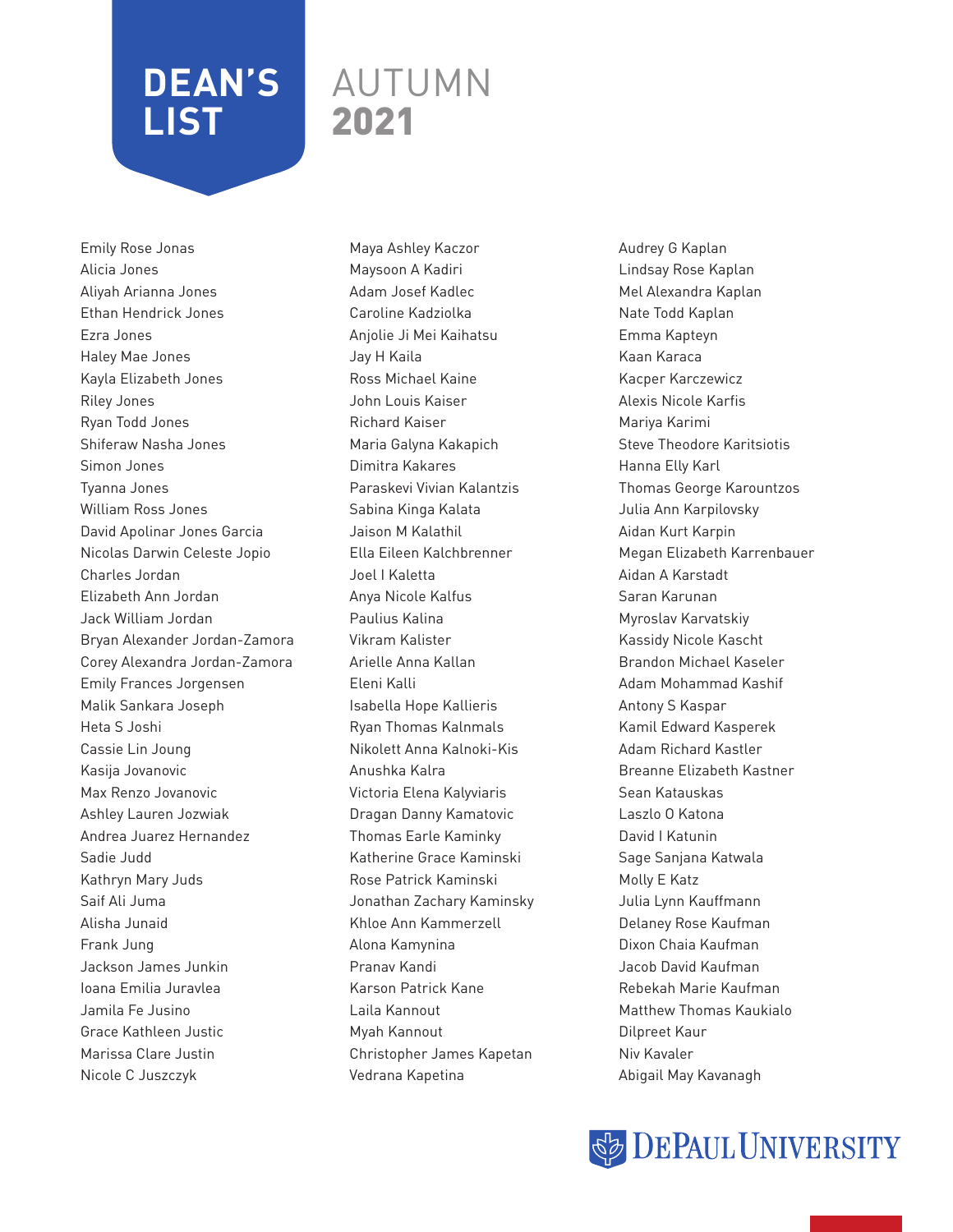# DEAN'S LIST

## AUTUMN 2021

Emily Rose Jonas
Alicia Jones
Aliyah Arianna Jones
Ethan Hendrick Jones
Ezra Jones
Haley Mae Jones
Kayla Elizabeth Jones
Riley Jones
Ryan Todd Jones
Shiferaw Nasha Jones
Simon Jones
Tyanna Jones
William Ross Jones
David Apolinar Jones Garcia
Nicolas Darwin Celeste Jopio
Charles Jordan
Elizabeth Ann Jordan
Jack William Jordan
Bryan Alexander Jordan-Zamora
Corey Alexandra Jordan-Zamora
Emily Frances Jorgensen
Malik Sankara Joseph
Heta S Joshi
Cassie Lin Joung
Kasija Jovanovic
Max Renzo Jovanovic
Ashley Lauren Jozwiak
Andrea Juarez Hernandez
Sadie Judd
Kathryn Mary Juds
Saif Ali Juma
Alisha Junaid
Frank Jung
Jackson James Junkin
Ioana Emilia Juravlea
Jamila Fe Jusino
Grace Kathleen Justic
Marissa Clare Justin
Nicole C Juszczyk
Maya Ashley Kaczor
Maysoon A Kadiri
Adam Josef Kadlec
Caroline Kadziolka
Anjolie Ji Mei Kaihatsu
Jay H Kaila
Ross Michael Kaine
John Louis Kaiser
Richard Kaiser
Maria Galyna Kakapich
Dimitra Kakares
Paraskevi Vivian Kalantzis
Sabina Kinga Kalata
Jaison M Kalathil
Ella Eileen Kalchbrenner
Joel I Kaletta
Anya Nicole Kalfus
Paulius Kalina
Vikram Kalister
Arielle Anna Kallan
Eleni Kalli
Isabella Hope Kallieris
Ryan Thomas Kalnmals
Nikolett Anna Kalnoki-Kis
Anushka Kalra
Victoria Elena Kalyviaris
Dragan Danny Kamatovic
Thomas Earle Kaminky
Katherine Grace Kaminski
Rose Patrick Kaminski
Jonathan Zachary Kaminsky
Khloe Ann Kammerzell
Alona Kamynina
Pranav Kandi
Karson Patrick Kane
Laila Kannout
Myah Kannout
Christopher James Kapetan
Vedrana Kapetina
Audrey G Kaplan
Lindsay Rose Kaplan
Mel Alexandra Kaplan
Nate Todd Kaplan
Emma Kapteyn
Kaan Karaca
Kacper Karczewicz
Alexis Nicole Karfis
Mariya Karimi
Steve Theodore Karitsiotis
Hanna Elly Karl
Thomas George Karountzos
Julia Ann Karpilovsky
Aidan Kurt Karpin
Megan Elizabeth Karrenbauer
Aidan A Karstadt
Saran Karunan
Myroslav Karvatskiy
Kassidy Nicole Kascht
Brandon Michael Kaseler
Adam Mohammad Kashif
Antony S Kaspar
Kamil Edward Kasperek
Adam Richard Kastler
Breanne Elizabeth Kastner
Sean Katauskas
Laszlo O Katona
David I Katunin
Sage Sanjana Katwala
Molly E Katz
Julia Lynn Kauffmann
Delaney Rose Kaufman
Dixon Chaia Kaufman
Jacob David Kaufman
Rebekah Marie Kaufman
Matthew Thomas Kaukialo
Dilpreet Kaur
Niv Kavaler
Abigail May Kavanagh

DePaul University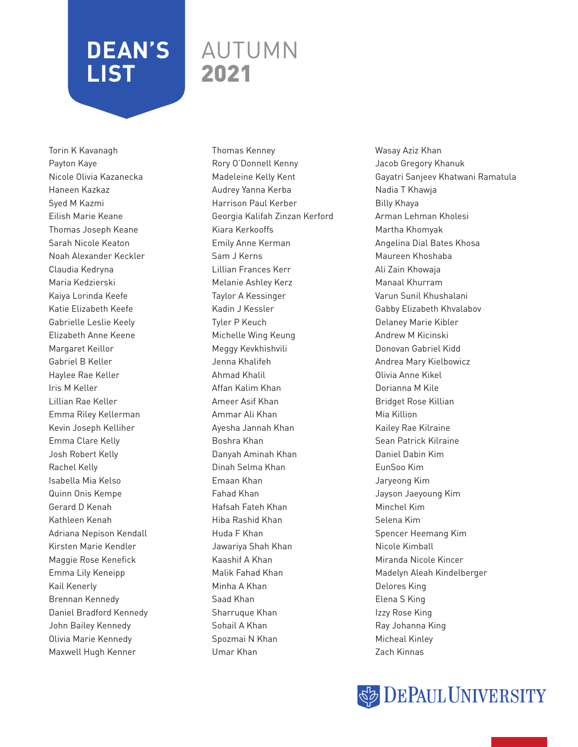# DEAN'S LIST AUTUMN 2021

Torin K Kavanagh
Payton Kaye
Nicole Olivia Kazanecka
Haneen Kazkaz
Syed M Kazmi
Eilish Marie Keane
Thomas Joseph Keane
Sarah Nicole Keaton
Noah Alexander Keckler
Claudia Kedryna
Maria Kedzierski
Kaiya Lorinda Keefe
Katie Elizabeth Keefe
Gabrielle Leslie Keely
Elizabeth Anne Keene
Margaret Keillor
Gabriel B Keller
Haylee Rae Keller
Iris M Keller
Lillian Rae Keller
Emma Riley Kellerman
Kevin Joseph Kelliher
Emma Clare Kelly
Josh Robert Kelly
Rachel Kelly
Isabella Mia Kelso
Quinn Onis Kempe
Gerard D Kenah
Kathleen Kenah
Adriana Nepison Kendall
Kirsten Marie Kendler
Maggie Rose Kenefick
Emma Lily Keneipp
Kail Kenerly
Brennan Kennedy
Daniel Bradford Kennedy
John Bailey Kennedy
Olivia Marie Kennedy
Maxwell Hugh Kenner
Thomas Kenney
Rory O'Donnell Kenny
Madeleine Kelly Kent
Audrey Yanna Kerba
Harrison Paul Kerber
Georgia Kalifah Zinzan Kerford
Kiara Kerkooffs
Emily Anne Kerman
Sam J Kerns
Lillian Frances Kerr
Melanie Ashley Kerz
Taylor A Kessinger
Kadin J Kessler
Tyler P Keuch
Michelle Wing Keung
Meggy Kevkhishvili
Jenna Khalifeh
Ahmad Khalil
Affan Kalim Khan
Ameer Asif Khan
Ammar Ali Khan
Ayesha Jannah Khan
Boshra Khan
Danyah Aminah Khan
Dinah Selma Khan
Emaan Khan
Fahad Khan
Hafsah Fateh Khan
Hiba Rashid Khan
Huda F Khan
Jawariya Shah Khan
Kaashif A Khan
Malik Fahad Khan
Minha A Khan
Saad Khan
Sharruque Khan
Sohail A Khan
Spozmai N Khan
Umar Khan
Wasay Aziz Khan
Jacob Gregory Khanuk
Gayatri Sanjeev Khatwani Ramatula
Nadia T Khawja
Billy Khaya
Arman Lehman Kholesi
Martha Khomyak
Angelina Dial Bates Khosa
Maureen Khoshaba
Ali Zain Khowaja
Manaal Khurram
Varun Sunil Khushalani
Gabby Elizabeth Khvalabov
Delaney Marie Kibler
Andrew M Kicinski
Donovan Gabriel Kidd
Andrea Mary Kielbowicz
Olivia Anne Kikel
Dorianna M Kile
Bridget Rose Killian
Mia Killion
Kailey Rae Kilraine
Sean Patrick Kilraine
Daniel Dabin Kim
EunSoo Kim
Jaryeong Kim
Jayson Jaeyoung Kim
Minchel Kim
Selena Kim
Spencer Heemang Kim
Nicole Kimball
Miranda Nicole Kincer
Madelyn Aleah Kindelberger
Delores King
Elena S King
Izzy Rose King
Ray Johanna King
Micheal Kinley
Zach Kinnas

DePaul University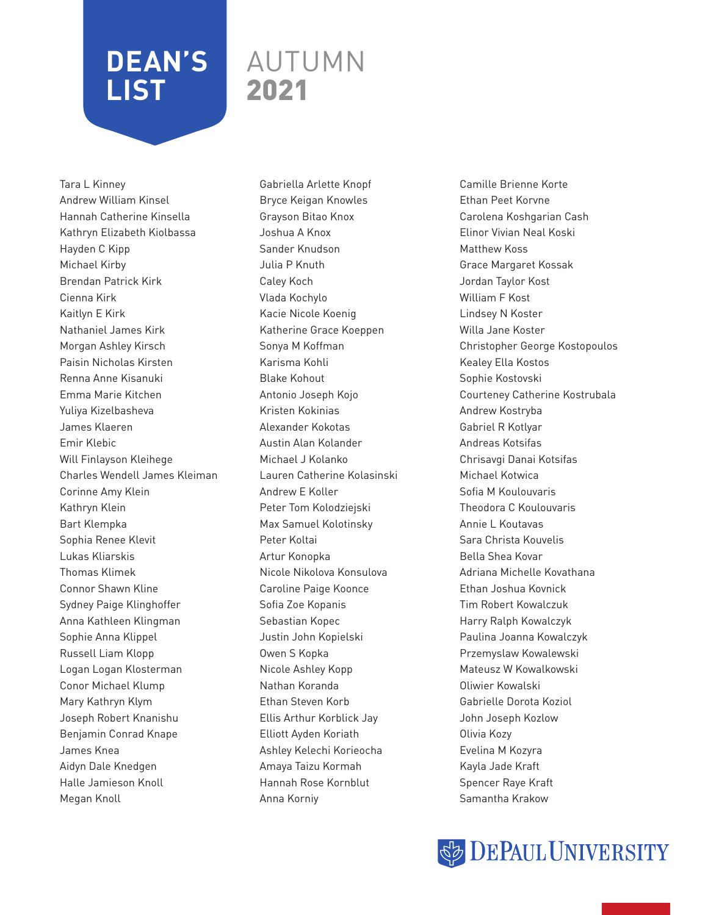# DEAN'S LIST AUTUMN 2021

Tara L Kinney
Andrew William Kinsel
Hannah Catherine Kinsella
Kathryn Elizabeth Kiolbassa
Hayden C Kipp
Michael Kirby
Brendan Patrick Kirk
Cienna Kirk
Kaitlyn E Kirk
Nathaniel James Kirk
Morgan Ashley Kirsch
Paisin Nicholas Kirsten
Renna Anne Kisanuki
Emma Marie Kitchen
Yuliya Kizelbasheva
James Klaeren
Emir Klebic
Will Finlayson Kleihege
Charles Wendell James Kleiman
Corinne Amy Klein
Kathryn Klein
Bart Klempka
Sophia Renee Klevit
Lukas Kliarskis
Thomas Klimek
Connor Shawn Kline
Sydney Paige Klinghoffer
Anna Kathleen Klingman
Sophie Anna Klippel
Russell Liam Klopp
Logan Logan Klosterman
Conor Michael Klump
Mary Kathryn Klym
Joseph Robert Knanishu
Benjamin Conrad Knape
James Knea
Aidyn Dale Knedgen
Halle Jamieson Knoll
Megan Knoll
Gabriella Arlette Knopf
Bryce Keigan Knowles
Grayson Bitao Knox
Joshua A Knox
Sander Knudson
Julia P Knuth
Caley Koch
Vlada Kochylo
Kacie Nicole Koenig
Katherine Grace Koeppen
Sonya M Koffman
Karisma Kohli
Blake Kohout
Antonio Joseph Kojo
Kristen Kokinias
Alexander Kokotas
Austin Alan Kolander
Michael J Kolanko
Lauren Catherine Kolasinski
Andrew E Koller
Peter Tom Kolodziejski
Max Samuel Kolotinsky
Peter Koltai
Artur Konopka
Nicole Nikolova Konsulova
Caroline Paige Koonce
Sofia Zoe Kopanis
Sebastian Kopec
Justin John Kopielski
Owen S Kopka
Nicole Ashley Kopp
Nathan Koranda
Ethan Steven Korb
Ellis Arthur Korblick Jay
Elliott Ayden Koriath
Ashley Kelechi Korieocha
Amaya Taizu Kormah
Hannah Rose Kornblut
Anna Korniy
Camille Brienne Korte
Ethan Peet Korvne
Carolena Koshgarian Cash
Elinor Vivian Neal Koski
Matthew Koss
Grace Margaret Kossak
Jordan Taylor Kost
William F Kost
Lindsey N Koster
Willa Jane Koster
Christopher George Kostopoulos
Kealey Ella Kostos
Sophie Kostovski
Courteney Catherine Kostrubala
Andrew Kostryba
Gabriel R Kotlyar
Andreas Kotsifas
Chrisavgi Danai Kotsifas
Michael Kotwica
Sofia M Koulouvaris
Theodora C Koulouvaris
Annie L Koutavas
Sara Christa Kouvelis
Bella Shea Kovar
Adriana Michelle Kovathana
Ethan Joshua Kovnick
Tim Robert Kowalczuk
Harry Ralph Kowalczyk
Paulina Joanna Kowalczyk
Przemyslaw Kowalewski
Mateusz W Kowalkowski
Oliwier Kowalski
Gabrielle Dorota Koziol
John Joseph Kozlow
Olivia Kozy
Evelina M Kozyra
Kayla Jade Kraft
Spencer Raye Kraft
Samantha Krakow

DEPAUL UNIVERSITY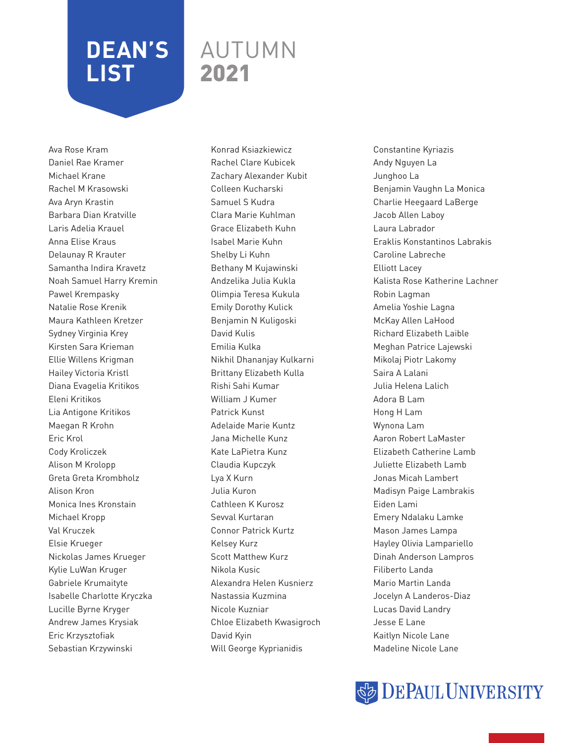# DEAN'S LIST AUTUMN 2021

Ava Rose Kram
Daniel Rae Kramer
Michael Krane
Rachel M Krasowski
Ava Aryn Krastin
Barbara Dian Kratville
Laris Adelia Krauel
Anna Elise Kraus
Delaunay R Krauter
Samantha Indira Kravetz
Noah Samuel Harry Kremin
Pawel Krempasky
Natalie Rose Krenik
Maura Kathleen Kretzer
Sydney Virginia Krey
Kirsten Sara Krieman
Ellie Willens Krigman
Hailey Victoria Kristl
Diana Evagelia Kritikos
Eleni Kritikos
Lia Antigone Kritikos
Maegan R Krohn
Eric Krol
Cody Kroliczek
Alison M Krolopp
Greta Greta Krombholz
Alison Kron
Monica Ines Kronstain
Michael Kropp
Val Kruczek
Elsie Krueger
Nickolas James Krueger
Kylie LuWan Kruger
Gabriele Krumaityte
Isabelle Charlotte Kryczka
Lucille Byrne Kryger
Andrew James Krysiak
Eric Krzysztofiak
Sebastian Krzywinski
Konrad Ksiazkiewicz
Rachel Clare Kubicek
Zachary Alexander Kubit
Colleen Kucharski
Samuel S Kudra
Clara Marie Kuhlman
Grace Elizabeth Kuhn
Isabel Marie Kuhn
Shelby Li Kuhn
Bethany M Kujawinski
Andzelika Julia Kukla
Olimpia Teresa Kukula
Emily Dorothy Kulick
Benjamin N Kuligoski
David Kulis
Emilia Kulka
Nikhil Dhananjay Kulkarni
Brittany Elizabeth Kulla
Rishi Sahi Kumar
William J Kumer
Patrick Kunst
Adelaide Marie Kuntz
Jana Michelle Kunz
Kate LaPietra Kunz
Claudia Kupczyk
Lya X Kurn
Julia Kuron
Cathleen K Kurosz
Sevval Kurtaran
Connor Patrick Kurtz
Kelsey Kurz
Scott Matthew Kurz
Nikola Kusic
Alexandra Helen Kusnierz
Nastassia Kuzmina
Nicole Kuzniar
Chloe Elizabeth Kwasigroch
David Kyin
Will George Kyprianidis
Constantine Kyriazis
Andy Nguyen La
Junghoo La
Benjamin Vaughn La Monica
Charlie Heegaard LaBerge
Jacob Allen Laboy
Laura Labrador
Eraklis Konstantinos Labrakis
Caroline Labreche
Elliott Lacey
Kalista Rose Katherine Lachner
Robin Lagman
Amelia Yoshie Lagna
McKay Allen LaHood
Richard Elizabeth Laible
Meghan Patrice Lajewski
Mikolaj Piotr Lakomy
Saira A Lalani
Julia Helena Lalich
Adora B Lam
Hong H Lam
Wynona Lam
Aaron Robert LaMaster
Elizabeth Catherine Lamb
Juliette Elizabeth Lamb
Jonas Micah Lambert
Madisyn Paige Lambrakis
Eiden Lami
Emery Ndalaku Lamke
Mason James Lampa
Hayley Olivia Lampariello
Dinah Anderson Lampros
Filiberto Landa
Mario Martin Landa
Jocelyn A Landeros-Diaz
Lucas David Landry
Jesse E Lane
Kaitlyn Nicole Lane
Madeline Nicole Lane

DePaul University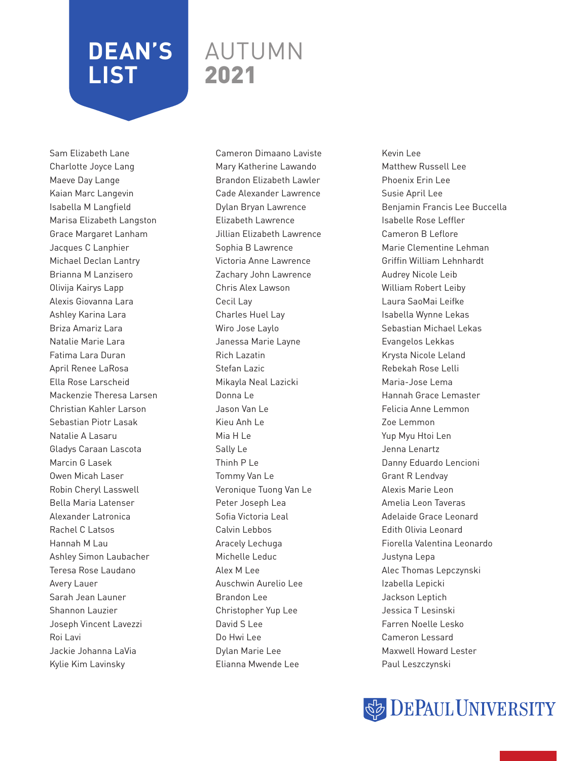# DEAN'S LIST

## AUTUMN 2021

Sam Elizabeth Lane
Charlotte Joyce Lang
Maeve Day Lange
Kaian Marc Langevin
Isabella M Langfield
Marisa Elizabeth Langston
Grace Margaret Lanham
Jacques C Lanphier
Michael Declan Lantry
Brianna M Lanzisero
Olivija Kairys Lapp
Alexis Giovanna Lara
Ashley Karina Lara
Briza Amariz Lara
Natalie Marie Lara
Fatima Lara Duran
April Renee LaRosa
Ella Rose Larscheid
Mackenzie Theresa Larsen
Christian Kahler Larson
Sebastian Piotr Lasak
Natalie A Lasaru
Gladys Caraan Lascota
Marcin G Lasek
Owen Micah Laser
Robin Cheryl Lasswell
Bella Maria Latenser
Alexander Latronica
Rachel C Latsos
Hannah M Lau
Ashley Simon Laubacher
Teresa Rose Laudano
Avery Lauer
Sarah Jean Launer
Shannon Lauzier
Joseph Vincent Lavezzi
Roi Lavi
Jackie Johanna LaVia
Kylie Kim Lavinsky
Cameron Dimaano Laviste
Mary Katherine Lawando
Brandon Elizabeth Lawler
Cade Alexander Lawrence
Dylan Bryan Lawrence
Elizabeth Lawrence
Jillian Elizabeth Lawrence
Sophia B Lawrence
Victoria Anne Lawrence
Zachary John Lawrence
Chris Alex Lawson
Cecil Lay
Charles Huel Lay
Wiro Jose Laylo
Janessa Marie Layne
Rich Lazatin
Stefan Lazic
Mikayla Neal Lazicki
Donna Le
Jason Van Le
Kieu Anh Le
Mia H Le
Sally Le
Thinh P Le
Tommy Van Le
Veronique Tuong Van Le
Peter Joseph Lea
Sofia Victoria Leal
Calvin Lebbos
Aracely Lechuga
Michelle Leduc
Alex M Lee
Auschwin Aurelio Lee
Brandon Lee
Christopher Yup Lee
David S Lee
Do Hwi Lee
Dylan Marie Lee
Elianna Mwende Lee
Kevin Lee
Matthew Russell Lee
Phoenix Erin Lee
Susie April Lee
Benjamin Francis Lee Buccella
Isabelle Rose Leffler
Cameron B Leflore
Marie Clementine Lehman
Griffin William Lehnhardt
Audrey Nicole Leib
William Robert Leiby
Laura SaoMai Leifke
Isabella Wynne Lekas
Sebastian Michael Lekas
Evangelos Lekkas
Krysta Nicole Leland
Rebekah Rose Lelli
Maria-Jose Lema
Hannah Grace Lemaster
Felicia Anne Lemmon
Zoe Lemmon
Yup Myu Htoi Len
Jenna Lenartz
Danny Eduardo Lencioni
Grant R Lendvay
Alexis Marie Leon
Amelia Leon Taveras
Adelaide Grace Leonard
Edith Olivia Leonard
Fiorella Valentina Leonardo
Justyna Lepa
Alec Thomas Lepczynski
Izabella Lepicki
Jackson Leptich
Jessica T Lesinski
Farren Noelle Lesko
Cameron Lessard
Maxwell Howard Lester
Paul Leszczynski

DePaul University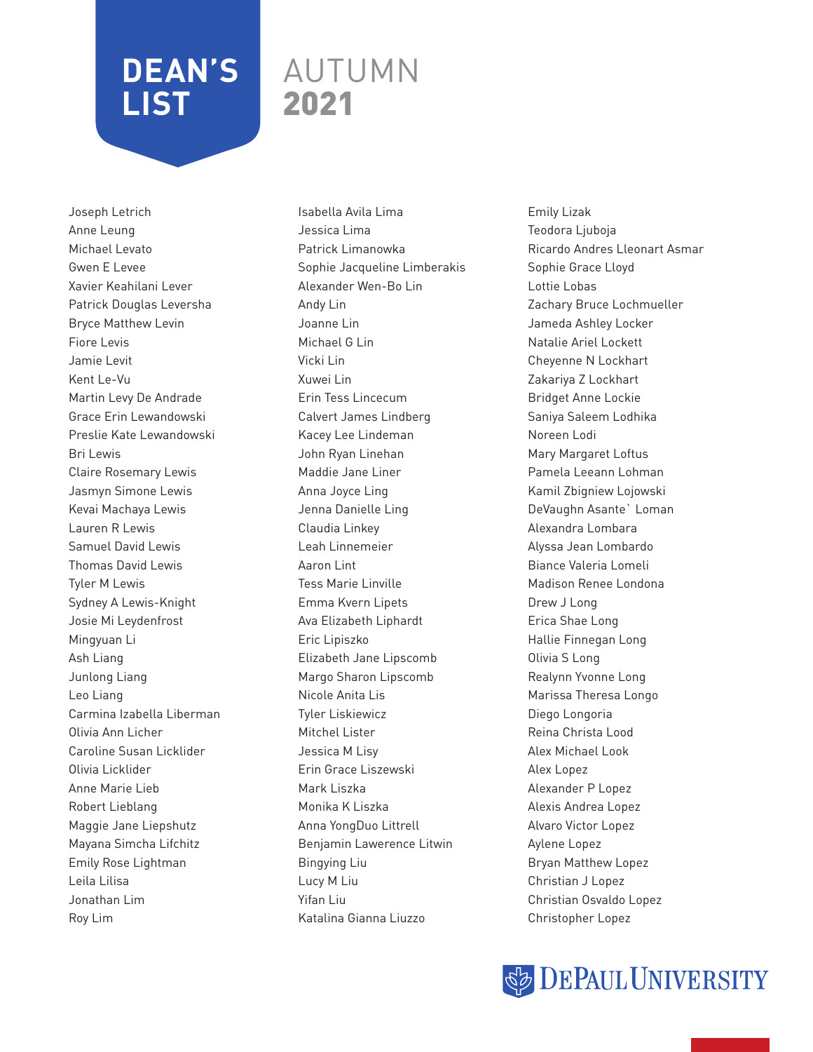# DEAN'S LIST AUTUMN 2021

Joseph Letrich
Anne Leung
Michael Levato
Gwen E Levee
Xavier Keahilani Lever
Patrick Douglas Leversha
Bryce Matthew Levin
Fiore Levis
Jamie Levit
Kent Le-Vu
Martin Levy De Andrade
Grace Erin Lewandowski
Preslie Kate Lewandowski
Bri Lewis
Claire Rosemary Lewis
Jasmyn Simone Lewis
Kevai Machaya Lewis
Lauren R Lewis
Samuel David Lewis
Thomas David Lewis
Tyler M Lewis
Sydney A Lewis-Knight
Josie Mi Leydenfrost
Mingyuan Li
Ash Liang
Junlong Liang
Leo Liang
Carmina Izabella Liberman
Olivia Ann Licher
Caroline Susan Licklider
Olivia Licklider
Anne Marie Lieb
Robert Lieblang
Maggie Jane Liepshutz
Mayana Simcha Lifchitz
Emily Rose Lightman
Leila Lilisa
Jonathan Lim
Roy Lim
Isabella Avila Lima
Jessica Lima
Patrick Limanowka
Sophie Jacqueline Limberakis
Alexander Wen-Bo Lin
Andy Lin
Joanne Lin
Michael G Lin
Vicki Lin
Xuwei Lin
Erin Tess Lincecum
Calvert James Lindberg
Kacey Lee Lindeman
John Ryan Linehan
Maddie Jane Liner
Anna Joyce Ling
Jenna Danielle Ling
Claudia Linkey
Leah Linnemeier
Aaron Lint
Tess Marie Linville
Emma Kvern Lipets
Ava Elizabeth Liphardt
Eric Lipiszko
Elizabeth Jane Lipscomb
Margo Sharon Lipscomb
Nicole Anita Lis
Tyler Liskiewicz
Mitchel Lister
Jessica M Lisy
Erin Grace Liszewski
Mark Liszka
Monika K Liszka
Anna YongDuo Littrell
Benjamin Lawerence Litwin
Bingying Liu
Lucy M Liu
Yifan Liu
Katalina Gianna Liuzzo
Emily Lizak
Teodora Ljuboja
Ricardo Andres Lleonart Asmar
Sophie Grace Lloyd
Lottie Lobas
Zachary Bruce Lochmueller
Jameda Ashley Locker
Natalie Ariel Lockett
Cheyenne N Lockhart
Zakariya Z Lockhart
Bridget Anne Lockie
Saniya Saleem Lodhika
Noreen Lodi
Mary Margaret Loftus
Pamela Leeann Lohman
Kamil Zbigniew Lojowski
DeVaughn Asante` Loman
Alexandra Lombara
Alyssa Jean Lombardo
Biance Valeria Lomeli
Madison Renee Londona
Drew J Long
Erica Shae Long
Hallie Finnegan Long
Olivia S Long
Realynn Yvonne Long
Marissa Theresa Longo
Diego Longoria
Reina Christa Lood
Alex Michael Look
Alex Lopez
Alexander P Lopez
Alexis Andrea Lopez
Alvaro Victor Lopez
Aylene Lopez
Bryan Matthew Lopez
Christian J Lopez
Christian Osvaldo Lopez
Christopher Lopez

DePaul University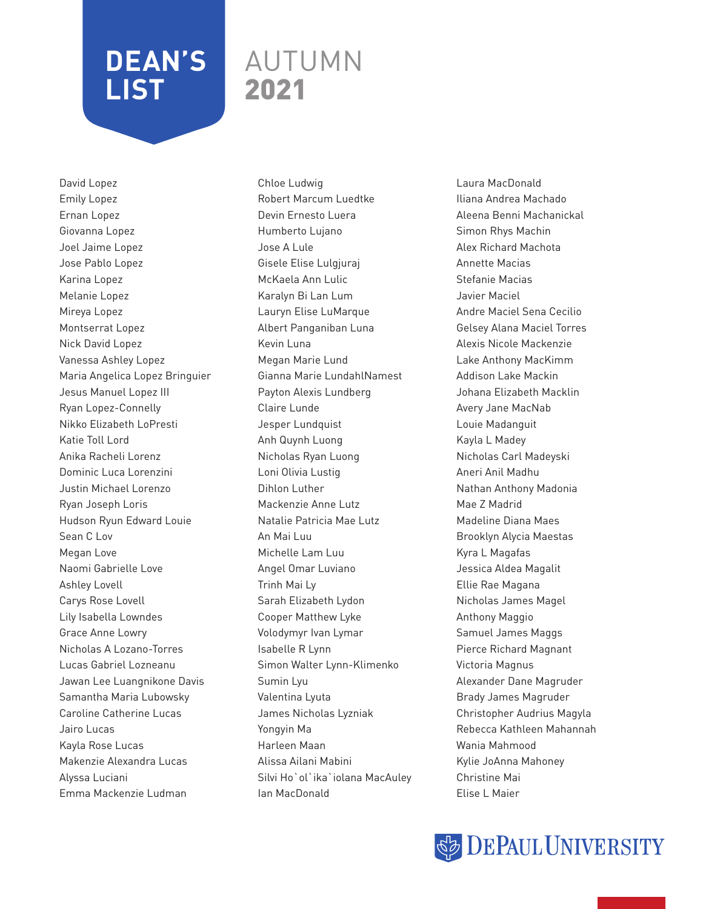# DEAN'S LIST AUTUMN 2021

David Lopez
Emily Lopez
Ernan Lopez
Giovanna Lopez
Joel Jaime Lopez
Jose Pablo Lopez
Karina Lopez
Melanie Lopez
Mireya Lopez
Montserrat Lopez
Nick David Lopez
Vanessa Ashley Lopez
Maria Angelica Lopez Bringuier
Jesus Manuel Lopez III
Ryan Lopez-Connelly
Nikko Elizabeth LoPresti
Katie Toll Lord
Anika Racheli Lorenz
Dominic Luca Lorenzini
Justin Michael Lorenzo
Ryan Joseph Loris
Hudson Ryun Edward Louie
Sean C Lov
Megan Love
Naomi Gabrielle Love
Ashley Lovell
Carys Rose Lovell
Lily Isabella Lowndes
Grace Anne Lowry
Nicholas A Lozano-Torres
Lucas Gabriel Lozneanu
Jawan Lee Luangnikone Davis
Samantha Maria Lubowsky
Caroline Catherine Lucas
Jairo Lucas
Kayla Rose Lucas
Makenzie Alexandra Lucas
Alyssa Luciani
Emma Mackenzie Ludman
Chloe Ludwig
Robert Marcum Luedtke
Devin Ernesto Luera
Humberto Lujano
Jose A Lule
Gisele Elise Lulgjuraj
McKaela Ann Lulic
Karalyn Bi Lan Lum
Lauryn Elise LuMarque
Albert Panganiban Luna
Kevin Luna
Megan Marie Lund
Gianna Marie LundahlNamest
Payton Alexis Lundberg
Claire Lunde
Jesper Lundquist
Anh Quynh Luong
Nicholas Ryan Luong
Loni Olivia Lustig
Dihlon Luther
Mackenzie Anne Lutz
Natalie Patricia Mae Lutz
An Mai Luu
Michelle Lam Luu
Angel Omar Luviano
Trinh Mai Ly
Sarah Elizabeth Lydon
Cooper Matthew Lyke
Volodymyr Ivan Lymar
Isabelle R Lynn
Simon Walter Lynn-Klimenko
Sumin Lyu
Valentina Lyuta
James Nicholas Lyzniak
Yongyin Ma
Harleen Maan
Alissa Ailani Mabini
Silvi Ho`ol`ika`iolana MacAuley
Ian MacDonald
Laura MacDonald
Iliana Andrea Machado
Aleena Benni Machanickal
Simon Rhys Machin
Alex Richard Machota
Annette Macias
Stefanie Macias
Javier Maciel
Andre Maciel Sena Cecilio
Gelsey Alana Maciel Torres
Alexis Nicole Mackenzie
Lake Anthony MacKimm
Addison Lake Mackin
Johana Elizabeth Macklin
Avery Jane MacNab
Louie Madanguit
Kayla L Madey
Nicholas Carl Madeyski
Aneri Anil Madhu
Nathan Anthony Madonia
Mae Z Madrid
Madeline Diana Maes
Brooklyn Alycia Maestas
Kyra L Magafas
Jessica Aldea Magalit
Ellie Rae Magana
Nicholas James Magel
Anthony Maggio
Samuel James Maggs
Pierce Richard Magnant
Victoria Magnus
Alexander Dane Magruder
Brady James Magruder
Christopher Audrius Magyla
Rebecca Kathleen Mahannah
Wania Mahmood
Kylie JoAnna Mahoney
Christine Mai
Elise L Maier

DePaul University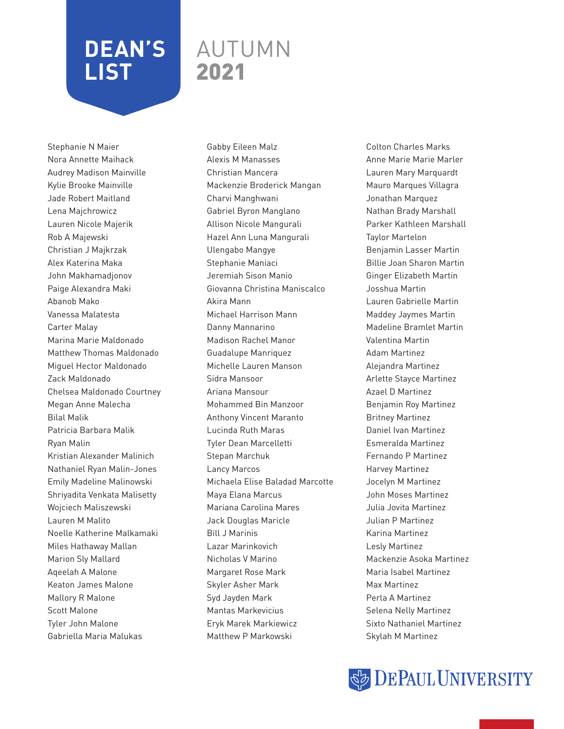# DEAN'S LIST

## AUTUMN 2021

Stephanie N Maier
Nora Annette Maihack
Audrey Madison Mainville
Kylie Brooke Mainville
Jade Robert Maitland
Lena Majchrowicz
Lauren Nicole Majerik
Rob A Majewski
Christian J Majkrzak
Alex Katerina Maka
John Makhamadjonov
Paige Alexandra Maki
Abanob Mako
Vanessa Malatesta
Carter Malay
Marina Marie Maldonado
Matthew Thomas Maldonado
Miguel Hector Maldonado
Zack Maldonado
Chelsea Maldonado Courtney
Megan Anne Malecha
Bilal Malik
Patricia Barbara Malik
Ryan Malin
Kristian Alexander Malinich
Nathaniel Ryan Malin-Jones
Emily Madeline Malinowski
Shriyadita Venkata Malisetty
Wojciech Maliszewski
Lauren M Malito
Noelle Katherine Malkamaki
Miles Hathaway Mallan
Marion Sly Mallard
Aqeelah A Malone
Keaton James Malone
Mallory R Malone
Scott Malone
Tyler John Malone
Gabriella Maria Malukas
Gabby Eileen Malz
Alexis M Manasses
Christian Mancera
Mackenzie Broderick Mangan
Charvi Manghwani
Gabriel Byron Manglano
Allison Nicole Mangurali
Hazel Ann Luna Mangurali
Ulengabo Mangye
Stephanie Maniaci
Jeremiah Sison Manio
Giovanna Christina Maniscalco
Akira Mann
Michael Harrison Mann
Danny Mannarino
Madison Rachel Manor
Guadalupe Manriquez
Michelle Lauren Manson
Sidra Mansoor
Ariana Mansour
Mohammed Bin Manzoor
Anthony Vincent Maranto
Lucinda Ruth Maras
Tyler Dean Marcelletti
Stepan Marchuk
Lancy Marcos
Michaela Elise Baladad Marcotte
Maya Elana Marcus
Mariana Carolina Mares
Jack Douglas Maricle
Bill J Marinis
Lazar Marinkovich
Nicholas V Marino
Margaret Rose Mark
Skyler Asher Mark
Syd Jayden Mark
Mantas Markevicius
Eryk Marek Markiewicz
Matthew P Markowski
Colton Charles Marks
Anne Marie Marie Marler
Lauren Mary Marquardt
Mauro Marques Villagra
Jonathan Marquez
Nathan Brady Marshall
Parker Kathleen Marshall
Taylor Martelon
Benjamin Lasser Martin
Billie Joan Sharon Martin
Ginger Elizabeth Martin
Josshua Martin
Lauren Gabrielle Martin
Maddey Jaymes Martin
Madeline Bramlet Martin
Valentina Martin
Adam Martinez
Alejandra Martinez
Arlette Stayce Martinez
Azael D Martinez
Benjamin Roy Martinez
Britney Martinez
Daniel Ivan Martinez
Esmeralda Martinez
Fernando P Martinez
Harvey Martinez
Jocelyn M Martinez
John Moses Martinez
Julia Jovita Martinez
Julian P Martinez
Karina Martinez
Lesly Martinez
Mackenzie Asoka Martinez
Maria Isabel Martinez
Max Martinez
Perla A Martinez
Selena Nelly Martinez
Sixto Nathaniel Martinez
Skylah M Martinez

DePaul University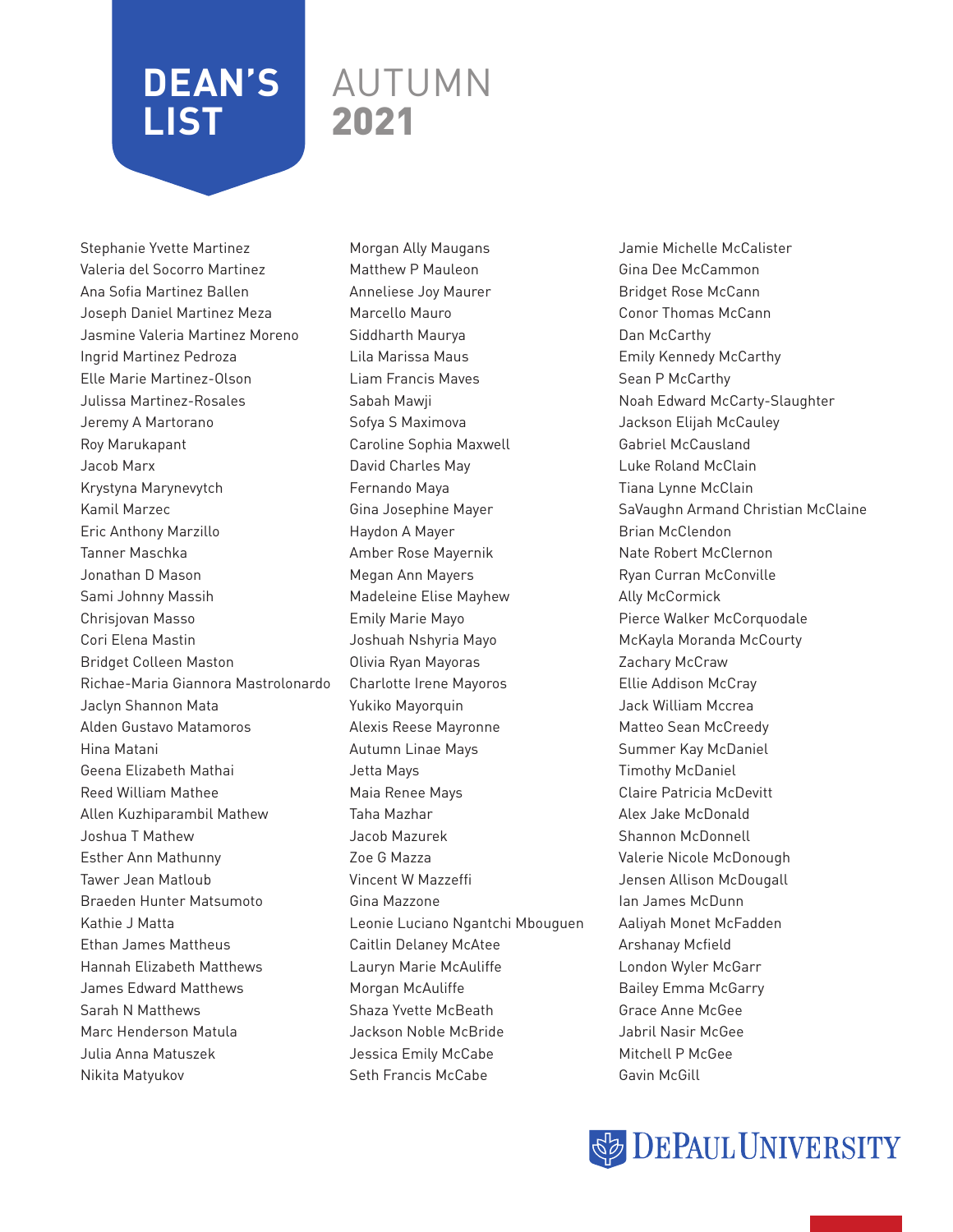# DEAN'S LIST AUTUMN 2021

Stephanie Yvette Martinez
Valeria del Socorro Martinez
Ana Sofia Martinez Ballen
Joseph Daniel Martinez Meza
Jasmine Valeria Martinez Moreno
Ingrid Martinez Pedroza
Elle Marie Martinez-Olson
Julissa Martinez-Rosales
Jeremy A Martorano
Roy Marukapant
Jacob Marx
Krystyna Marynevytch
Kamil Marzec
Eric Anthony Marzillo
Tanner Maschka
Jonathan D Mason
Sami Johnny Massih
Chrisjovan Masso
Cori Elena Mastin
Bridget Colleen Maston
Richae-Maria Giannora Mastrolonardo
Jaclyn Shannon Mata
Alden Gustavo Matamoros
Hina Matani
Geena Elizabeth Mathai
Reed William Mathee
Allen Kuzhiparambil Mathew
Joshua T Mathew
Esther Ann Mathunny
Tawer Jean Matloub
Braeden Hunter Matsumoto
Kathie J Matta
Ethan James Mattheus
Hannah Elizabeth Matthews
James Edward Matthews
Sarah N Matthews
Marc Henderson Matula
Julia Anna Matuszek
Nikita Matyukov
Morgan Ally Maugans
Matthew P Mauleon
Anneliese Joy Maurer
Marcello Mauro
Siddharth Maurya
Lila Marissa Maus
Liam Francis Maves
Sabah Mawji
Sofya S Maximova
Caroline Sophia Maxwell
David Charles May
Fernando Maya
Gina Josephine Mayer
Haydon A Mayer
Amber Rose Mayernik
Megan Ann Mayers
Madeleine Elise Mayhew
Emily Marie Mayo
Joshuah Nshyria Mayo
Olivia Ryan Mayoras
Charlotte Irene Mayoros
Yukiko Mayorquin
Alexis Reese Mayronne
Autumn Linae Mays
Jetta Mays
Maia Renee Mays
Taha Mazhar
Jacob Mazurek
Zoe G Mazza
Vincent W Mazzeffi
Gina Mazzone
Leonie Luciano Ngantchi Mbouguen
Caitlin Delaney McAtee
Lauryn Marie McAuliffe
Morgan McAuliffe
Shaza Yvette McBeath
Jackson Noble McBride
Jessica Emily McCabe
Seth Francis McCabe
Jamie Michelle McCalister
Gina Dee McCammon
Bridget Rose McCann
Conor Thomas McCann
Dan McCarthy
Emily Kennedy McCarthy
Sean P McCarthy
Noah Edward McCarty-Slaughter
Jackson Elijah McCauley
Gabriel McCausland
Luke Roland McClain
Tiana Lynne McClain
SaVaughn Armand Christian McClaine
Brian McClendon
Nate Robert McClernon
Ryan Curran McConville
Ally McCormick
Pierce Walker McCorquodale
McKayla Moranda McCourty
Zachary McCraw
Ellie Addison McCray
Jack William Mccrea
Matteo Sean McCreedy
Summer Kay McDaniel
Timothy McDaniel
Claire Patricia McDevitt
Alex Jake McDonald
Shannon McDonnell
Valerie Nicole McDonough
Jensen Allison McDougall
Ian James McDunn
Aaliyah Monet McFadden
Arshanay Mcfield
London Wyler McGarr
Bailey Emma McGarry
Grace Anne McGee
Jabril Nasir McGee
Mitchell P McGee
Gavin McGill

DePaul University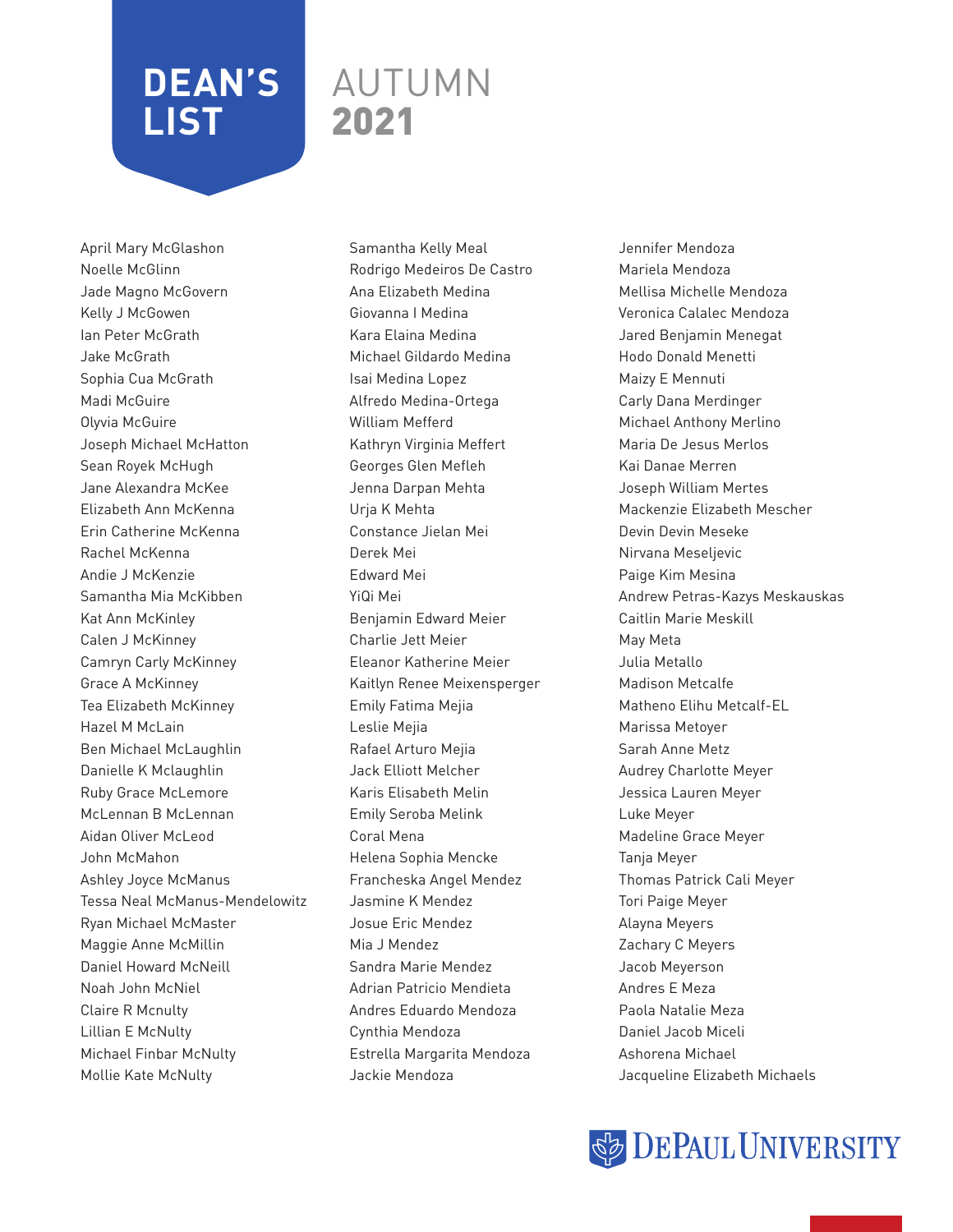# DEAN'S LIST AUTUMN 2021

April Mary McGlashon
Noelle McGlinn
Jade Magno McGovern
Kelly J McGowen
Ian Peter McGrath
Jake McGrath
Sophia Cua McGrath
Madi McGuire
Olyvia McGuire
Joseph Michael McHatton
Sean Royek McHugh
Jane Alexandra McKee
Elizabeth Ann McKenna
Erin Catherine McKenna
Rachel McKenna
Andie J McKenzie
Samantha Mia McKibben
Kat Ann McKinley
Calen J McKinney
Camryn Carly McKinney
Grace A McKinney
Tea Elizabeth McKinney
Hazel M McLain
Ben Michael McLaughlin
Danielle K Mclaughlin
Ruby Grace McLemore
McLennan B McLennan
Aidan Oliver McLeod
John McMahon
Ashley Joyce McManus
Tessa Neal McManus-Mendelowitz
Ryan Michael McMaster
Maggie Anne McMillin
Daniel Howard McNeill
Noah John McNiel
Claire R Mcnulty
Lillian E McNulty
Michael Finbar McNulty
Mollie Kate McNulty
Samantha Kelly Meal
Rodrigo Medeiros De Castro
Ana Elizabeth Medina
Giovanna I Medina
Kara Elaina Medina
Michael Gildardo Medina
Isai Medina Lopez
Alfredo Medina-Ortega
William Mefferd
Kathryn Virginia Meffert
Georges Glen Mefleh
Jenna Darpan Mehta
Urja K Mehta
Constance Jielan Mei
Derek Mei
Edward Mei
YiQi Mei
Benjamin Edward Meier
Charlie Jett Meier
Eleanor Katherine Meier
Kaitlyn Renee Meixensperger
Emily Fatima Mejia
Leslie Mejia
Rafael Arturo Mejia
Jack Elliott Melcher
Karis Elisabeth Melin
Emily Seroba Melink
Coral Mena
Helena Sophia Mencke
Francheska Angel Mendez
Jasmine K Mendez
Josue Eric Mendez
Mia J Mendez
Sandra Marie Mendez
Adrian Patricio Mendieta
Andres Eduardo Mendoza
Cynthia Mendoza
Estrella Margarita Mendoza
Jackie Mendoza
Jennifer Mendoza
Mariela Mendoza
Mellisa Michelle Mendoza
Veronica Calalec Mendoza
Jared Benjamin Menegat
Hodo Donald Menetti
Maizy E Mennuti
Carly Dana Merdinger
Michael Anthony Merlino
Maria De Jesus Merlos
Kai Danae Merren
Joseph William Mertes
Mackenzie Elizabeth Mescher
Devin Devin Meseke
Nirvana Meseljevic
Paige Kim Mesina
Andrew Petras-Kazys Meskauskas
Caitlin Marie Meskill
May Meta
Julia Metallo
Madison Metcalfe
Matheno Elihu Metcalf-EL
Marissa Metoyer
Sarah Anne Metz
Audrey Charlotte Meyer
Jessica Lauren Meyer
Luke Meyer
Madeline Grace Meyer
Tanja Meyer
Thomas Patrick Cali Meyer
Tori Paige Meyer
Alayna Meyers
Zachary C Meyers
Jacob Meyerson
Andres E Meza
Paola Natalie Meza
Daniel Jacob Miceli
Ashorena Michael
Jacqueline Elizabeth Michaels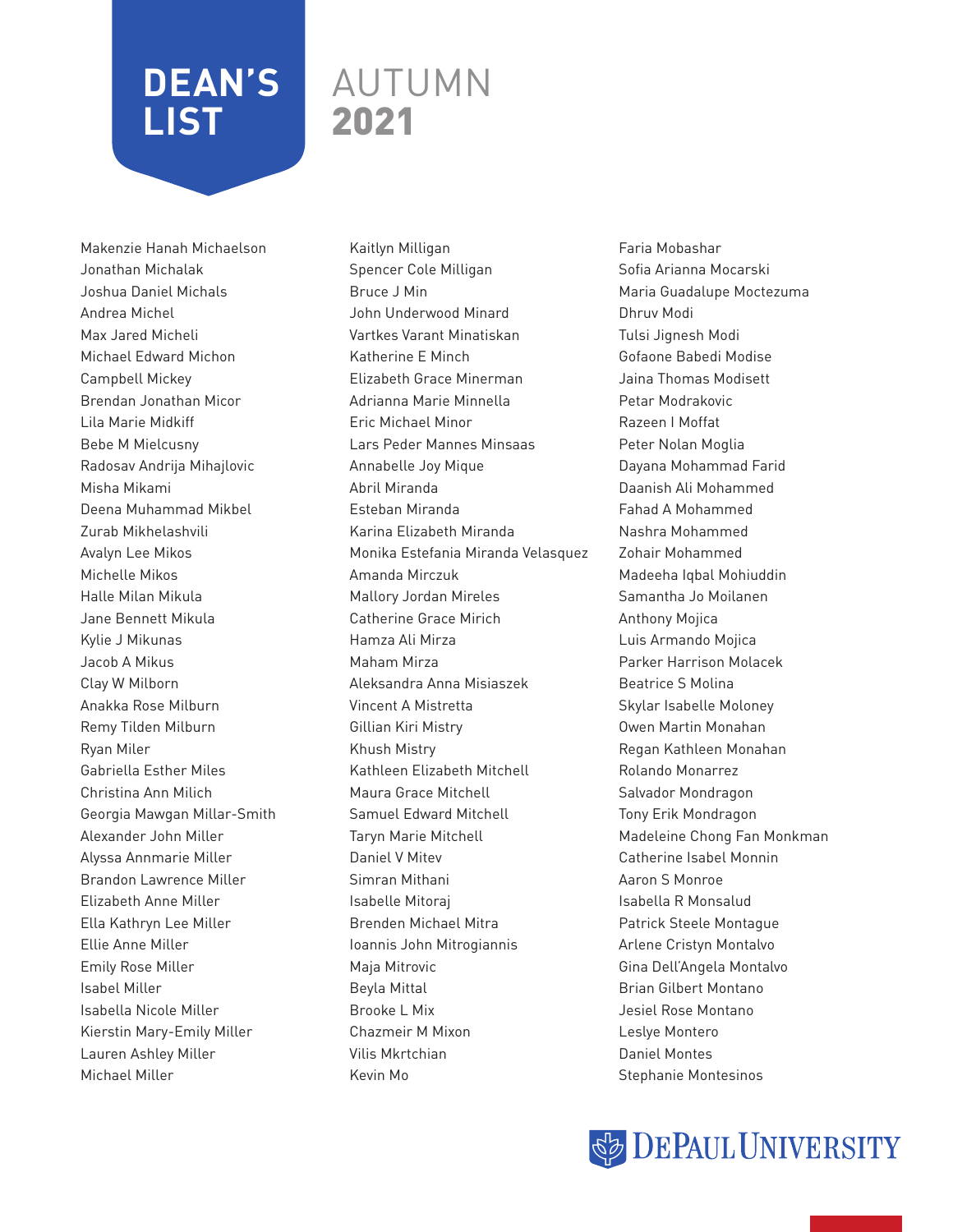# DEAN'S LIST AUTUMN 2021

Makenzie Hanah Michaelson
Jonathan Michalak
Joshua Daniel Michals
Andrea Michel
Max Jared Micheli
Michael Edward Michon
Campbell Mickey
Brendan Jonathan Micor
Lila Marie Midkiff
Bebe M Mielcusny
Radosav Andrija Mihajlovic
Misha Mikami
Deena Muhammad Mikbel
Zurab Mikhelashvili
Avalyn Lee Mikos
Michelle Mikos
Halle Milan Mikula
Jane Bennett Mikula
Kylie J Mikunas
Jacob A Mikus
Clay W Milborn
Anakka Rose Milburn
Remy Tilden Milburn
Ryan Miler
Gabriella Esther Miles
Christina Ann Milich
Georgia Mawgan Millar-Smith
Alexander John Miller
Alyssa Annmarie Miller
Brandon Lawrence Miller
Elizabeth Anne Miller
Ella Kathryn Lee Miller
Ellie Anne Miller
Emily Rose Miller
Isabel Miller
Isabella Nicole Miller
Kierstin Mary-Emily Miller
Lauren Ashley Miller
Michael Miller
Kaitlyn Milligan
Spencer Cole Milligan
Bruce J Min
John Underwood Minard
Vartkes Varant Minatiskan
Katherine E Minch
Elizabeth Grace Minerman
Adrianna Marie Minnella
Eric Michael Minor
Lars Peder Mannes Minsaas
Annabelle Joy Mique
Abril Miranda
Esteban Miranda
Karina Elizabeth Miranda
Monika Estefania Miranda Velasquez
Amanda Mirczuk
Mallory Jordan Mireles
Catherine Grace Mirich
Hamza Ali Mirza
Maham Mirza
Aleksandra Anna Misiaszek
Vincent A Mistretta
Gillian Kiri Mistry
Khush Mistry
Kathleen Elizabeth Mitchell
Maura Grace Mitchell
Samuel Edward Mitchell
Taryn Marie Mitchell
Daniel V Mitev
Simran Mithani
Isabelle Mitoraj
Brenden Michael Mitra
Ioannis John Mitrogiannis
Maja Mitrovic
Beyla Mittal
Brooke L Mix
Chazmeir M Mixon
Vilis Mkrtchian
Kevin Mo
Faria Mobashar
Sofia Arianna Mocarski
Maria Guadalupe Moctezuma
Dhruv Modi
Tulsi Jignesh Modi
Gofaone Babedi Modise
Jaina Thomas Modisett
Petar Modrakovic
Razeen I Moffat
Peter Nolan Moglia
Dayana Mohammad Farid
Daanish Ali Mohammed
Fahad A Mohammed
Nashra Mohammed
Zohair Mohammed
Madeeha Iqbal Mohiuddin
Samantha Jo Moilanen
Anthony Mojica
Luis Armando Mojica
Parker Harrison Molacek
Beatrice S Molina
Skylar Isabelle Moloney
Owen Martin Monahan
Regan Kathleen Monahan
Rolando Monarrez
Salvador Mondragon
Tony Erik Mondragon
Madeleine Chong Fan Monkman
Catherine Isabel Monnin
Aaron S Monroe
Isabella R Monsalud
Patrick Steele Montague
Arlene Cristyn Montalvo
Gina Dell'Angela Montalvo
Brian Gilbert Montano
Jesiel Rose Montano
Leslye Montero
Daniel Montes
Stephanie Montesinos

DePaul University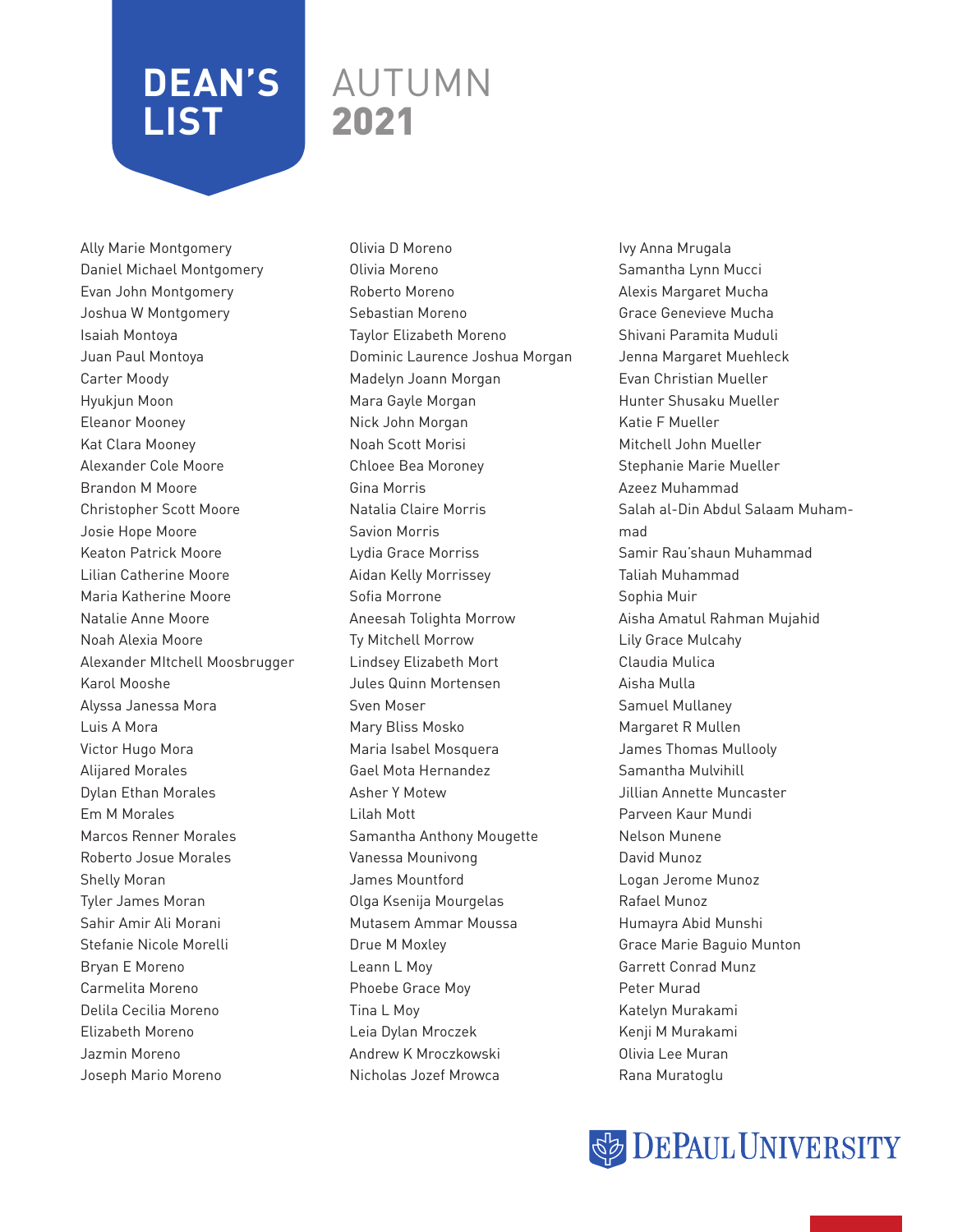# DEAN'S LIST AUTUMN 2021

Ally Marie Montgomery
Daniel Michael Montgomery
Evan John Montgomery
Joshua W Montgomery
Isaiah Montoya
Juan Paul Montoya
Carter Moody
Hyukjun Moon
Eleanor Mooney
Kat Clara Mooney
Alexander Cole Moore
Brandon M Moore
Christopher Scott Moore
Josie Hope Moore
Keaton Patrick Moore
Lilian Catherine Moore
Maria Katherine Moore
Natalie Anne Moore
Noah Alexia Moore
Alexander MItchell Moosbrugger
Karol Mooshe
Alyssa Janessa Mora
Luis A Mora
Victor Hugo Mora
Alijared Morales
Dylan Ethan Morales
Em M Morales
Marcos Renner Morales
Roberto Josue Morales
Shelly Moran
Tyler James Moran
Sahir Amir Ali Morani
Stefanie Nicole Morelli
Bryan E Moreno
Carmelita Moreno
Delila Cecilia Moreno
Elizabeth Moreno
Jazmin Moreno
Joseph Mario Moreno
Olivia D Moreno
Olivia Moreno
Roberto Moreno
Sebastian Moreno
Taylor Elizabeth Moreno
Dominic Laurence Joshua Morgan
Madelyn Joann Morgan
Mara Gayle Morgan
Nick John Morgan
Noah Scott Morisi
Chloee Bea Moroney
Gina Morris
Natalia Claire Morris
Savion Morris
Lydia Grace Morriss
Aidan Kelly Morrissey
Sofia Morrone
Aneesah Tolighta Morrow
Ty Mitchell Morrow
Lindsey Elizabeth Mort
Jules Quinn Mortensen
Sven Moser
Mary Bliss Mosko
Maria Isabel Mosquera
Gael Mota Hernandez
Asher Y Motew
Lilah Mott
Samantha Anthony Mougette
Vanessa Mounivong
James Mountford
Olga Ksenija Mourgelas
Mutasem Ammar Moussa
Drue M Moxley
Leann L Moy
Phoebe Grace Moy
Tina L Moy
Leia Dylan Mroczek
Andrew K Mroczkowski
Nicholas Jozef Mrowca
Ivy Anna Mrugala
Samantha Lynn Mucci
Alexis Margaret Mucha
Grace Genevieve Mucha
Shivani Paramita Muduli
Jenna Margaret Muehleck
Evan Christian Mueller
Hunter Shusaku Mueller
Katie F Mueller
Mitchell John Mueller
Stephanie Marie Mueller
Azeez Muhammad
Salah al-Din Abdul Salaam Muhammad
Samir Rau'shaun Muhammad
Taliah Muhammad
Sophia Muir
Aisha Amatul Rahman Mujahid
Lily Grace Mulcahy
Claudia Mulica
Aisha Mulla
Samuel Mullaney
Margaret R Mullen
James Thomas Mullooly
Samantha Mulvihill
Jillian Annette Muncaster
Parveen Kaur Mundi
Nelson Munene
David Munoz
Logan Jerome Munoz
Rafael Munoz
Humayra Abid Munshi
Grace Marie Baguio Munton
Garrett Conrad Munz
Peter Murad
Katelyn Murakami
Kenji M Murakami
Olivia Lee Muran
Rana Muratoglu

DePaul University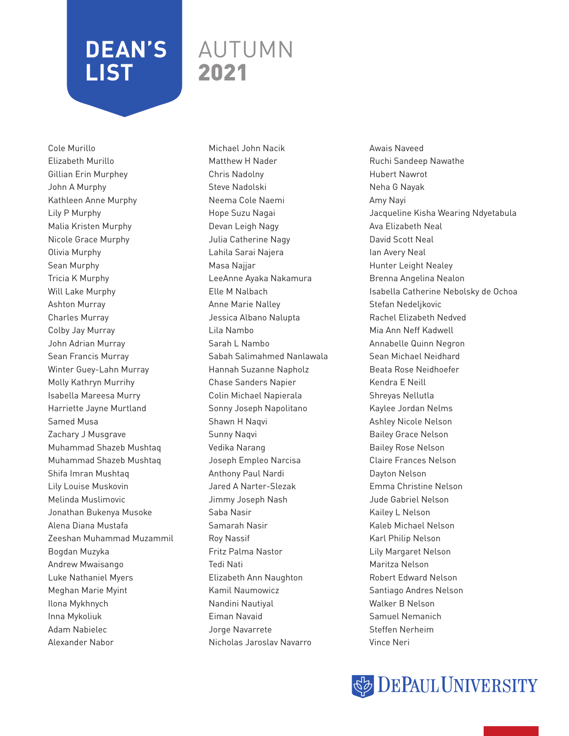# DEAN'S LIST AUTUMN 2021

Cole Murillo
Elizabeth Murillo
Gillian Erin Murphey
John A Murphy
Kathleen Anne Murphy
Lily P Murphy
Malia Kristen Murphy
Nicole Grace Murphy
Olivia Murphy
Sean Murphy
Tricia K Murphy
Will Lake Murphy
Ashton Murray
Charles Murray
Colby Jay Murray
John Adrian Murray
Sean Francis Murray
Winter Guey-Lahn Murray
Molly Kathryn Murrihy
Isabella Mareesa Murry
Harriette Jayne Murtland
Samed Musa
Zachary J Musgrave
Muhammad Shazeb Mushtaq
Muhammad Shazeb Mushtaq
Shifa Imran Mushtaq
Lily Louise Muskovin
Melinda Muslimovic
Jonathan Bukenya Musoke
Alena Diana Mustafa
Zeeshan Muhammad Muzammil
Bogdan Muzyka
Andrew Mwaisango
Luke Nathaniel Myers
Meghan Marie Myint
Ilona Mykhnych
Inna Mykoliuk
Adam Nabielec
Alexander Nabor
Michael John Nacik
Matthew H Nader
Chris Nadolny
Steve Nadolski
Neema Cole Naemi
Hope Suzu Nagai
Devan Leigh Nagy
Julia Catherine Nagy
Lahila Sarai Najera
Masa Najjar
LeeAnne Ayaka Nakamura
Elle M Nalbach
Anne Marie Nalley
Jessica Albano Nalupta
Lila Nambo
Sarah L Nambo
Sabah Salimahmed Nanlawala
Hannah Suzanne Napholz
Chase Sanders Napier
Colin Michael Napierala
Sonny Joseph Napolitano
Shawn H Naqvi
Sunny Naqvi
Vedika Narang
Joseph Empleo Narcisa
Anthony Paul Nardi
Jared A Narter-Slezak
Jimmy Joseph Nash
Saba Nasir
Samarah Nasir
Roy Nassif
Fritz Palma Nastor
Tedi Nati
Elizabeth Ann Naughton
Kamil Naumowicz
Nandini Nautiyal
Eiman Navaid
Jorge Navarrete
Nicholas Jaroslav Navarro
Awais Naveed
Ruchi Sandeep Nawathe
Hubert Nawrot
Neha G Nayak
Amy Nayi
Jacqueline Kisha Wearing Ndyetabula
Ava Elizabeth Neal
David Scott Neal
Ian Avery Neal
Hunter Leight Nealey
Brenna Angelina Nealon
Isabella Catherine Nebolsky de Ochoa
Stefan Nedeljkovic
Rachel Elizabeth Nedved
Mia Ann Neff Kadwell
Annabelle Quinn Negron
Sean Michael Neidhard
Beata Rose Neidhoefer
Kendra E Neill
Shreyas Nellutla
Kaylee Jordan Nelms
Ashley Nicole Nelson
Bailey Grace Nelson
Bailey Rose Nelson
Claire Frances Nelson
Dayton Nelson
Emma Christine Nelson
Jude Gabriel Nelson
Kailey L Nelson
Kaleb Michael Nelson
Karl Philip Nelson
Lily Margaret Nelson
Maritza Nelson
Robert Edward Nelson
Santiago Andres Nelson
Walker B Nelson
Samuel Nemanich
Steffen Nerheim
Vince Neri

DePaul University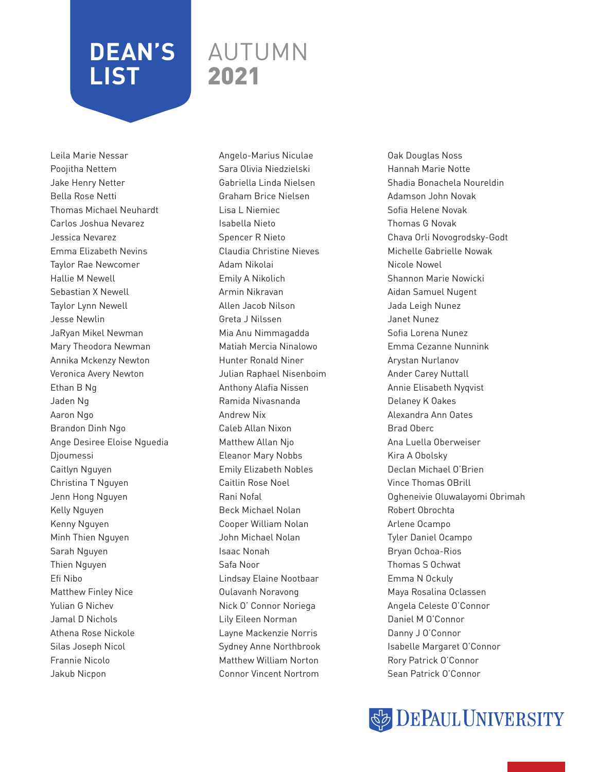# DEAN'S LIST

## AUTUMN 2021

Leila Marie Nessar
Poojitha Nettem
Jake Henry Netter
Bella Rose Netti
Thomas Michael Neuhardt
Carlos Joshua Nevarez
Jessica Nevarez
Emma Elizabeth Nevins
Taylor Rae Newcomer
Hallie M Newell
Sebastian X Newell
Taylor Lynn Newell
Jesse Newlin
JaRyan Mikel Newman
Mary Theodora Newman
Annika Mckenzy Newton
Veronica Avery Newton
Ethan B Ng
Jaden Ng
Aaron Ngo
Brandon Dinh Ngo
Ange Desiree Eloise Nguedia Djoumessi
Caitlyn Nguyen
Christina T Nguyen
Jenn Hong Nguyen
Kelly Nguyen
Kenny Nguyen
Minh Thien Nguyen
Sarah Nguyen
Thien Nguyen
Efi Nibo
Matthew Finley Nice
Yulian G Nichev
Jamal D Nichols
Athena Rose Nickole
Silas Joseph Nicol
Frannie Nicolo
Jakub Nicpon
Angelo-Marius Niculae
Sara Olivia Niedzielski
Gabriella Linda Nielsen
Graham Brice Nielsen
Lisa L Niemiec
Isabella Nieto
Spencer R Nieto
Claudia Christine Nieves
Adam Nikolai
Emily A Nikolich
Armin Nikravan
Allen Jacob Nilson
Greta J Nilssen
Mia Anu Nimmagadda
Matiah Mercia Ninalowo
Hunter Ronald Niner
Julian Raphael Nisenboim
Anthony Alafia Nissen
Ramida Nivasnanda
Andrew Nix
Caleb Allan Nixon
Matthew Allan Njo
Eleanor Mary Nobbs
Emily Elizabeth Nobles
Caitlin Rose Noel
Rani Nofal
Beck Michael Nolan
Cooper William Nolan
John Michael Nolan
Isaac Nonah
Safa Noor
Lindsay Elaine Nootbaar
Oulavanh Noravong
Nick O' Connor Noriega
Lily Eileen Norman
Layne Mackenzie Norris
Sydney Anne Northbrook
Matthew William Norton
Connor Vincent Nortrom
Oak Douglas Noss
Hannah Marie Notte
Shadia Bonachela Noureldin
Adamson John Novak
Sofia Helene Novak
Thomas G Novak
Chava Orli Novogrodsky-Godt
Michelle Gabrielle Nowak
Nicole Nowel
Shannon Marie Nowicki
Aidan Samuel Nugent
Jada Leigh Nunez
Janet Nunez
Sofia Lorena Nunez
Emma Cezanne Nunnink
Arystan Nurlanov
Ander Carey Nuttall
Annie Elisabeth Nyqvist
Delaney K Oakes
Alexandra Ann Oates
Brad Oberc
Ana Luella Oberweiser
Kira A Obolsky
Declan Michael O'Brien
Vince Thomas OBrill
Ogheneivie Oluwalayomi Obrimah
Robert Obrochta
Arlene Ocampo
Tyler Daniel Ocampo
Bryan Ochoa-Rios
Thomas S Ochwat
Emma N Ockuly
Maya Rosalina Oclassen
Angela Celeste O'Connor
Daniel M O'Connor
Danny J O'Connor
Isabelle Margaret O'Connor
Rory Patrick O'Connor
Sean Patrick O'Connor

DePaul University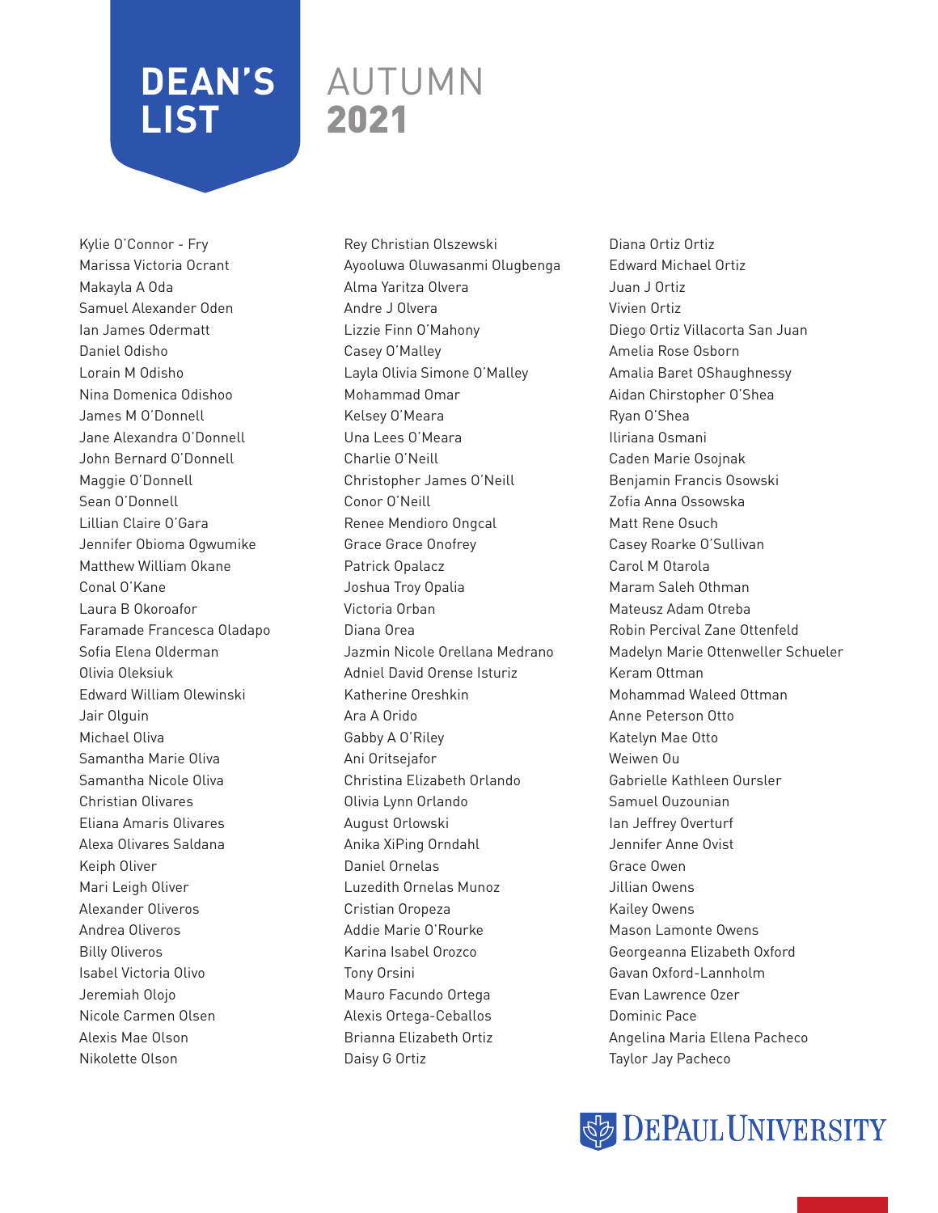# DEAN'S LIST

## AUTUMN 2021

Kylie O'Connor - Fry
Marissa Victoria Ocrant
Makayla A Oda
Samuel Alexander Oden
Ian James Odermatt
Daniel Odisho
Lorain M Odisho
Nina Domenica Odishoo
James M O'Donnell
Jane Alexandra O'Donnell
John Bernard O'Donnell
Maggie O'Donnell
Sean O'Donnell
Lillian Claire O'Gara
Jennifer Obioma Ogwumike
Matthew William Okane
Conal O'Kane
Laura B Okoroafor
Faramade Francesca Oladapo
Sofia Elena Olderman
Olivia Oleksiuk
Edward William Olewinski
Jair Olguin
Michael Oliva
Samantha Marie Oliva
Samantha Nicole Oliva
Christian Olivares
Eliana Amaris Olivares
Alexa Olivares Saldana
Keiph Oliver
Mari Leigh Oliver
Alexander Oliveros
Andrea Oliveros
Billy Oliveros
Isabel Victoria Olivo
Jeremiah Olojo
Nicole Carmen Olsen
Alexis Mae Olson
Nikolette Olson
Rey Christian Olszewski
Ayooluwa Oluwasanmi Olugbenga
Alma Yaritza Olvera
Andre J Olvera
Lizzie Finn O'Mahony
Casey O'Malley
Layla Olivia Simone O'Malley
Mohammad Omar
Kelsey O'Meara
Una Lees O'Meara
Charlie O'Neill
Christopher James O'Neill
Conor O'Neill
Renee Mendioro Ongcal
Grace Grace Onofrey
Patrick Opalacz
Joshua Troy Opalia
Victoria Orban
Diana Orea
Jazmin Nicole Orellana Medrano
Adniel David Orense Isturiz
Katherine Oreshkin
Ara A Orido
Gabby A O'Riley
Ani Oritsejafor
Christina Elizabeth Orlando
Olivia Lynn Orlando
August Orlowski
Anika XiPing Orndahl
Daniel Ornelas
Luzedith Ornelas Munoz
Cristian Oropeza
Addie Marie O'Rourke
Karina Isabel Orozco
Tony Orsini
Mauro Facundo Ortega
Alexis Ortega-Ceballos
Brianna Elizabeth Ortiz
Daisy G Ortiz
Diana Ortiz Ortiz
Edward Michael Ortiz
Juan J Ortiz
Vivien Ortiz
Diego Ortiz Villacorta San Juan
Amelia Rose Osborn
Amalia Baret OShaughnessy
Aidan Chirstopher O'Shea
Ryan O'Shea
Iliriana Osmani
Caden Marie Osojnak
Benjamin Francis Osowski
Zofia Anna Ossowska
Matt Rene Osuch
Casey Roarke O'Sullivan
Carol M Otarola
Maram Saleh Othman
Mateusz Adam Otreba
Robin Percival Zane Ottenfeld
Madelyn Marie Ottenweller Schueler
Keram Ottman
Mohammad Waleed Ottman
Anne Peterson Otto
Katelyn Mae Otto
Weiwen Ou
Gabrielle Kathleen Oursler
Samuel Ouzounian
Ian Jeffrey Overturf
Jennifer Anne Ovist
Grace Owen
Jillian Owens
Kailey Owens
Mason Lamonte Owens
Georgeanna Elizabeth Oxford
Gavan Oxford-Lannholm
Evan Lawrence Ozer
Dominic Pace
Angelina Maria Ellena Pacheco
Taylor Jay Pacheco

DePaul University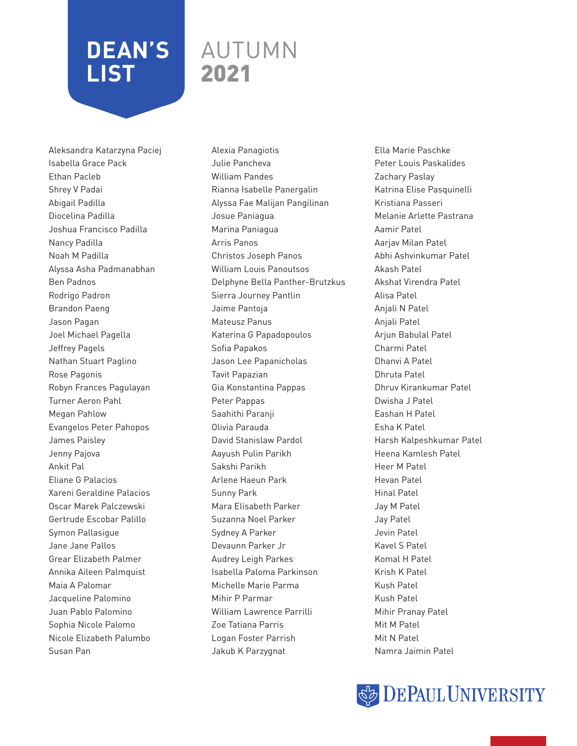# DEAN'S LIST AUTUMN 2021

Aleksandra Katarzyna Paciej
Isabella Grace Pack
Ethan Pacleb
Shrey V Padai
Abigail Padilla
Diocelina Padilla
Joshua Francisco Padilla
Nancy Padilla
Noah M Padilla
Alyssa Asha Padmanabhan
Ben Padnos
Rodrigo Padron
Brandon Paeng
Jason Pagan
Joel Michael Pagella
Jeffrey Pagels
Nathan Stuart Paglino
Rose Pagonis
Robyn Frances Pagulayan
Turner Aeron Pahl
Megan Pahlow
Evangelos Peter Pahopos
James Paisley
Jenny Pajova
Ankit Pal
Eliane G Palacios
Xareni Geraldine Palacios
Oscar Marek Palczewski
Gertrude Escobar Palillo
Symon Pallasigue
Jane Jane Pallos
Grear Elizabeth Palmer
Annika Aileen Palmquist
Maia A Palomar
Jacqueline Palomino
Juan Pablo Palomino
Sophia Nicole Palomo
Nicole Elizabeth Palumbo
Susan Pan
Alexia Panagiotis
Julie Pancheva
William Pandes
Rianna Isabelle Panergalin
Alyssa Fae Malijan Pangilinan
Josue Paniagua
Marina Paniagua
Arris Panos
Christos Joseph Panos
William Louis Panoutsos
Delphyne Bella Panther-Brutzkus
Sierra Journey Pantlin
Jaime Pantoja
Mateusz Panus
Katerina G Papadopoulos
Sofia Papakos
Jason Lee Papanicholas
Tavit Papazian
Gia Konstantina Pappas
Peter Pappas
Saahithi Paranji
Olivia Parauda
David Stanislaw Pardol
Aayush Pulin Parikh
Sakshi Parikh
Arlene Haeun Park
Sunny Park
Mara Elisabeth Parker
Suzanna Noel Parker
Sydney A Parker
Devaunn Parker Jr
Audrey Leigh Parkes
Isabella Paloma Parkinson
Michelle Marie Parma
Mihir P Parmar
William Lawrence Parrilli
Zoe Tatiana Parris
Logan Foster Parrish
Jakub K Parzygnat
Ella Marie Paschke
Peter Louis Paskalides
Zachary Paslay
Katrina Elise Pasquinelli
Kristiana Passeri
Melanie Arlette Pastrana
Aamir Patel
Aarjav Milan Patel
Abhi Ashvinkumar Patel
Akash Patel
Akshat Virendra Patel
Alisa Patel
Anjali N Patel
Anjali Patel
Arjun Babulal Patel
Charmi Patel
Dhanvi A Patel
Dhruta Patel
Dhruv Kirankumar Patel
Dwisha J Patel
Eashan H Patel
Esha K Patel
Harsh Kalpeshkumar Patel
Heena Kamlesh Patel
Heer M Patel
Hevan Patel
Hinal Patel
Jay M Patel
Jay Patel
Jevin Patel
Kavel S Patel
Komal H Patel
Krish K Patel
Kush Patel
Kush Patel
Mihir Pranay Patel
Mit M Patel
Mit N Patel
Namra Jaimin Patel

DePaul University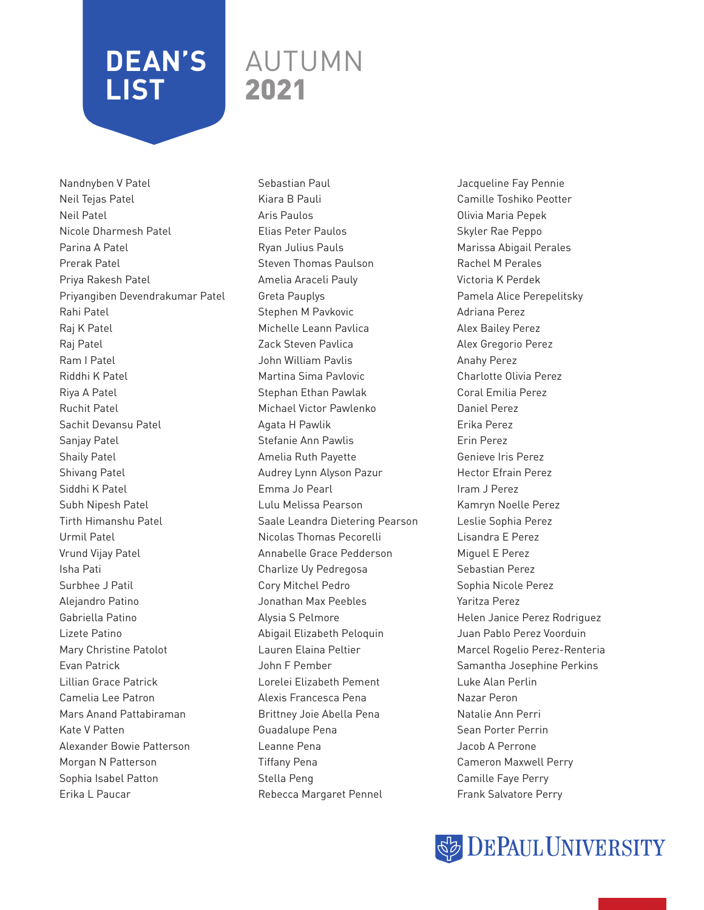# DEAN'S LIST AUTUMN 2021

Nandnyben V Patel
Neil Tejas Patel
Neil Patel
Nicole Dharmesh Patel
Parina A Patel
Prerak Patel
Priya Rakesh Patel
Priyangiben Devendrakumar Patel
Rahi Patel
Raj K Patel
Raj Patel
Ram I Patel
Riddhi K Patel
Riya A Patel
Ruchit Patel
Sachit Devansu Patel
Sanjay Patel
Shaily Patel
Shivang Patel
Siddhi K Patel
Subh Nipesh Patel
Tirth Himanshu Patel
Urmil Patel
Vrund Vijay Patel
Isha Pati
Surbhee J Patil
Alejandro Patino
Gabriella Patino
Lizete Patino
Mary Christine Patolot
Evan Patrick
Lillian Grace Patrick
Camelia Lee Patron
Mars Anand Pattabiraman
Kate V Patten
Alexander Bowie Patterson
Morgan N Patterson
Sophia Isabel Patton
Erika L Paucar
Sebastian Paul
Kiara B Pauli
Aris Paulos
Elias Peter Paulos
Ryan Julius Pauls
Steven Thomas Paulson
Amelia Araceli Pauly
Greta Pauplys
Stephen M Pavkovic
Michelle Leann Pavlica
Zack Steven Pavlica
John William Pavlis
Martina Sima Pavlovic
Stephan Ethan Pawlak
Michael Victor Pawlenko
Agata H Pawlik
Stefanie Ann Pawlis
Amelia Ruth Payette
Audrey Lynn Alyson Pazur
Emma Jo Pearl
Lulu Melissa Pearson
Saale Leandra Dietering Pearson
Nicolas Thomas Pecorelli
Annabelle Grace Pedderson
Charlize Uy Pedregosa
Cory Mitchel Pedro
Jonathan Max Peebles
Alysia S Pelmore
Abigail Elizabeth Peloquin
Lauren Elaina Peltier
John F Pember
Lorelei Elizabeth Pement
Alexis Francesca Pena
Brittney Joie Abella Pena
Guadalupe Pena
Leanne Pena
Tiffany Pena
Stella Peng
Rebecca Margaret Pennel
Jacqueline Fay Pennie
Camille Toshiko Peotter
Olivia Maria Pepek
Skyler Rae Peppo
Marissa Abigail Perales
Rachel M Perales
Victoria K Perdek
Pamela Alice Perepelitsky
Adriana Perez
Alex Bailey Perez
Alex Gregorio Perez
Anahy Perez
Charlotte Olivia Perez
Coral Emilia Perez
Daniel Perez
Erika Perez
Erin Perez
Genieve Iris Perez
Hector Efrain Perez
Iram J Perez
Kamryn Noelle Perez
Leslie Sophia Perez
Lisandra E Perez
Miguel E Perez
Sebastian Perez
Sophia Nicole Perez
Yaritza Perez
Helen Janice Perez Rodriguez
Juan Pablo Perez Voorduin
Marcel Rogelio Perez-Renteria
Samantha Josephine Perkins
Luke Alan Perlin
Nazar Peron
Natalie Ann Perri
Sean Porter Perrin
Jacob A Perrone
Cameron Maxwell Perry
Camille Faye Perry
Frank Salvatore Perry

DePaul University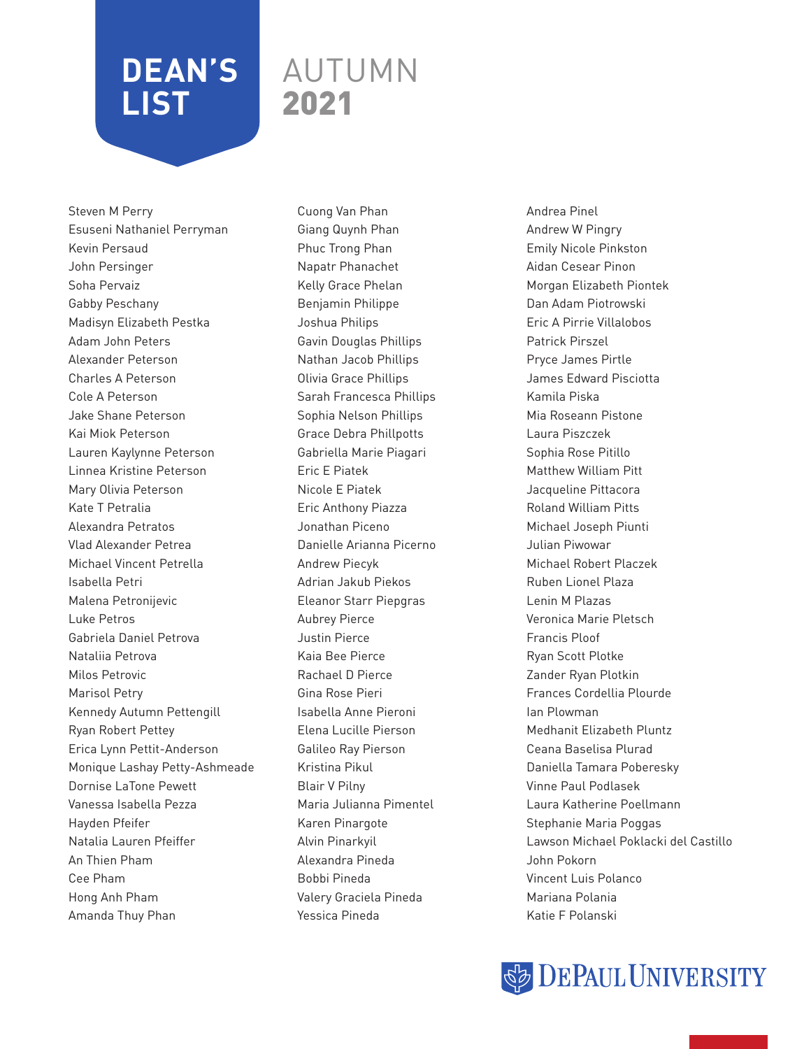# DEAN'S LIST AUTUMN 2021

Steven M Perry
Esuseni Nathaniel Perryman
Kevin Persaud
John Persinger
Soha Pervaiz
Gabby Peschany
Madisyn Elizabeth Pestka
Adam John Peters
Alexander Peterson
Charles A Peterson
Cole A Peterson
Jake Shane Peterson
Kai Miok Peterson
Lauren Kaylynne Peterson
Linnea Kristine Peterson
Mary Olivia Peterson
Kate T Petralia
Alexandra Petratos
Vlad Alexander Petrea
Michael Vincent Petrella
Isabella Petri
Malena Petronijevic
Luke Petros
Gabriela Daniel Petrova
Nataliia Petrova
Milos Petrovic
Marisol Petry
Kennedy Autumn Pettengill
Ryan Robert Pettey
Erica Lynn Pettit-Anderson
Monique Lashay Petty-Ashmeade
Dornise LaTone Pewett
Vanessa Isabella Pezza
Hayden Pfeifer
Natalia Lauren Pfeiffer
An Thien Pham
Cee Pham
Hong Anh Pham
Amanda Thuy Phan
Cuong Van Phan
Giang Quynh Phan
Phuc Trong Phan
Napatr Phanachet
Kelly Grace Phelan
Benjamin Philippe
Joshua Philips
Gavin Douglas Phillips
Nathan Jacob Phillips
Olivia Grace Phillips
Sarah Francesca Phillips
Sophia Nelson Phillips
Grace Debra Phillpotts
Gabriella Marie Piagari
Eric E Piatek
Nicole E Piatek
Eric Anthony Piazza
Jonathan Piceno
Danielle Arianna Picerno
Andrew Piecyk
Adrian Jakub Piekos
Eleanor Starr Piepgras
Aubrey Pierce
Justin Pierce
Kaia Bee Pierce
Rachael D Pierce
Gina Rose Pieri
Isabella Anne Pieroni
Elena Lucille Pierson
Galileo Ray Pierson
Kristina Pikul
Blair V Pilny
Maria Julianna Pimentel
Karen Pinargote
Alvin Pinarkyil
Alexandra Pineda
Bobbi Pineda
Valery Graciela Pineda
Yessica Pineda
Andrea Pinel
Andrew W Pingry
Emily Nicole Pinkston
Aidan Cesear Pinon
Morgan Elizabeth Piontek
Dan Adam Piotrowski
Eric A Pirrie Villalobos
Patrick Pirszel
Pryce James Pirtle
James Edward Pisciotta
Kamila Piska
Mia Roseann Pistone
Laura Piszczek
Sophia Rose Pitillo
Matthew William Pitt
Jacqueline Pittacora
Roland William Pitts
Michael Joseph Piunti
Julian Piwowar
Michael Robert Placzek
Ruben Lionel Plaza
Lenin M Plazas
Veronica Marie Pletsch
Francis Ploof
Ryan Scott Plotke
Zander Ryan Plotkin
Frances Cordellia Plourde
Ian Plowman
Medhanit Elizabeth Pluntz
Ceana Baselisa Plurad
Daniella Tamara Poberesky
Vinne Paul Podlasek
Laura Katherine Poellmann
Stephanie Maria Poggas
Lawson Michael Poklacki del Castillo
John Pokorn
Vincent Luis Polanco
Mariana Polania
Katie F Polanski

DePaul University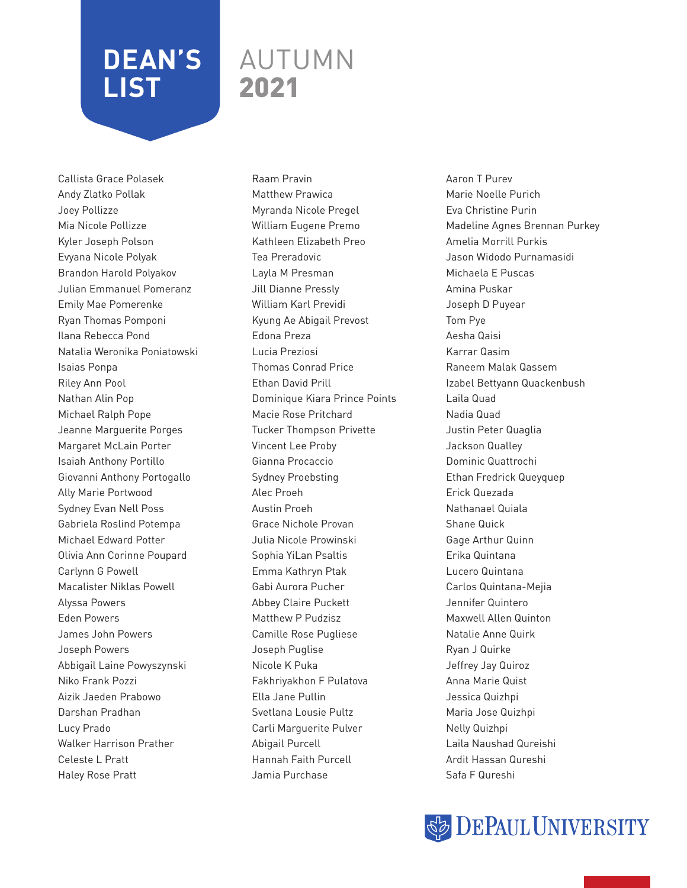# DEAN'S LIST AUTUMN 2021

Callista Grace Polasek
Andy Zlatko Pollak
Joey Pollizze
Mia Nicole Pollizze
Kyler Joseph Polson
Evyana Nicole Polyak
Brandon Harold Polyakov
Julian Emmanuel Pomeranz
Emily Mae Pomerenke
Ryan Thomas Pomponi
Ilana Rebecca Pond
Natalia Weronika Poniatowski
Isaias Ponpa
Riley Ann Pool
Nathan Alin Pop
Michael Ralph Pope
Jeanne Marguerite Porges
Margaret McLain Porter
Isaiah Anthony Portillo
Giovanni Anthony Portogallo
Ally Marie Portwood
Sydney Evan Nell Poss
Gabriela Roslind Potempa
Michael Edward Potter
Olivia Ann Corinne Poupard
Carlynn G Powell
Macalister Niklas Powell
Alyssa Powers
Eden Powers
James John Powers
Joseph Powers
Abbigail Laine Powyszynski
Niko Frank Pozzi
Aizik Jaeden Prabowo
Darshan Pradhan
Lucy Prado
Walker Harrison Prather
Celeste L Pratt
Haley Rose Pratt
Raam Pravin
Matthew Prawica
Myranda Nicole Pregel
William Eugene Premo
Kathleen Elizabeth Preo
Tea Preradovic
Layla M Presman
Jill Dianne Pressly
William Karl Previdi
Kyung Ae Abigail Prevost
Edona Preza
Lucia Preziosi
Thomas Conrad Price
Ethan David Prill
Dominique Kiara Prince Points
Macie Rose Pritchard
Tucker Thompson Privette
Vincent Lee Proby
Gianna Procaccio
Sydney Proebsting
Alec Proeh
Austin Proeh
Grace Nichole Provan
Julia Nicole Prowinski
Sophia YiLan Psaltis
Emma Kathryn Ptak
Gabi Aurora Pucher
Abbey Claire Puckett
Matthew P Pudzisz
Camille Rose Pugliese
Joseph Puglise
Nicole K Puka
Fakhriyakhon F Pulatova
Ella Jane Pullin
Svetlana Lousie Pultz
Carli Marguerite Pulver
Abigail Purcell
Hannah Faith Purcell
Jamia Purchase
Aaron T Purev
Marie Noelle Purich
Eva Christine Purin
Madeline Agnes Brennan Purkey
Amelia Morrill Purkis
Jason Widodo Purnamasidi
Michaela E Puscas
Amina Puskar
Joseph D Puyear
Tom Pye
Aesha Qaisi
Karrar Qasim
Raneem Malak Qassem
Izabel Bettyann Quackenbush
Laila Quad
Nadia Quad
Justin Peter Quaglia
Jackson Qualley
Dominic Quattrochi
Ethan Fredrick Queyquep
Erick Quezada
Nathanael Quiala
Shane Quick
Gage Arthur Quinn
Erika Quintana
Lucero Quintana
Carlos Quintana-Mejia
Jennifer Quintero
Maxwell Allen Quinton
Natalie Anne Quirk
Ryan J Quirke
Jeffrey Jay Quiroz
Anna Marie Quist
Jessica Quizhpi
Maria Jose Quizhpi
Nelly Quizhpi
Laila Naushad Qureishi
Ardit Hassan Qureshi
Safa F Qureshi

DePaul University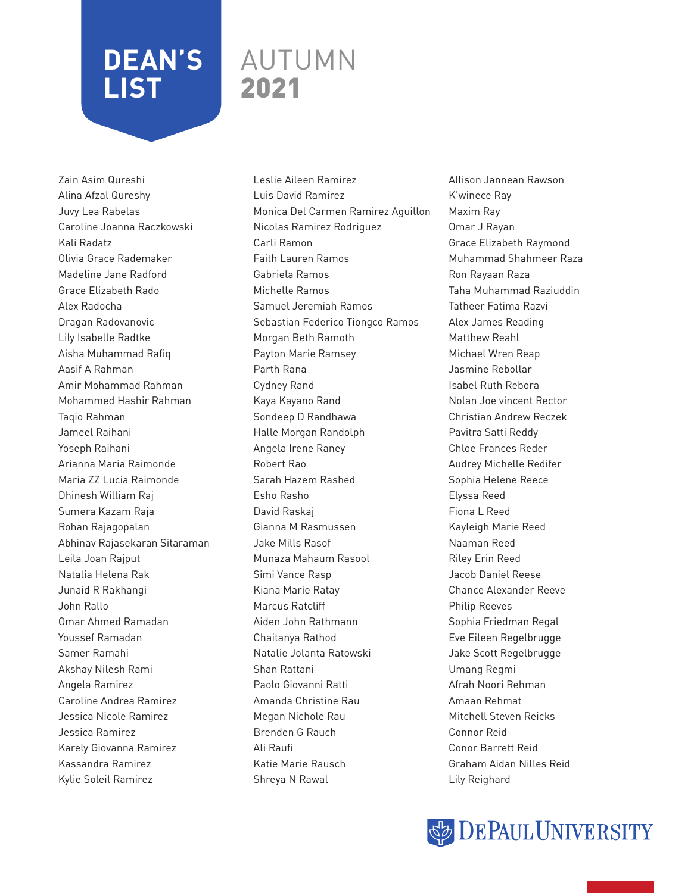# DEAN'S LIST

# AUTUMN 2021

Zain Asim Qureshi
Alina Afzal Qureshy
Juvy Lea Rabelas
Caroline Joanna Raczkowski
Kali Radatz
Olivia Grace Rademaker
Madeline Jane Radford
Grace Elizabeth Rado
Alex Radocha
Dragan Radovanovic
Lily Isabelle Radtke
Aisha Muhammad Rafiq
Aasif A Rahman
Amir Mohammad Rahman
Mohammed Hashir Rahman
Taqio Rahman
Jameel Raihani
Yoseph Raihani
Arianna Maria Raimonde
Maria ZZ Lucia Raimonde
Dhinesh William Raj
Sumera Kazam Raja
Rohan Rajagopalan
Abhinav Rajasekaran Sitaraman
Leila Joan Rajput
Natalia Helena Rak
Junaid R Rakhangi
John Rallo
Omar Ahmed Ramadan
Youssef Ramadan
Samer Ramahi
Akshay Nilesh Rami
Angela Ramirez
Caroline Andrea Ramirez
Jessica Nicole Ramirez
Jessica Ramirez
Karely Giovanna Ramirez
Kassandra Ramirez
Kylie Soleil Ramirez
Leslie Aileen Ramirez
Luis David Ramirez
Monica Del Carmen Ramirez Aguillon
Nicolas Ramirez Rodriguez
Carli Ramon
Faith Lauren Ramos
Gabriela Ramos
Michelle Ramos
Samuel Jeremiah Ramos
Sebastian Federico Tiongco Ramos
Morgan Beth Ramoth
Payton Marie Ramsey
Parth Rana
Cydney Rand
Kaya Kayano Rand
Sondeep D Randhawa
Halle Morgan Randolph
Angela Irene Raney
Robert Rao
Sarah Hazem Rashed
Esho Rasho
David Raskaj
Gianna M Rasmussen
Jake Mills Rasof
Munaza Mahaum Rasool
Simi Vance Rasp
Kiana Marie Ratay
Marcus Ratcliff
Aiden John Rathmann
Chaitanya Rathod
Natalie Jolanta Ratowski
Shan Rattani
Paolo Giovanni Ratti
Amanda Christine Rau
Megan Nichole Rau
Brenden G Rauch
Ali Raufi
Katie Marie Rausch
Shreya N Rawal
Allison Jannean Rawson
K'winece Ray
Maxim Ray
Omar J Rayan
Grace Elizabeth Raymond
Muhammad Shahmeer Raza
Ron Rayaan Raza
Taha Muhammad Raziuddin
Tatheer Fatima Razvi
Alex James Reading
Matthew Reahl
Michael Wren Reap
Jasmine Rebollar
Isabel Ruth Rebora
Nolan Joe vincent Rector
Christian Andrew Reczek
Pavitra Satti Reddy
Chloe Frances Reder
Audrey Michelle Redifer
Sophia Helene Reece
Elyssa Reed
Fiona L Reed
Kayleigh Marie Reed
Naaman Reed
Riley Erin Reed
Jacob Daniel Reese
Chance Alexander Reeve
Philip Reeves
Sophia Friedman Regal
Eve Eileen Regelbrugge
Jake Scott Regelbrugge
Umang Regmi
Afrah Noori Rehman
Amaan Rehmat
Mitchell Steven Reicks
Connor Reid
Conor Barrett Reid
Graham Aidan Nilles Reid
Lily Reighard

DePaul University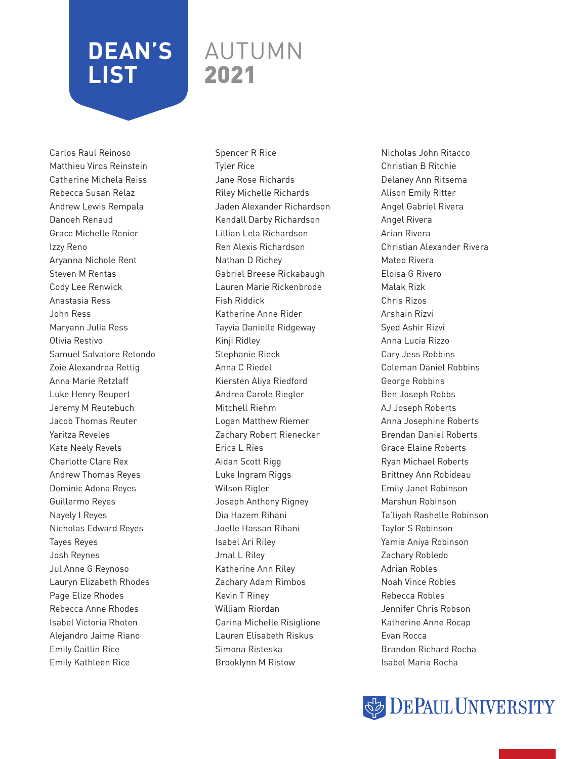# DEAN'S LIST

## AUTUMN 2021

Carlos Raul Reinoso
Matthieu Viros Reinstein
Catherine Michela Reiss
Rebecca Susan Relaz
Andrew Lewis Rempala
Danoeh Renaud
Grace Michelle Renier
Izzy Reno
Aryanna Nichole Rent
Steven M Rentas
Cody Lee Renwick
Anastasia Ress
John Ress
Maryann Julia Ress
Olivia Restivo
Samuel Salvatore Retondo
Zoie Alexandrea Rettig
Anna Marie Retzlaff
Luke Henry Reupert
Jeremy M Reutebuch
Jacob Thomas Reuter
Yaritza Reveles
Kate Neely Revels
Charlotte Clare Rex
Andrew Thomas Reyes
Dominic Adona Reyes
Guillermo Reyes
Nayely I Reyes
Nicholas Edward Reyes
Tayes Reyes
Josh Reynes
Jul Anne G Reynoso
Lauryn Elizabeth Rhodes
Page Elize Rhodes
Rebecca Anne Rhodes
Isabel Victoria Rhoten
Alejandro Jaime Riano
Emily Caitlin Rice
Emily Kathleen Rice
Spencer R Rice
Tyler Rice
Jane Rose Richards
Riley Michelle Richards
Jaden Alexander Richardson
Kendall Darby Richardson
Lillian Lela Richardson
Ren Alexis Richardson
Nathan D Richey
Gabriel Breese Rickabaugh
Lauren Marie Rickenbrode
Fish Riddick
Katherine Anne Rider
Tayvia Danielle Ridgeway
Kinji Ridley
Stephanie Rieck
Anna C Riedel
Kiersten Aliya Riedford
Andrea Carole Riegler
Mitchell Riehm
Logan Matthew Riemer
Zachary Robert Rienecker
Erica L Ries
Aidan Scott Rigg
Luke Ingram Riggs
Wilson Rigler
Joseph Anthony Rigney
Dia Hazem Rihani
Joelle Hassan Rihani
Isabel Ari Riley
Jmal L Riley
Katherine Ann Riley
Zachary Adam Rimbos
Kevin T Riney
William Riordan
Carina Michelle Risiglione
Lauren Elisabeth Riskus
Simona Risteska
Brooklynn M Ristow
Nicholas John Ritacco
Christian B Ritchie
Delaney Ann Ritsema
Alison Emily Ritter
Angel Gabriel Rivera
Angel Rivera
Arian Rivera
Christian Alexander Rivera
Mateo Rivera
Eloisa G Rivero
Malak Rizk
Chris Rizos
Arshain Rizvi
Syed Ashir Rizvi
Anna Lucia Rizzo
Cary Jess Robbins
Coleman Daniel Robbins
George Robbins
Ben Joseph Robbs
AJ Joseph Roberts
Anna Josephine Roberts
Brendan Daniel Roberts
Grace Elaine Roberts
Ryan Michael Roberts
Brittney Ann Robideau
Emily Janet Robinson
Marshun Robinson
Ta'liyah Rashelle Robinson
Taylor S Robinson
Yamia Aniya Robinson
Zachary Robledo
Adrian Robles
Noah Vince Robles
Rebecca Robles
Jennifer Chris Robson
Katherine Anne Rocap
Evan Rocca
Brandon Richard Rocha
Isabel Maria Rocha

DePaul University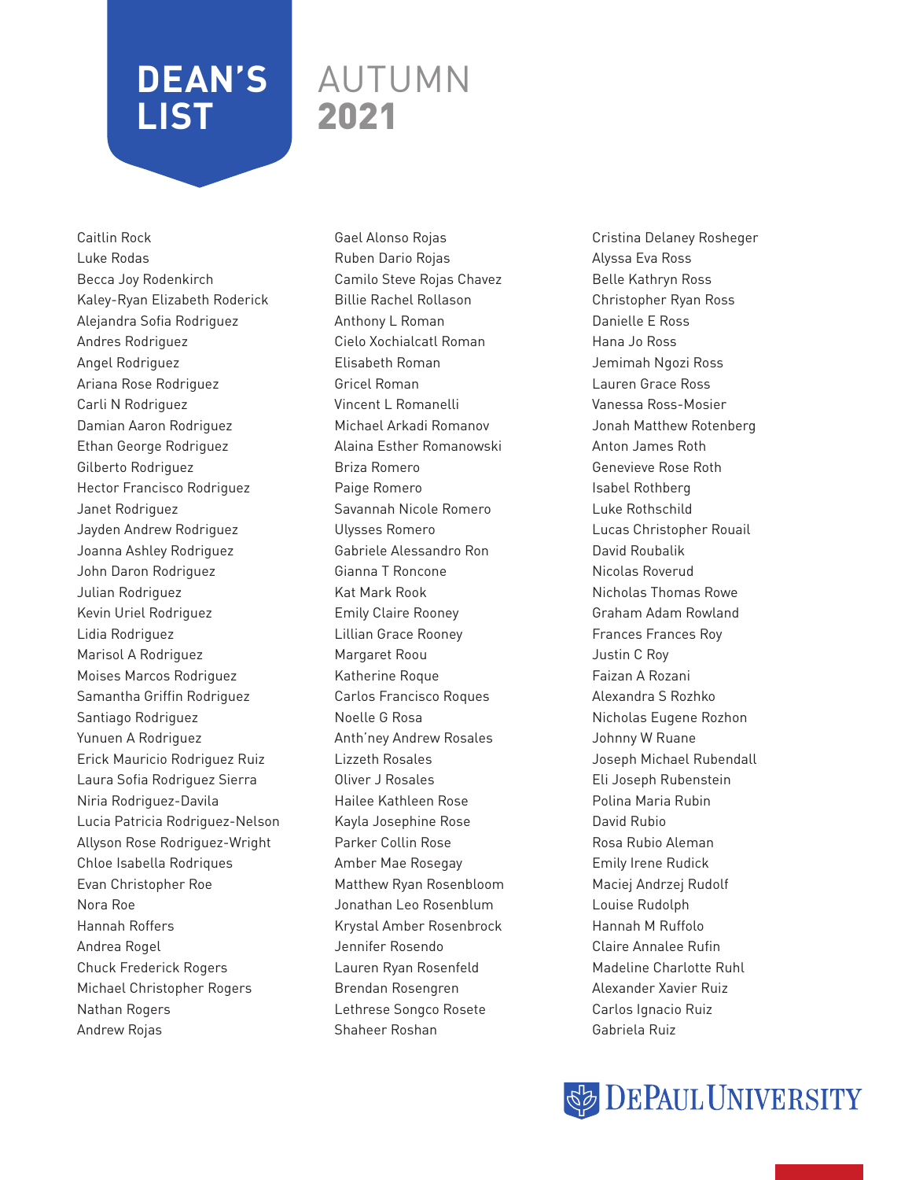# DEAN'S LIST AUTUMN 2021

Caitlin Rock
Luke Rodas
Becca Joy Rodenkirch
Kaley-Ryan Elizabeth Roderick
Alejandra Sofia Rodriguez
Andres Rodriguez
Angel Rodriguez
Ariana Rose Rodriguez
Carli N Rodriguez
Damian Aaron Rodriguez
Ethan George Rodriguez
Gilberto Rodriguez
Hector Francisco Rodriguez
Janet Rodriguez
Jayden Andrew Rodriguez
Joanna Ashley Rodriguez
John Daron Rodriguez
Julian Rodriguez
Kevin Uriel Rodriguez
Lidia Rodriguez
Marisol A Rodriguez
Moises Marcos Rodriguez
Samantha Griffin Rodriguez
Santiago Rodriguez
Yunuen A Rodriguez
Erick Mauricio Rodriguez Ruiz
Laura Sofia Rodriguez Sierra
Niria Rodriguez-Davila
Lucia Patricia Rodriguez-Nelson
Allyson Rose Rodriguez-Wright
Chloe Isabella Rodriques
Evan Christopher Roe
Nora Roe
Hannah Roffers
Andrea Rogel
Chuck Frederick Rogers
Michael Christopher Rogers
Nathan Rogers
Andrew Rojas
Gael Alonso Rojas
Ruben Dario Rojas
Camilo Steve Rojas Chavez
Billie Rachel Rollason
Anthony L Roman
Cielo Xochialcatl Roman
Elisabeth Roman
Gricel Roman
Vincent L Romanelli
Michael Arkadi Romanov
Alaina Esther Romanowski
Briza Romero
Paige Romero
Savannah Nicole Romero
Ulysses Romero
Gabriele Alessandro Ron
Gianna T Roncone
Kat Mark Rook
Emily Claire Rooney
Lillian Grace Rooney
Margaret Roou
Katherine Roque
Carlos Francisco Roques
Noelle G Rosa
Anth'ney Andrew Rosales
Lizzeth Rosales
Oliver J Rosales
Hailee Kathleen Rose
Kayla Josephine Rose
Parker Collin Rose
Amber Mae Rosegay
Matthew Ryan Rosenbloom
Jonathan Leo Rosenblum
Krystal Amber Rosenbrock
Jennifer Rosendo
Lauren Ryan Rosenfeld
Brendan Rosengren
Lethrese Songco Rosete
Shaheer Roshan
Cristina Delaney Rosheger
Alyssa Eva Ross
Belle Kathryn Ross
Christopher Ryan Ross
Danielle E Ross
Hana Jo Ross
Jemimah Ngozi Ross
Lauren Grace Ross
Vanessa Ross-Mosier
Jonah Matthew Rotenberg
Anton James Roth
Genevieve Rose Roth
Isabel Rothberg
Luke Rothschild
Lucas Christopher Rouail
David Roubalik
Nicolas Roverud
Nicholas Thomas Rowe
Graham Adam Rowland
Frances Frances Roy
Justin C Roy
Faizan A Rozani
Alexandra S Rozhko
Nicholas Eugene Rozhon
Johnny W Ruane
Joseph Michael Rubendall
Eli Joseph Rubenstein
Polina Maria Rubin
David Rubio
Rosa Rubio Aleman
Emily Irene Rudick
Maciej Andrzej Rudolf
Louise Rudolph
Hannah M Ruffolo
Claire Annalee Rufin
Madeline Charlotte Ruhl
Alexander Xavier Ruiz
Carlos Ignacio Ruiz
Gabriela Ruiz

DePaul University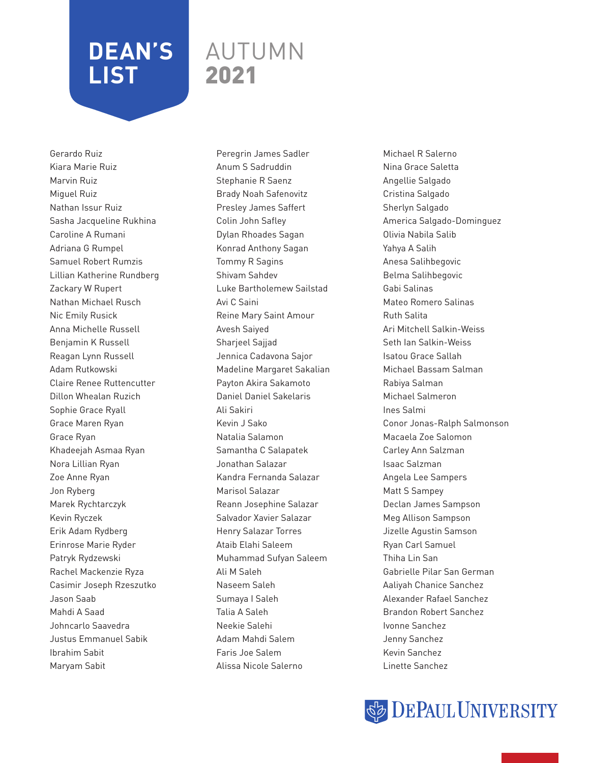# DEAN'S LIST AUTUMN 2021

Gerardo Ruiz
Kiara Marie Ruiz
Marvin Ruiz
Miguel Ruiz
Nathan Issur Ruiz
Sasha Jacqueline Rukhina
Caroline A Rumani
Adriana G Rumpel
Samuel Robert Rumzis
Lillian Katherine Rundberg
Zackary W Rupert
Nathan Michael Rusch
Nic Emily Rusick
Anna Michelle Russell
Benjamin K Russell
Reagan Lynn Russell
Adam Rutkowski
Claire Renee Ruttencutter
Dillon Whealan Ruzich
Sophie Grace Ryall
Grace Maren Ryan
Grace Ryan
Khadeejah Asmaa Ryan
Nora Lillian Ryan
Zoe Anne Ryan
Jon Ryberg
Marek Rychtarczyk
Kevin Ryczek
Erik Adam Rydberg
Erinrose Marie Ryder
Patryk Rydzewski
Rachel Mackenzie Ryza
Casimir Joseph Rzeszutko
Jason Saab
Mahdi A Saad
Johncarlo Saavedra
Justus Emmanuel Sabik
Ibrahim Sabit
Maryam Sabit
Peregrin James Sadler
Anum S Sadruddin
Stephanie R Saenz
Brady Noah Safenovitz
Presley James Saffert
Colin John Safley
Dylan Rhoades Sagan
Konrad Anthony Sagan
Tommy R Sagins
Shivam Sahdev
Luke Bartholemew Sailstad
Avi C Saini
Reine Mary Saint Amour
Avesh Saiyed
Sharjeel Sajjad
Jennica Cadavona Sajor
Madeline Margaret Sakalian
Payton Akira Sakamoto
Daniel Daniel Sakelaris
Ali Sakiri
Kevin J Sako
Natalia Salamon
Samantha C Salapatek
Jonathan Salazar
Kandra Fernanda Salazar
Marisol Salazar
Reann Josephine Salazar
Salvador Xavier Salazar
Henry Salazar Torres
Ataib Elahi Saleem
Muhammad Sufyan Saleem
Ali M Saleh
Naseem Saleh
Sumaya I Saleh
Talia A Saleh
Neekie Salehi
Adam Mahdi Salem
Faris Joe Salem
Alissa Nicole Salerno
Michael R Salerno
Nina Grace Saletta
Angellie Salgado
Cristina Salgado
Sherlyn Salgado
America Salgado-Dominguez
Olivia Nabila Salib
Yahya A Salih
Anesa Salihbegovic
Belma Salihbegovic
Gabi Salinas
Mateo Romero Salinas
Ruth Salita
Ari Mitchell Salkin-Weiss
Seth Ian Salkin-Weiss
Isatou Grace Sallah
Michael Bassam Salman
Rabiya Salman
Michael Salmeron
Ines Salmi
Conor Jonas-Ralph Salmonson
Macaela Zoe Salomon
Carley Ann Salzman
Isaac Salzman
Angela Lee Sampers
Matt S Sampey
Declan James Sampson
Meg Allison Sampson
Jizelle Agustin Samson
Ryan Carl Samuel
Thiha Lin San
Gabrielle Pilar San German
Aaliyah Chanice Sanchez
Alexander Rafael Sanchez
Brandon Robert Sanchez
Ivonne Sanchez
Jenny Sanchez
Kevin Sanchez
Linette Sanchez

DePaul University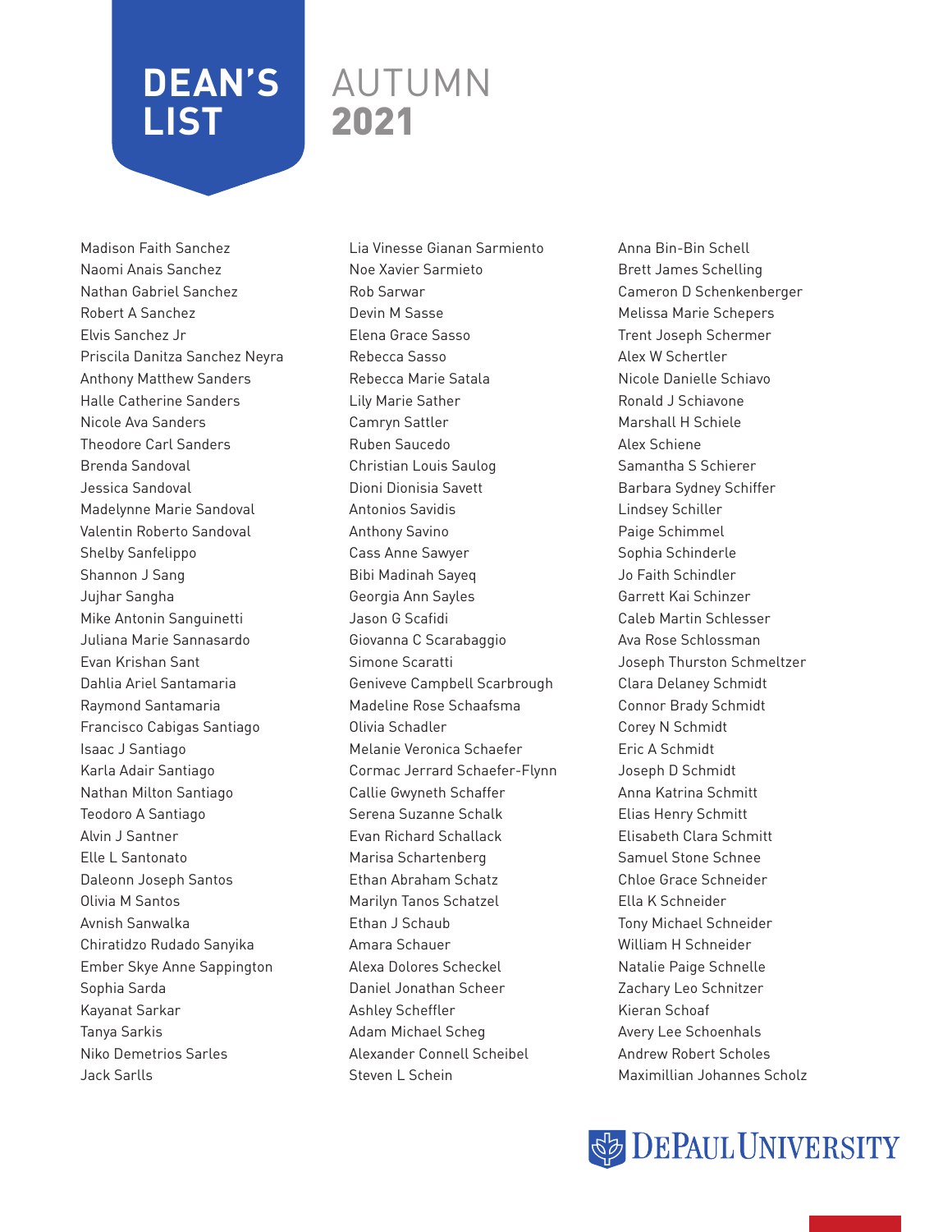# DEAN'S LIST AUTUMN 2021

Madison Faith Sanchez
Naomi Anais Sanchez
Nathan Gabriel Sanchez
Robert A Sanchez
Elvis Sanchez Jr
Priscila Danitza Sanchez Neyra
Anthony Matthew Sanders
Halle Catherine Sanders
Nicole Ava Sanders
Theodore Carl Sanders
Brenda Sandoval
Jessica Sandoval
Madelynne Marie Sandoval
Valentin Roberto Sandoval
Shelby Sanfelippo
Shannon J Sang
Jujhar Sangha
Mike Antonin Sanguinetti
Juliana Marie Sannasardo
Evan Krishan Sant
Dahlia Ariel Santamaria
Raymond Santamaria
Francisco Cabigas Santiago
Isaac J Santiago
Karla Adair Santiago
Nathan Milton Santiago
Teodoro A Santiago
Alvin J Santner
Elle L Santonato
Daleonn Joseph Santos
Olivia M Santos
Avnish Sanwalka
Chiratidzo Rudado Sanyika
Ember Skye Anne Sappington
Sophia Sarda
Kayanat Sarkar
Tanya Sarkis
Niko Demetrios Sarles
Jack Sarlls
Lia Vinesse Gianan Sarmiento
Noe Xavier Sarmieto
Rob Sarwar
Devin M Sasse
Elena Grace Sasso
Rebecca Sasso
Rebecca Marie Satala
Lily Marie Sather
Camryn Sattler
Ruben Saucedo
Christian Louis Saulog
Dioni Dionisia Savett
Antonios Savidis
Anthony Savino
Cass Anne Sawyer
Bibi Madinah Sayeq
Georgia Ann Sayles
Jason G Scafidi
Giovanna C Scarabaggio
Simone Scaratti
Geniveve Campbell Scarbrough
Madeline Rose Schaafsma
Olivia Schadler
Melanie Veronica Schaefer
Cormac Jerrard Schaefer-Flynn
Callie Gwyneth Schaffer
Serena Suzanne Schalk
Evan Richard Schallack
Marisa Schartenberg
Ethan Abraham Schatz
Marilyn Tanos Schatzel
Ethan J Schaub
Amara Schauer
Alexa Dolores Scheckel
Daniel Jonathan Scheer
Ashley Scheffler
Adam Michael Scheg
Alexander Connell Scheibel
Steven L Schein
Anna Bin-Bin Schell
Brett James Schelling
Cameron D Schenkenberger
Melissa Marie Schepers
Trent Joseph Schermer
Alex W Schertler
Nicole Danielle Schiavo
Ronald J Schiavone
Marshall H Schiele
Alex Schiene
Samantha S Schierer
Barbara Sydney Schiffer
Lindsey Schiller
Paige Schimmel
Sophia Schinderle
Jo Faith Schindler
Garrett Kai Schinzer
Caleb Martin Schlesser
Ava Rose Schlossman
Joseph Thurston Schmeltzer
Clara Delaney Schmidt
Connor Brady Schmidt
Corey N Schmidt
Eric A Schmidt
Joseph D Schmidt
Anna Katrina Schmitt
Elias Henry Schmitt
Elisabeth Clara Schmitt
Samuel Stone Schnee
Chloe Grace Schneider
Ella K Schneider
Tony Michael Schneider
William H Schneider
Natalie Paige Schnelle
Zachary Leo Schnitzer
Kieran Schoaf
Avery Lee Schoenhals
Andrew Robert Scholes
Maximillian Johannes Scholz

DePaul University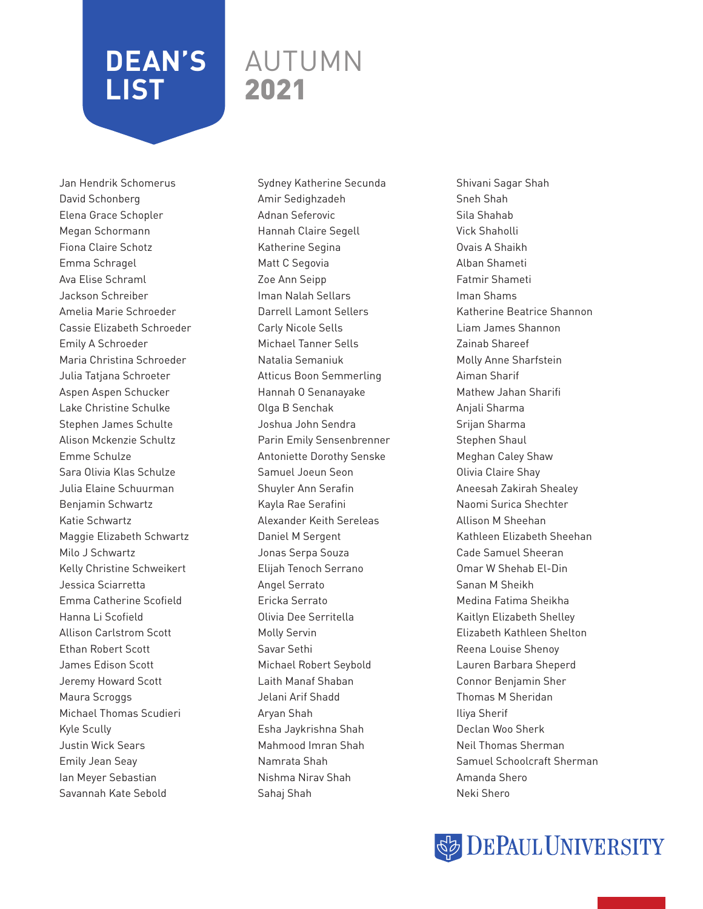# DEAN'S LIST

## AUTUMN 2021

Jan Hendrik Schomerus
David Schonberg
Elena Grace Schopler
Megan Schormann
Fiona Claire Schotz
Emma Schragel
Ava Elise Schraml
Jackson Schreiber
Amelia Marie Schroeder
Cassie Elizabeth Schroeder
Emily A Schroeder
Maria Christina Schroeder
Julia Tatjana Schroeter
Aspen Aspen Schucker
Lake Christine Schulke
Stephen James Schulte
Alison Mckenzie Schultz
Emme Schulze
Sara Olivia Klas Schulze
Julia Elaine Schuurman
Benjamin Schwartz
Katie Schwartz
Maggie Elizabeth Schwartz
Milo J Schwartz
Kelly Christine Schweikert
Jessica Sciarretta
Emma Catherine Scofield
Hanna Li Scofield
Allison Carlstrom Scott
Ethan Robert Scott
James Edison Scott
Jeremy Howard Scott
Maura Scroggs
Michael Thomas Scudieri
Kyle Scully
Justin Wick Sears
Emily Jean Seay
Ian Meyer Sebastian
Savannah Kate Sebold
Sydney Katherine Secunda
Amir Sedighzadeh
Adnan Seferovic
Hannah Claire Segell
Katherine Segina
Matt C Segovia
Zoe Ann Seipp
Iman Nalah Sellars
Darrell Lamont Sellers
Carly Nicole Sells
Michael Tanner Sells
Natalia Semaniuk
Atticus Boon Semmerling
Hannah O Senanayake
Olga B Senchak
Joshua John Sendra
Parin Emily Sensenbrenner
Antoniette Dorothy Senske
Samuel Joeun Seon
Shuyler Ann Serafin
Kayla Rae Serafini
Alexander Keith Sereleas
Daniel M Sergent
Jonas Serpa Souza
Elijah Tenoch Serrano
Angel Serrato
Ericka Serrato
Olivia Dee Serritella
Molly Servin
Savar Sethi
Michael Robert Seybold
Laith Manaf Shaban
Jelani Arif Shadd
Aryan Shah
Esha Jaykrishna Shah
Mahmood Imran Shah
Namrata Shah
Nishma Nirav Shah
Sahaj Shah
Shivani Sagar Shah
Sneh Shah
Sila Shahab
Vick Shaholli
Ovais A Shaikh
Alban Shameti
Fatmir Shameti
Iman Shams
Katherine Beatrice Shannon
Liam James Shannon
Zainab Shareef
Molly Anne Sharfstein
Aiman Sharif
Mathew Jahan Sharifi
Anjali Sharma
Srijan Sharma
Stephen Shaul
Meghan Caley Shaw
Olivia Claire Shay
Aneesah Zakirah Shealey
Naomi Surica Shechter
Allison M Sheehan
Kathleen Elizabeth Sheehan
Cade Samuel Sheeran
Omar W Shehab El-Din
Sanan M Sheikh
Medina Fatima Sheikha
Kaitlyn Elizabeth Shelley
Elizabeth Kathleen Shelton
Reena Louise Shenoy
Lauren Barbara Sheperd
Connor Benjamin Sher
Thomas M Sheridan
Iliya Sherif
Declan Woo Sherk
Neil Thomas Sherman
Samuel Schoolcraft Sherman
Amanda Shero
Neki Shero

DePaul University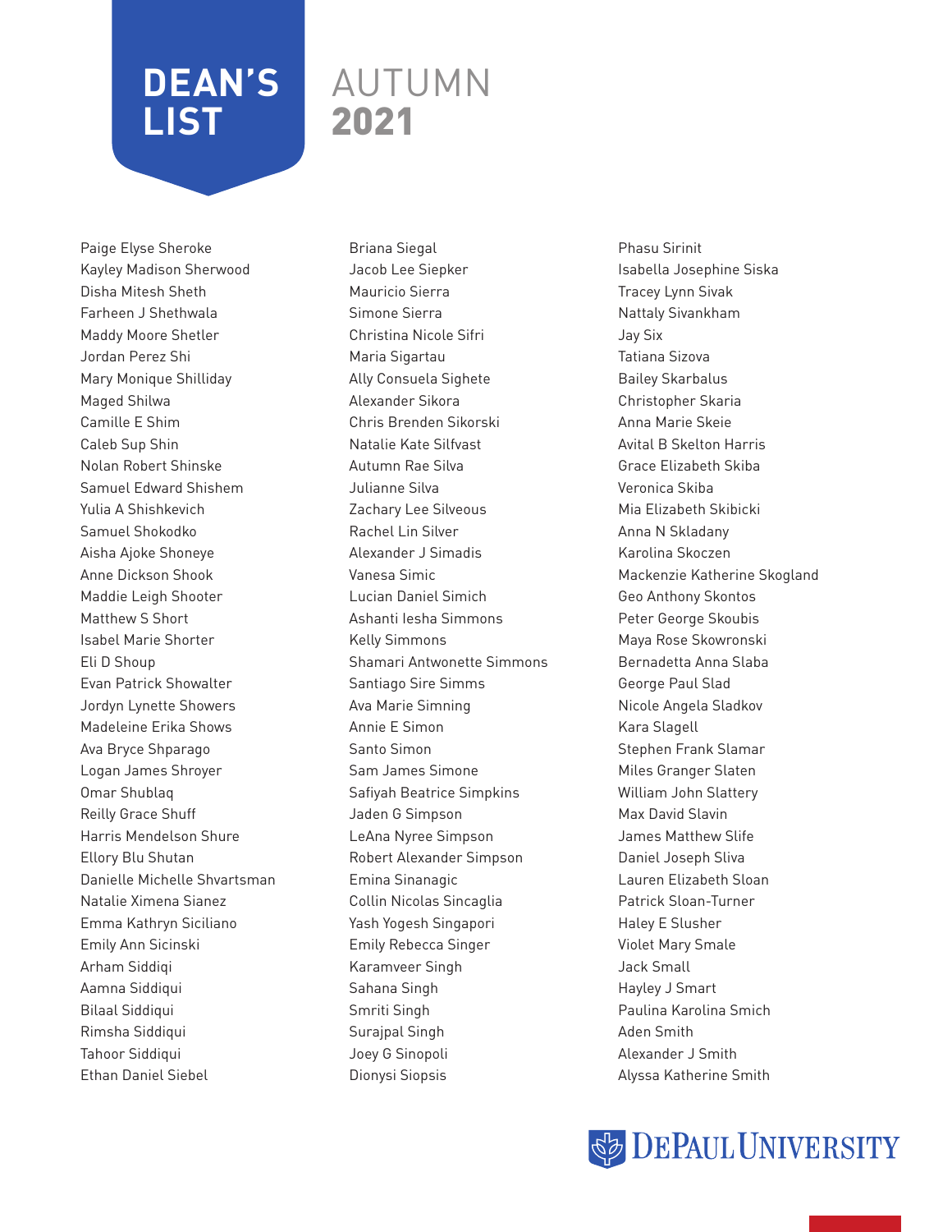# DEAN'S LIST AUTUMN 2021

Paige Elyse Sheroke
Kayley Madison Sherwood
Disha Mitesh Sheth
Farheen J Shethwala
Maddy Moore Shetler
Jordan Perez Shi
Mary Monique Shilliday
Maged Shilwa
Camille E Shim
Caleb Sup Shin
Nolan Robert Shinske
Samuel Edward Shishem
Yulia A Shishkevich
Samuel Shokodko
Aisha Ajoke Shoneye
Anne Dickson Shook
Maddie Leigh Shooter
Matthew S Short
Isabel Marie Shorter
Eli D Shoup
Evan Patrick Showalter
Jordyn Lynette Showers
Madeleine Erika Shows
Ava Bryce Shparago
Logan James Shroyer
Omar Shublaq
Reilly Grace Shuff
Harris Mendelson Shure
Ellory Blu Shutan
Danielle Michelle Shvartsman
Natalie Ximena Sianez
Emma Kathryn Siciliano
Emily Ann Sicinski
Arham Siddiqi
Aamna Siddiqui
Bilaal Siddiqui
Rimsha Siddiqui
Tahoor Siddiqui
Ethan Daniel Siebel
Briana Siegal
Jacob Lee Siepker
Mauricio Sierra
Simone Sierra
Christina Nicole Sifri
Maria Sigartau
Ally Consuela Sighete
Alexander Sikora
Chris Brenden Sikorski
Natalie Kate Silfvast
Autumn Rae Silva
Julianne Silva
Zachary Lee Silveous
Rachel Lin Silver
Alexander J Simadis
Vanesa Simic
Lucian Daniel Simich
Ashanti Iesha Simmons
Kelly Simmons
Shamari Antwonette Simmons
Santiago Sire Simms
Ava Marie Simning
Annie E Simon
Santo Simon
Sam James Simone
Safiyah Beatrice Simpkins
Jaden G Simpson
LeAna Nyree Simpson
Robert Alexander Simpson
Emina Sinanagic
Collin Nicolas Sincaglia
Yash Yogesh Singapori
Emily Rebecca Singer
Karamveer Singh
Sahana Singh
Smriti Singh
Surajpal Singh
Joey G Sinopoli
Dionysi Siopsis
Phasu Sirinit
Isabella Josephine Siska
Tracey Lynn Sivak
Nattaly Sivankham
Jay Six
Tatiana Sizova
Bailey Skarbalus
Christopher Skaria
Anna Marie Skeie
Avital B Skelton Harris
Grace Elizabeth Skiba
Veronica Skiba
Mia Elizabeth Skibicki
Anna N Skladany
Karolina Skoczen
Mackenzie Katherine Skogland
Geo Anthony Skontos
Peter George Skoubis
Maya Rose Skowronski
Bernadetta Anna Slaba
George Paul Slad
Nicole Angela Sladkov
Kara Slagell
Stephen Frank Slamar
Miles Granger Slaten
William John Slattery
Max David Slavin
James Matthew Slife
Daniel Joseph Sliva
Lauren Elizabeth Sloan
Patrick Sloan-Turner
Haley E Slusher
Violet Mary Smale
Jack Small
Hayley J Smart
Paulina Karolina Smich
Aden Smith
Alexander J Smith
Alyssa Katherine Smith

DePaul University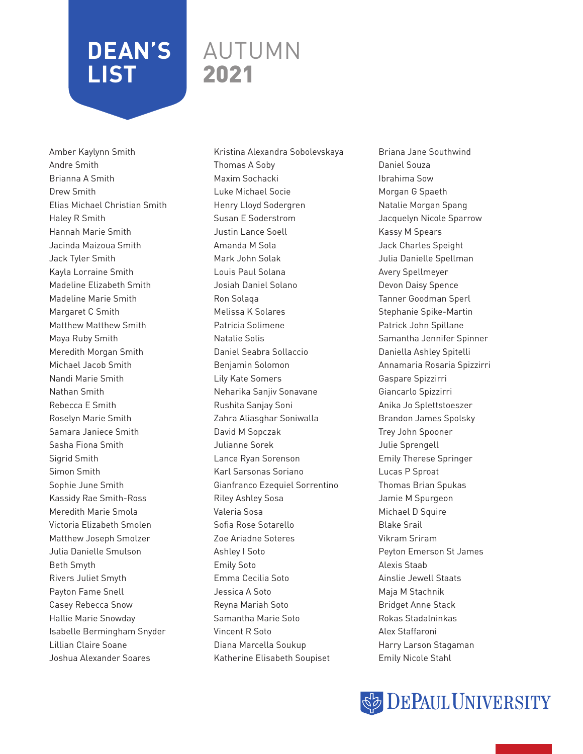# DEAN'S LIST

## AUTUMN 2021

Amber Kaylynn Smith
Andre Smith
Brianna A Smith
Drew Smith
Elias Michael Christian Smith
Haley R Smith
Hannah Marie Smith
Jacinda Maizoua Smith
Jack Tyler Smith
Kayla Lorraine Smith
Madeline Elizabeth Smith
Madeline Marie Smith
Margaret C Smith
Matthew Matthew Smith
Maya Ruby Smith
Meredith Morgan Smith
Michael Jacob Smith
Nandi Marie Smith
Nathan Smith
Rebecca E Smith
Roselyn Marie Smith
Samara Janiece Smith
Sasha Fiona Smith
Sigrid Smith
Simon Smith
Sophie June Smith
Kassidy Rae Smith-Ross
Meredith Marie Smola
Victoria Elizabeth Smolen
Matthew Joseph Smolzer
Julia Danielle Smulson
Beth Smyth
Rivers Juliet Smyth
Payton Fame Snell
Casey Rebecca Snow
Hallie Marie Snowday
Isabelle Bermingham Snyder
Lillian Claire Soane
Joshua Alexander Soares
Kristina Alexandra Sobolevskaya
Thomas A Soby
Maxim Sochacki
Luke Michael Socie
Henry Lloyd Sodergren
Susan E Soderstrom
Justin Lance Soell
Amanda M Sola
Mark John Solak
Louis Paul Solana
Josiah Daniel Solano
Ron Solaqa
Melissa K Solares
Patricia Solimene
Natalie Solis
Daniel Seabra Sollaccio
Benjamin Solomon
Lily Kate Somers
Neharika Sanjiv Sonavane
Rushita Sanjay Soni
Zahra Aliasghar Soniwalla
David M Sopczak
Julianne Sorek
Lance Ryan Sorenson
Karl Sarsonas Soriano
Gianfranco Ezequiel Sorrentino
Riley Ashley Sosa
Valeria Sosa
Sofia Rose Sotarello
Zoe Ariadne Soteres
Ashley I Soto
Emily Soto
Emma Cecilia Soto
Jessica A Soto
Reyna Mariah Soto
Samantha Marie Soto
Vincent R Soto
Diana Marcella Soukup
Katherine Elisabeth Soupiset
Briana Jane Southwind
Daniel Souza
Ibrahima Sow
Morgan G Spaeth
Natalie Morgan Spang
Jacquelyn Nicole Sparrow
Kassy M Spears
Jack Charles Speight
Julia Danielle Spellman
Avery Spellmeyer
Devon Daisy Spence
Tanner Goodman Sperl
Stephanie Spike-Martin
Patrick John Spillane
Samantha Jennifer Spinner
Daniella Ashley Spitelli
Annamaria Rosaria Spizzirri
Gaspare Spizzirri
Giancarlo Spizzirri
Anika Jo Splettstoeszer
Brandon James Spolsky
Trey John Spooner
Julie Sprengell
Emily Therese Springer
Lucas P Sproat
Thomas Brian Spukas
Jamie M Spurgeon
Michael D Squire
Blake Srail
Vikram Sriram
Peyton Emerson St James
Alexis Staab
Ainslie Jewell Staats
Maja M Stachnik
Bridget Anne Stack
Rokas Stadalninkas
Alex Staffaroni
Harry Larson Stagaman
Emily Nicole Stahl

DePaul University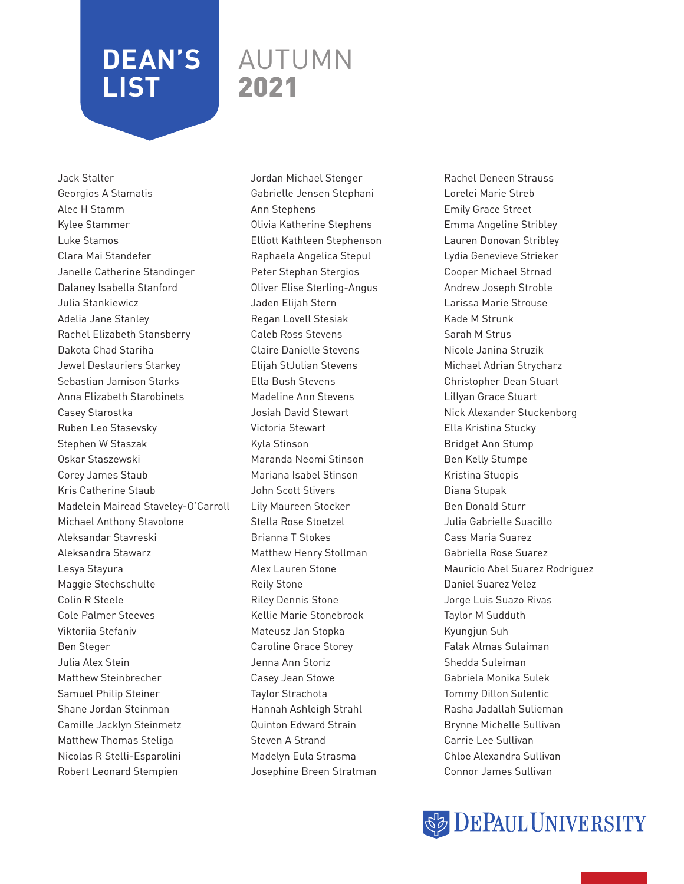# DEAN'S LIST AUTUMN 2021

Jack Stalter
Georgios A Stamatis
Alec H Stamm
Kylee Stammer
Luke Stamos
Clara Mai Standefer
Janelle Catherine Standinger
Dalaney Isabella Stanford
Julia Stankiewicz
Adelia Jane Stanley
Rachel Elizabeth Stansberry
Dakota Chad Stariha
Jewel Deslauriers Starkey
Sebastian Jamison Starks
Anna Elizabeth Starobinets
Casey Starostka
Ruben Leo Stasevsky
Stephen W Staszak
Oskar Staszewski
Corey James Staub
Kris Catherine Staub
Madelein Mairead Staveley-O'Carroll
Michael Anthony Stavolone
Aleksandar Stavreski
Aleksandra Stawarz
Lesya Stayura
Maggie Stechschulte
Colin R Steele
Cole Palmer Steeves
Viktoriia Stefaniv
Ben Steger
Julia Alex Stein
Matthew Steinbrecher
Samuel Philip Steiner
Shane Jordan Steinman
Camille Jacklyn Steinmetz
Matthew Thomas Steliga
Nicolas R Stelli-Esparolini
Robert Leonard Stempien
Jordan Michael Stenger
Gabrielle Jensen Stephani
Ann Stephens
Olivia Katherine Stephens
Elliott Kathleen Stephenson
Raphaela Angelica Stepul
Peter Stephan Stergios
Oliver Elise Sterling-Angus
Jaden Elijah Stern
Regan Lovell Stesiak
Caleb Ross Stevens
Claire Danielle Stevens
Elijah StJulian Stevens
Ella Bush Stevens
Madeline Ann Stevens
Josiah David Stewart
Victoria Stewart
Kyla Stinson
Maranda Neomi Stinson
Mariana Isabel Stinson
John Scott Stivers
Lily Maureen Stocker
Stella Rose Stoetzel
Brianna T Stokes
Matthew Henry Stollman
Alex Lauren Stone
Reily Stone
Riley Dennis Stone
Kellie Marie Stonebrook
Mateusz Jan Stopka
Caroline Grace Storey
Jenna Ann Storiz
Casey Jean Stowe
Taylor Strachota
Hannah Ashleigh Strahl
Quinton Edward Strain
Steven A Strand
Madelyn Eula Strasma
Josephine Breen Stratman
Rachel Deneen Strauss
Lorelei Marie Streb
Emily Grace Street
Emma Angeline Stribley
Lauren Donovan Stribley
Lydia Genevieve Strieker
Cooper Michael Strnad
Andrew Joseph Stroble
Larissa Marie Strouse
Kade M Strunk
Sarah M Strus
Nicole Janina Struzik
Michael Adrian Strycharz
Christopher Dean Stuart
Lillyan Grace Stuart
Nick Alexander Stuckenborg
Ella Kristina Stucky
Bridget Ann Stump
Ben Kelly Stumpe
Kristina Stuopis
Diana Stupak
Ben Donald Sturr
Julia Gabrielle Suacillo
Cass Maria Suarez
Gabriella Rose Suarez
Mauricio Abel Suarez Rodriguez
Daniel Suarez Velez
Jorge Luis Suazo Rivas
Taylor M Sudduth
Kyungjun Suh
Falak Almas Sulaiman
Shedda Suleiman
Gabriela Monika Sulek
Tommy Dillon Sulentic
Rasha Jadallah Sulieman
Brynne Michelle Sullivan
Carrie Lee Sullivan
Chloe Alexandra Sullivan
Connor James Sullivan

DePaul University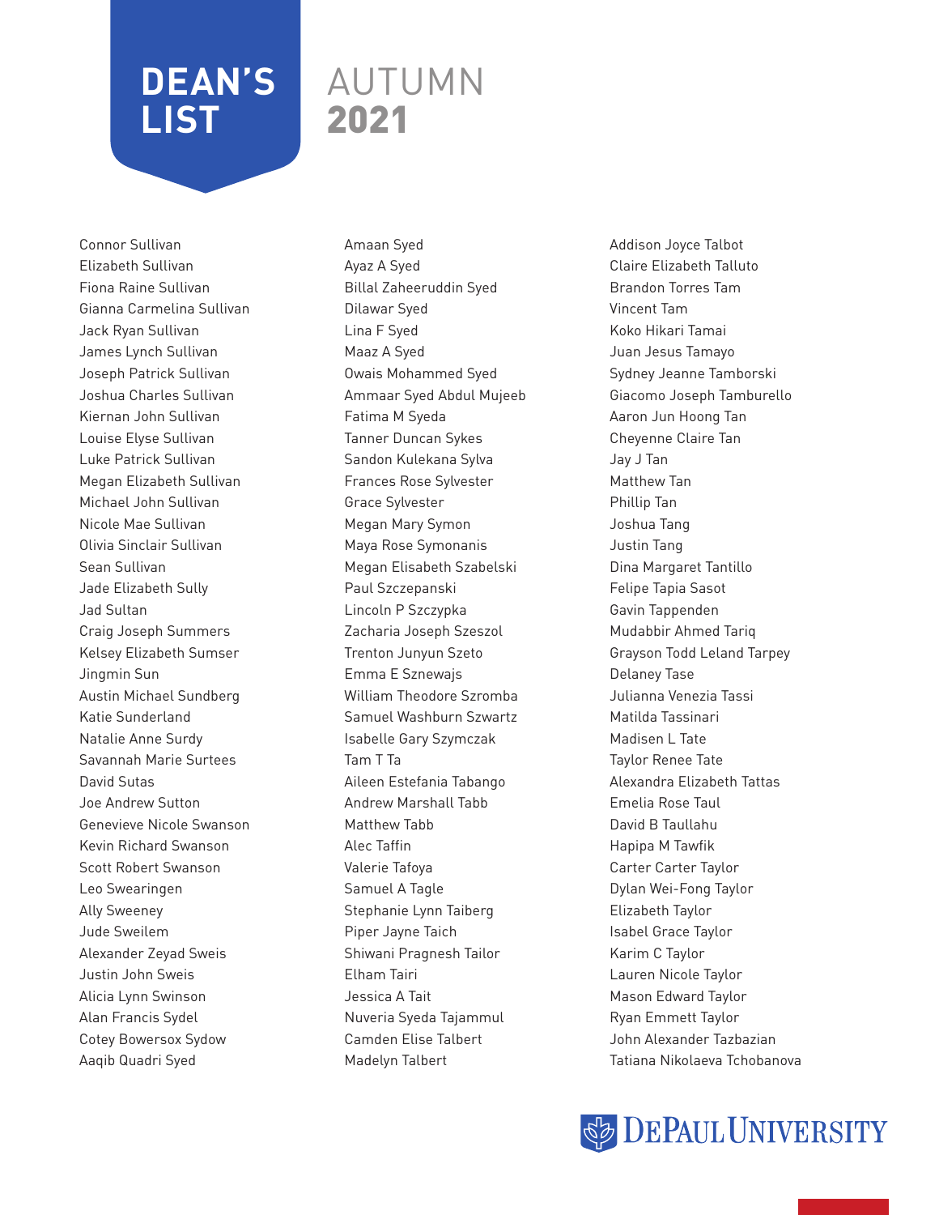# DEAN'S LIST AUTUMN 2021

Connor Sullivan
Elizabeth Sullivan
Fiona Raine Sullivan
Gianna Carmelina Sullivan
Jack Ryan Sullivan
James Lynch Sullivan
Joseph Patrick Sullivan
Joshua Charles Sullivan
Kiernan John Sullivan
Louise Elyse Sullivan
Luke Patrick Sullivan
Megan Elizabeth Sullivan
Michael John Sullivan
Nicole Mae Sullivan
Olivia Sinclair Sullivan
Sean Sullivan
Jade Elizabeth Sully
Jad Sultan
Craig Joseph Summers
Kelsey Elizabeth Sumser
Jingmin Sun
Austin Michael Sundberg
Katie Sunderland
Natalie Anne Surdy
Savannah Marie Surtees
David Sutas
Joe Andrew Sutton
Genevieve Nicole Swanson
Kevin Richard Swanson
Scott Robert Swanson
Leo Swearingen
Ally Sweeney
Jude Sweilem
Alexander Zeyad Sweis
Justin John Sweis
Alicia Lynn Swinson
Alan Francis Sydel
Cotey Bowersox Sydow
Aaqib Quadri Syed
Amaan Syed
Ayaz A Syed
Billal Zaheeruddin Syed
Dilawar Syed
Lina F Syed
Maaz A Syed
Owais Mohammed Syed
Ammaar Syed Abdul Mujeeb
Fatima M Syeda
Tanner Duncan Sykes
Sandon Kulekana Sylva
Frances Rose Sylvester
Grace Sylvester
Megan Mary Symon
Maya Rose Symonanis
Megan Elisabeth Szabelski
Paul Szczepanski
Lincoln P Szczypka
Zacharia Joseph Szeszol
Trenton Junyun Szeto
Emma E Sznewajs
William Theodore Szromba
Samuel Washburn Szwartz
Isabelle Gary Szymczak
Tam T Ta
Aileen Estefania Tabango
Andrew Marshall Tabb
Matthew Tabb
Alec Taffin
Valerie Tafoya
Samuel A Tagle
Stephanie Lynn Taiberg
Piper Jayne Taich
Shiwani Pragnesh Tailor
Elham Tairi
Jessica A Tait
Nuveria Syeda Tajammul
Camden Elise Talbert
Madelyn Talbert
Addison Joyce Talbot
Claire Elizabeth Talluto
Brandon Torres Tam
Vincent Tam
Koko Hikari Tamai
Juan Jesus Tamayo
Sydney Jeanne Tamborski
Giacomo Joseph Tamburello
Aaron Jun Hoong Tan
Cheyenne Claire Tan
Jay J Tan
Matthew Tan
Phillip Tan
Joshua Tang
Justin Tang
Dina Margaret Tantillo
Felipe Tapia Sasot
Gavin Tappenden
Mudabbir Ahmed Tariq
Grayson Todd Leland Tarpey
Delaney Tase
Julianna Venezia Tassi
Matilda Tassinari
Madisen L Tate
Taylor Renee Tate
Alexandra Elizabeth Tattas
Emelia Rose Taul
David B Taullahu
Hapipa M Tawfik
Carter Carter Taylor
Dylan Wei-Fong Taylor
Elizabeth Taylor
Isabel Grace Taylor
Karim C Taylor
Lauren Nicole Taylor
Mason Edward Taylor
Ryan Emmett Taylor
John Alexander Tazbazian
Tatiana Nikolaeva Tchobanova

DePaul University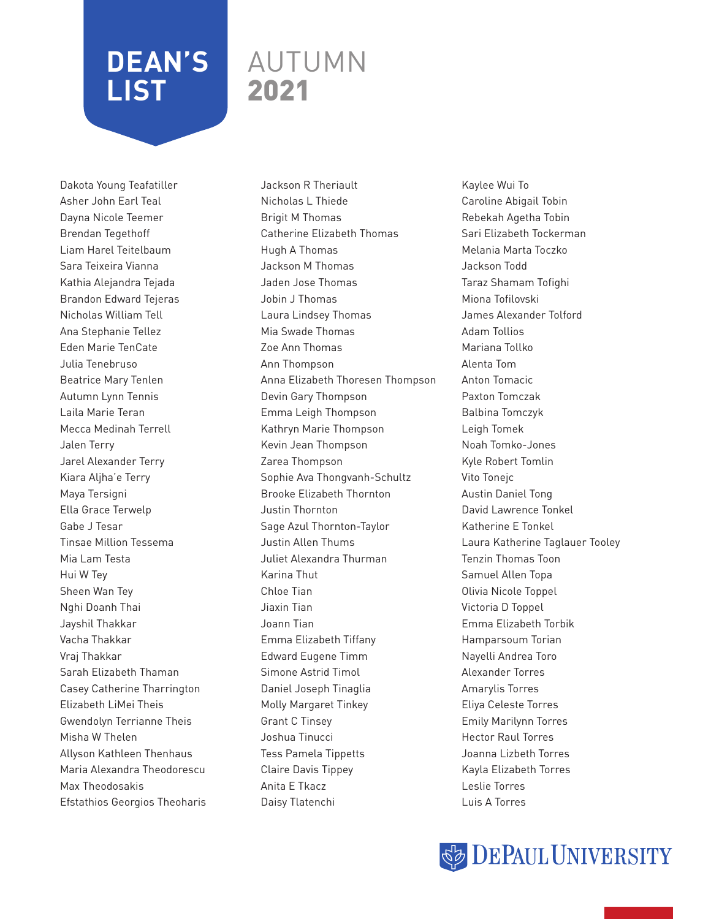# DEAN'S LIST

## AUTUMN 2021

Dakota Young Teafatiller
Asher John Earl Teal
Dayna Nicole Teemer
Brendan Tegethoff
Liam Harel Teitelbaum
Sara Teixeira Vianna
Kathia Alejandra Tejada
Brandon Edward Tejeras
Nicholas William Tell
Ana Stephanie Tellez
Eden Marie TenCate
Julia Tenebruso
Beatrice Mary Tenlen
Autumn Lynn Tennis
Laila Marie Teran
Mecca Medinah Terrell
Jalen Terry
Jarel Alexander Terry
Kiara Aljha'e Terry
Maya Tersigni
Ella Grace Terwelp
Gabe J Tesar
Tinsae Million Tessema
Mia Lam Testa
Hui W Tey
Sheen Wan Tey
Nghi Doanh Thai
Jayshil Thakkar
Vacha Thakkar
Vraj Thakkar
Sarah Elizabeth Thaman
Casey Catherine Tharrington
Elizabeth LiMei Theis
Gwendolyn Terrianne Theis
Misha W Thelen
Allyson Kathleen Thenhaus
Maria Alexandra Theodorescu
Max Theodosakis
Efstathios Georgios Theoharis
Jackson R Theriault
Nicholas L Thiede
Brigit M Thomas
Catherine Elizabeth Thomas
Hugh A Thomas
Jackson M Thomas
Jaden Jose Thomas
Jobin J Thomas
Laura Lindsey Thomas
Mia Swade Thomas
Zoe Ann Thomas
Ann Thompson
Anna Elizabeth Thoresen Thompson
Devin Gary Thompson
Emma Leigh Thompson
Kathryn Marie Thompson
Kevin Jean Thompson
Zarea Thompson
Sophie Ava Thongvanh-Schultz
Brooke Elizabeth Thornton
Justin Thornton
Sage Azul Thornton-Taylor
Justin Allen Thums
Juliet Alexandra Thurman
Karina Thut
Chloe Tian
Jiaxin Tian
Joann Tian
Emma Elizabeth Tiffany
Edward Eugene Timm
Simone Astrid Timol
Daniel Joseph Tinaglia
Molly Margaret Tinkey
Grant C Tinsey
Joshua Tinucci
Tess Pamela Tippetts
Claire Davis Tippey
Anita E Tkacz
Daisy Tlatenchi
Kaylee Wui To
Caroline Abigail Tobin
Rebekah Agetha Tobin
Sari Elizabeth Tockerman
Melania Marta Toczko
Jackson Todd
Taraz Shamam Tofighi
Miona Tofilovski
James Alexander Tolford
Adam Tollios
Mariana Tollko
Alenta Tom
Anton Tomacic
Paxton Tomczak
Balbina Tomczyk
Leigh Tomek
Noah Tomko-Jones
Kyle Robert Tomlin
Vito Tonejc
Austin Daniel Tong
David Lawrence Tonkel
Katherine E Tonkel
Laura Katherine Taglauer Tooley
Tenzin Thomas Toon
Samuel Allen Topa
Olivia Nicole Toppel
Victoria D Toppel
Emma Elizabeth Torbik
Hamparsoum Torian
Nayelli Andrea Toro
Alexander Torres
Amarylis Torres
Eliya Celeste Torres
Emily Marilynn Torres
Hector Raul Torres
Joanna Lizbeth Torres
Kayla Elizabeth Torres
Leslie Torres
Luis A Torres

DePaul University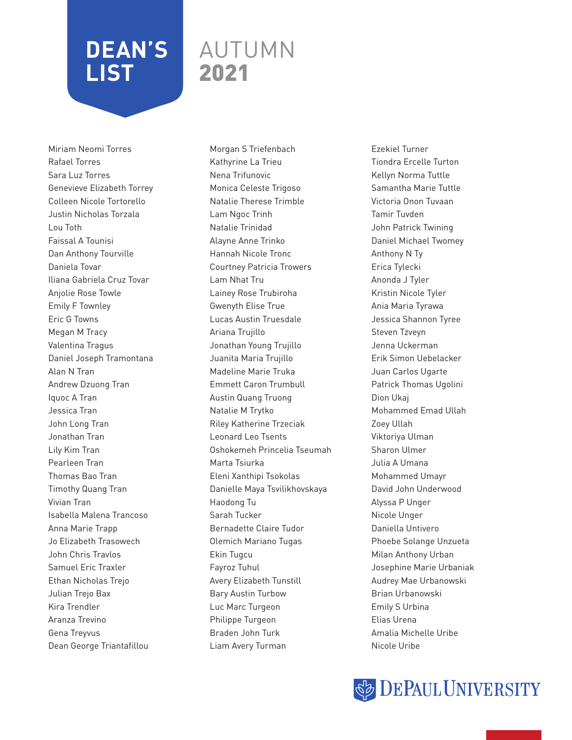# DEAN'S LIST AUTUMN 2021

Miriam Neomi Torres
Rafael Torres
Sara Luz Torres
Genevieve Elizabeth Torrey
Colleen Nicole Tortorello
Justin Nicholas Torzala
Lou Toth
Faissal A Tounisi
Dan Anthony Tourville
Daniela Tovar
Iliana Gabriela Cruz Tovar
Anjolie Rose Towle
Emily F Townley
Eric G Towns
Megan M Tracy
Valentina Tragus
Daniel Joseph Tramontana
Alan N Tran
Andrew Dzuong Tran
Iquoc A Tran
Jessica Tran
John Long Tran
Jonathan Tran
Lily Kim Tran
Pearleen Tran
Thomas Bao Tran
Timothy Quang Tran
Vivian Tran
Isabella Malena Trancoso
Anna Marie Trapp
Jo Elizabeth Trasowech
John Chris Travlos
Samuel Eric Traxler
Ethan Nicholas Trejo
Julian Trejo Bax
Kira Trendler
Aranza Trevino
Gena Treyvus
Dean George Triantafillou
Morgan S Triefenbach
Kathyrine La Trieu
Nena Trifunovic
Monica Celeste Trigoso
Natalie Therese Trimble
Lam Ngoc Trinh
Natalie Trinidad
Alayne Anne Trinko
Hannah Nicole Tronc
Courtney Patricia Trowers
Lam Nhat Tru
Lainey Rose Trubiroha
Gwenyth Elise True
Lucas Austin Truesdale
Ariana Trujillo
Jonathan Young Trujillo
Juanita Maria Trujillo
Madeline Marie Truka
Emmett Caron Trumbull
Austin Quang Truong
Natalie M Trytko
Riley Katherine Trzeciak
Leonard Leo Tsents
Oshokemeh Princelia Tseumah
Marta Tsiurka
Eleni Xanthipi Tsokolas
Danielle Maya Tsvilikhovskaya
Haodong Tu
Sarah Tucker
Bernadette Claire Tudor
Olemich Mariano Tugas
Ekin Tugcu
Fayroz Tuhul
Avery Elizabeth Tunstill
Bary Austin Turbow
Luc Marc Turgeon
Philippe Turgeon
Braden John Turk
Liam Avery Turman
Ezekiel Turner
Tiondra Ercelle Turton
Kellyn Norma Tuttle
Samantha Marie Tuttle
Victoria Onon Tuvaan
Tamir Tuvden
John Patrick Twining
Daniel Michael Twomey
Anthony N Ty
Erica Tylecki
Anonda J Tyler
Kristin Nicole Tyler
Ania Maria Tyrawa
Jessica Shannon Tyree
Steven Tzveyn
Jenna Uckerman
Erik Simon Uebelacker
Juan Carlos Ugarte
Patrick Thomas Ugolini
Dion Ukaj
Mohammed Emad Ullah
Zoey Ullah
Viktoriya Ulman
Sharon Ulmer
Julia A Umana
Mohammed Umayr
David John Underwood
Alyssa P Unger
Nicole Unger
Daniella Untivero
Phoebe Solange Unzueta
Milan Anthony Urban
Josephine Marie Urbaniak
Audrey Mae Urbanowski
Brian Urbanowski
Emily S Urbina
Elias Urena
Amalia Michelle Uribe
Nicole Uribe

DePaul University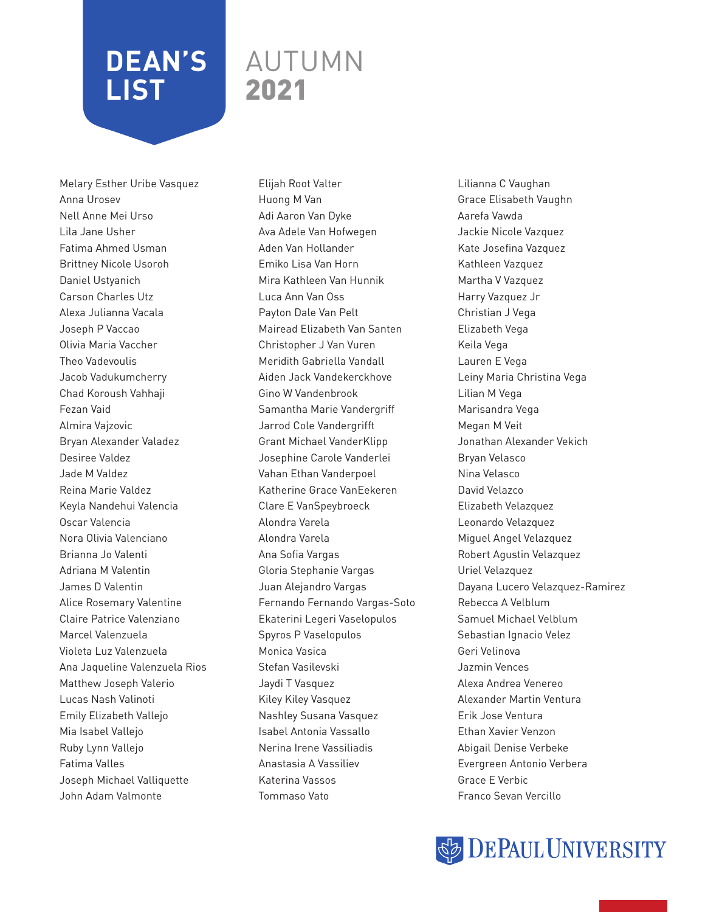# DEAN'S LIST AUTUMN 2021

Melary Esther Uribe Vasquez
Anna Urosev
Nell Anne Mei Urso
Lila Jane Usher
Fatima Ahmed Usman
Brittney Nicole Usoroh
Daniel Ustyanich
Carson Charles Utz
Alexa Julianna Vacala
Joseph P Vaccao
Olivia Maria Vaccher
Theo Vadevoulis
Jacob Vadukumcherry
Chad Koroush Vahhaji
Fezan Vaid
Almira Vajzovic
Bryan Alexander Valadez
Desiree Valdez
Jade M Valdez
Reina Marie Valdez
Keyla Nandehui Valencia
Oscar Valencia
Nora Olivia Valenciano
Brianna Jo Valenti
Adriana M Valentin
James D Valentin
Alice Rosemary Valentine
Claire Patrice Valenziano
Marcel Valenzuela
Violeta Luz Valenzuela
Ana Jaqueline Valenzuela Rios
Matthew Joseph Valerio
Lucas Nash Valinoti
Emily Elizabeth Vallejo
Mia Isabel Vallejo
Ruby Lynn Vallejo
Fatima Valles
Joseph Michael Valliquette
John Adam Valmonte
Elijah Root Valter
Huong M Van
Adi Aaron Van Dyke
Ava Adele Van Hofwegen
Aden Van Hollander
Emiko Lisa Van Horn
Mira Kathleen Van Hunnik
Luca Ann Van Oss
Payton Dale Van Pelt
Mairead Elizabeth Van Santen
Christopher J Van Vuren
Meridith Gabriella Vandall
Aiden Jack Vandekerckhove
Gino W Vandenbrook
Samantha Marie Vandergriff
Jarrod Cole Vandergrifft
Grant Michael VanderKlipp
Josephine Carole Vanderlei
Vahan Ethan Vanderpoel
Katherine Grace VanEekeren
Clare E VanSpeybroeck
Alondra Varela
Alondra Varela
Ana Sofia Vargas
Gloria Stephanie Vargas
Juan Alejandro Vargas
Fernando Fernando Vargas-Soto
Ekaterini Legeri Vaselopulos
Spyros P Vaselopulos
Monica Vasica
Stefan Vasilevski
Jaydi T Vasquez
Kiley Kiley Vasquez
Nashley Susana Vasquez
Isabel Antonia Vassallo
Nerina Irene Vassiliadis
Anastasia A Vassiliev
Katerina Vassos
Tommaso Vato
Lilianna C Vaughan
Grace Elisabeth Vaughn
Aarefa Vawda
Jackie Nicole Vazquez
Kate Josefina Vazquez
Kathleen Vazquez
Martha V Vazquez
Harry Vazquez Jr
Christian J Vega
Elizabeth Vega
Keila Vega
Lauren E Vega
Leiny Maria Christina Vega
Lilian M Vega
Marisandra Vega
Megan M Veit
Jonathan Alexander Vekich
Bryan Velasco
Nina Velasco
David Velazco
Elizabeth Velazquez
Leonardo Velazquez
Miguel Angel Velazquez
Robert Agustin Velazquez
Uriel Velazquez
Dayana Lucero Velazquez-Ramirez
Rebecca A Velblum
Samuel Michael Velblum
Sebastian Ignacio Velez
Geri Velinova
Jazmin Vences
Alexa Andrea Venereo
Alexander Martin Ventura
Erik Jose Ventura
Ethan Xavier Venzon
Abigail Denise Verbeke
Evergreen Antonio Verbera
Grace E Verbic
Franco Sevan Vercillo

DePaul University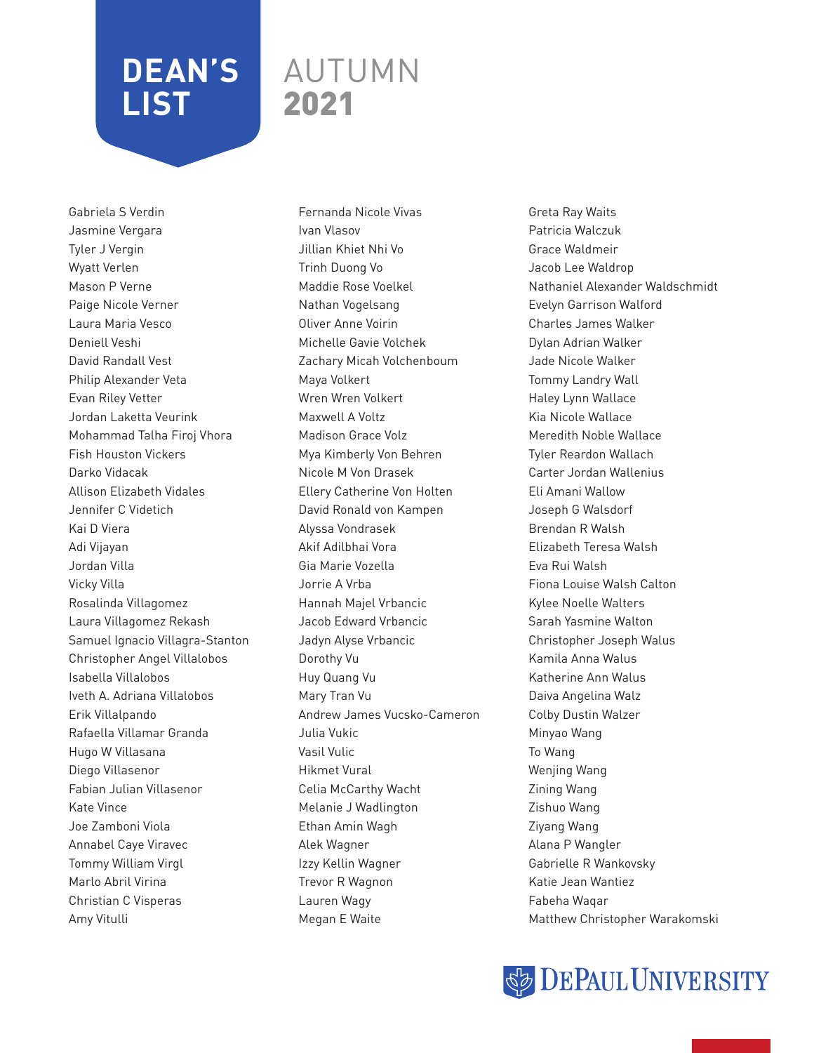# DEAN'S LIST AUTUMN 2021

Gabriela S Verdin
Jasmine Vergara
Tyler J Vergin
Wyatt Verlen
Mason P Verne
Paige Nicole Verner
Laura Maria Vesco
Deniell Veshi
David Randall Vest
Philip Alexander Veta
Evan Riley Vetter
Jordan Laketta Veurink
Mohammad Talha Firoj Vhora
Fish Houston Vickers
Darko Vidacak
Allison Elizabeth Vidales
Jennifer C Videtich
Kai D Viera
Adi Vijayan
Jordan Villa
Vicky Villa
Rosalinda Villagomez
Laura Villagomez Rekash
Samuel Ignacio Villagra-Stanton
Christopher Angel Villalobos
Isabella Villalobos
Iveth A. Adriana Villalobos
Erik Villalpando
Rafaella Villamar Granda
Hugo W Villasana
Diego Villasenor
Fabian Julian Villasenor
Kate Vince
Joe Zamboni Viola
Annabel Caye Viravec
Tommy William Virgl
Marlo Abril Virina
Christian C Visperas
Amy Vitulli
Fernanda Nicole Vivas
Ivan Vlasov
Jillian Khiet Nhi Vo
Trinh Duong Vo
Maddie Rose Voelkel
Nathan Vogelsang
Oliver Anne Voirin
Michelle Gavie Volchek
Zachary Micah Volchenboum
Maya Volkert
Wren Wren Volkert
Maxwell A Voltz
Madison Grace Volz
Mya Kimberly Von Behren
Nicole M Von Drasek
Ellery Catherine Von Holten
David Ronald von Kampen
Alyssa Vondrasek
Akif Adilbhai Vora
Gia Marie Vozella
Jorrie A Vrba
Hannah Majel Vrbancic
Jacob Edward Vrbancic
Jadyn Alyse Vrbancic
Dorothy Vu
Huy Quang Vu
Mary Tran Vu
Andrew James Vucsko-Cameron
Julia Vukic
Vasil Vulic
Hikmet Vural
Celia McCarthy Wacht
Melanie J Wadlington
Ethan Amin Wagh
Alek Wagner
Izzy Kellin Wagner
Trevor R Wagnon
Lauren Wagy
Megan E Waite
Greta Ray Waits
Patricia Walczuk
Grace Waldmeir
Jacob Lee Waldrop
Nathaniel Alexander Waldschmidt
Evelyn Garrison Walford
Charles James Walker
Dylan Adrian Walker
Jade Nicole Walker
Tommy Landry Wall
Haley Lynn Wallace
Kia Nicole Wallace
Meredith Noble Wallace
Tyler Reardon Wallach
Carter Jordan Wallenius
Eli Amani Wallow
Joseph G Walsdorf
Brendan R Walsh
Elizabeth Teresa Walsh
Eva Rui Walsh
Fiona Louise Walsh Calton
Kylee Noelle Walters
Sarah Yasmine Walton
Christopher Joseph Walus
Kamila Anna Walus
Katherine Ann Walus
Daiva Angelina Walz
Colby Dustin Walzer
Minyao Wang
To Wang
Wenjing Wang
Zining Wang
Zishuo Wang
Ziyang Wang
Alana P Wangler
Gabrielle R Wankovsky
Katie Jean Wantiez
Fabeha Waqar
Matthew Christopher Warakomski

DEPAUL UNIVERSITY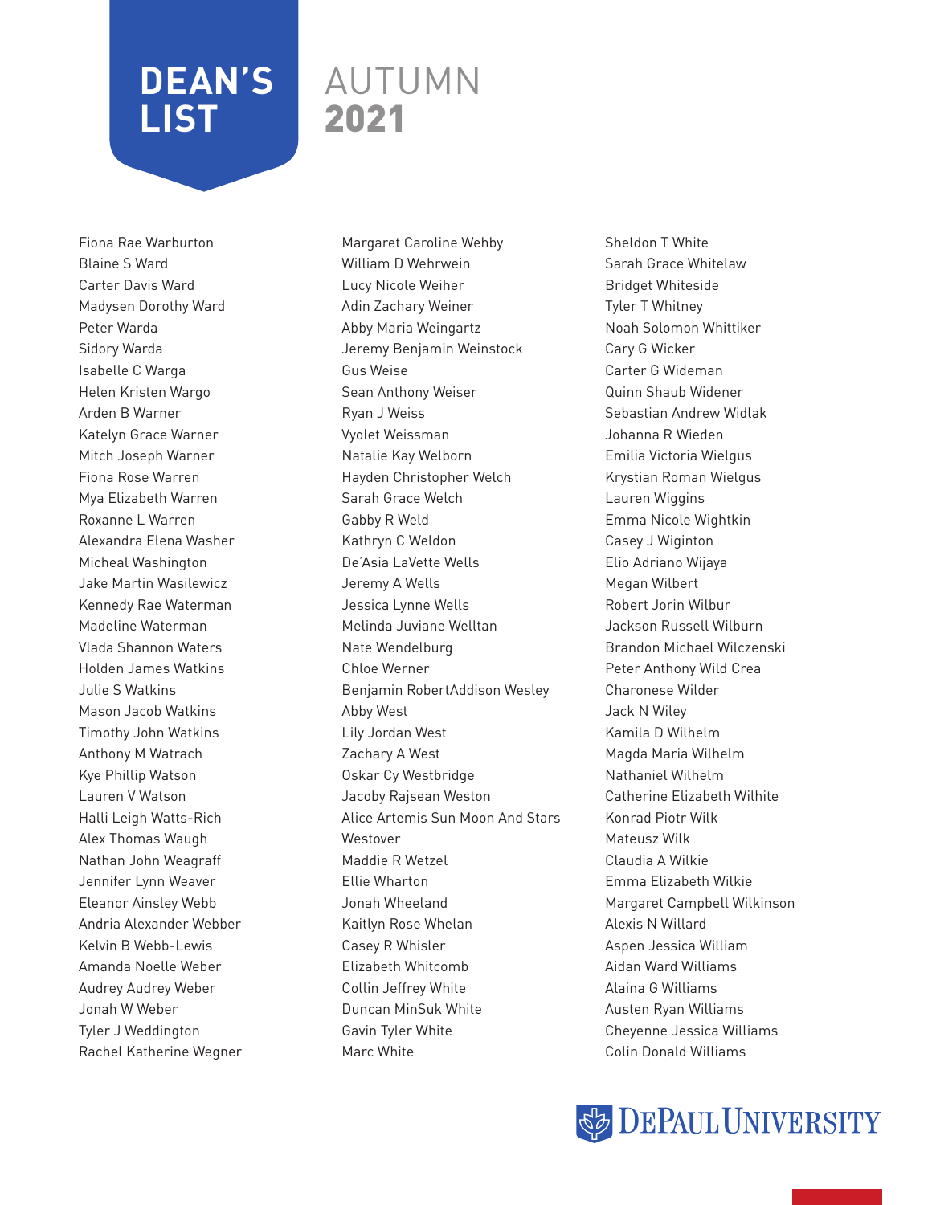# DEAN'S LIST

# AUTUMN 2021

Fiona Rae Warburton
Blaine S Ward
Carter Davis Ward
Madysen Dorothy Ward
Peter Warda
Sidory Warda
Isabelle C Warga
Helen Kristen Wargo
Arden B Warner
Katelyn Grace Warner
Mitch Joseph Warner
Fiona Rose Warren
Mya Elizabeth Warren
Roxanne L Warren
Alexandra Elena Washer
Micheal Washington
Jake Martin Wasilewicz
Kennedy Rae Waterman
Madeline Waterman
Vlada Shannon Waters
Holden James Watkins
Julie S Watkins
Mason Jacob Watkins
Timothy John Watkins
Anthony M Watrach
Kye Phillip Watson
Lauren V Watson
Halli Leigh Watts-Rich
Alex Thomas Waugh
Nathan John Weagraff
Jennifer Lynn Weaver
Eleanor Ainsley Webb
Andria Alexander Webber
Kelvin B Webb-Lewis
Amanda Noelle Weber
Audrey Audrey Weber
Jonah W Weber
Tyler J Weddington
Rachel Katherine Wegner
Margaret Caroline Wehby
William D Wehrwein
Lucy Nicole Weiher
Adin Zachary Weiner
Abby Maria Weingartz
Jeremy Benjamin Weinstock
Gus Weise
Sean Anthony Weiser
Ryan J Weiss
Vyolet Weissman
Natalie Kay Welborn
Hayden Christopher Welch
Sarah Grace Welch
Gabby R Weld
Kathryn C Weldon
De'Asia LaVette Wells
Jeremy A Wells
Jessica Lynne Wells
Melinda Juviane Welltan
Nate Wendelburg
Chloe Werner
Benjamin RobertAddison Wesley
Abby West
Lily Jordan West
Zachary A West
Oskar Cy Westbridge
Jacoby Rajsean Weston
Alice Artemis Sun Moon And Stars Westover
Maddie R Wetzel
Ellie Wharton
Jonah Wheeland
Kaitlyn Rose Whelan
Casey R Whisler
Elizabeth Whitcomb
Collin Jeffrey White
Duncan MinSuk White
Gavin Tyler White
Marc White
Sheldon T White
Sarah Grace Whitelaw
Bridget Whiteside
Tyler T Whitney
Noah Solomon Whittiker
Cary G Wicker
Carter G Wideman
Quinn Shaub Widener
Sebastian Andrew Widlak
Johanna R Wieden
Emilia Victoria Wielgus
Krystian Roman Wielgus
Lauren Wiggins
Emma Nicole Wightkin
Casey J Wiginton
Elio Adriano Wijaya
Megan Wilbert
Robert Jorin Wilbur
Jackson Russell Wilburn
Brandon Michael Wilczenski
Peter Anthony Wild Crea
Charonese Wilder
Jack N Wiley
Kamila D Wilhelm
Magda Maria Wilhelm
Nathaniel Wilhelm
Catherine Elizabeth Wilhite
Konrad Piotr Wilk
Mateusz Wilk
Claudia A Wilkie
Emma Elizabeth Wilkie
Margaret Campbell Wilkinson
Alexis N Willard
Aspen Jessica William
Aidan Ward Williams
Alaina G Williams
Austen Ryan Williams
Cheyenne Jessica Williams
Colin Donald Williams

DePaul University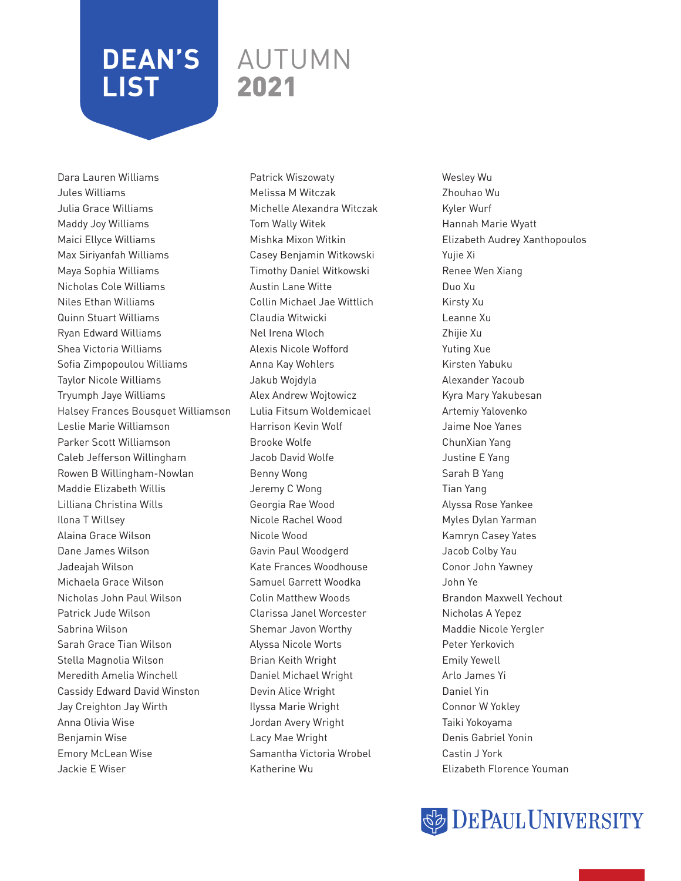# DEAN'S LIST AUTUMN 2021

Dara Lauren Williams
Jules Williams
Julia Grace Williams
Maddy Joy Williams
Maici Ellyce Williams
Max Siriyanfah Williams
Maya Sophia Williams
Nicholas Cole Williams
Niles Ethan Williams
Quinn Stuart Williams
Ryan Edward Williams
Shea Victoria Williams
Sofia Zimpopoulou Williams
Taylor Nicole Williams
Tryumph Jaye Williams
Halsey Frances Bousquet Williamson
Leslie Marie Williamson
Parker Scott Williamson
Caleb Jefferson Willingham
Rowen B Willingham-Nowlan
Maddie Elizabeth Willis
Lilliana Christina Wills
Ilona T Willsey
Alaina Grace Wilson
Dane James Wilson
Jadeajah Wilson
Michaela Grace Wilson
Nicholas John Paul Wilson
Patrick Jude Wilson
Sabrina Wilson
Sarah Grace Tian Wilson
Stella Magnolia Wilson
Meredith Amelia Winchell
Cassidy Edward David Winston
Jay Creighton Jay Wirth
Anna Olivia Wise
Benjamin Wise
Emory McLean Wise
Jackie E Wiser
Patrick Wiszowaty
Melissa M Witczak
Michelle Alexandra Witczak
Tom Wally Witek
Mishka Mixon Witkin
Casey Benjamin Witkowski
Timothy Daniel Witkowski
Austin Lane Witte
Collin Michael Jae Wittlich
Claudia Witwicki
Nel Irena Wloch
Alexis Nicole Wofford
Anna Kay Wohlers
Jakub Wojdyla
Alex Andrew Wojtowicz
Lulia Fitsum Woldemicael
Harrison Kevin Wolf
Brooke Wolfe
Jacob David Wolfe
Benny Wong
Jeremy C Wong
Georgia Rae Wood
Nicole Rachel Wood
Nicole Wood
Gavin Paul Woodgerd
Kate Frances Woodhouse
Samuel Garrett Woodka
Colin Matthew Woods
Clarissa Janel Worcester
Shemar Javon Worthy
Alyssa Nicole Worts
Brian Keith Wright
Daniel Michael Wright
Devin Alice Wright
Ilyssa Marie Wright
Jordan Avery Wright
Lacy Mae Wright
Samantha Victoria Wrobel
Katherine Wu
Wesley Wu
Zhouhao Wu
Kyler Wurf
Hannah Marie Wyatt
Elizabeth Audrey Xanthopoulos
Yujie Xi
Renee Wen Xiang
Duo Xu
Kirsty Xu
Leanne Xu
Zhijie Xu
Yuting Xue
Kirsten Yabuku
Alexander Yacoub
Kyra Mary Yakubesan
Artemiy Yalovenko
Jaime Noe Yanes
ChunXian Yang
Justine E Yang
Sarah B Yang
Tian Yang
Alyssa Rose Yankee
Myles Dylan Yarman
Kamryn Casey Yates
Jacob Colby Yau
Conor John Yawney
John Ye
Brandon Maxwell Yechout
Nicholas A Yepez
Maddie Nicole Yergler
Peter Yerkovich
Emily Yewell
Arlo James Yi
Daniel Yin
Connor W Yokley
Taiki Yokoyama
Denis Gabriel Yonin
Castin J York
Elizabeth Florence Youman

DePaul University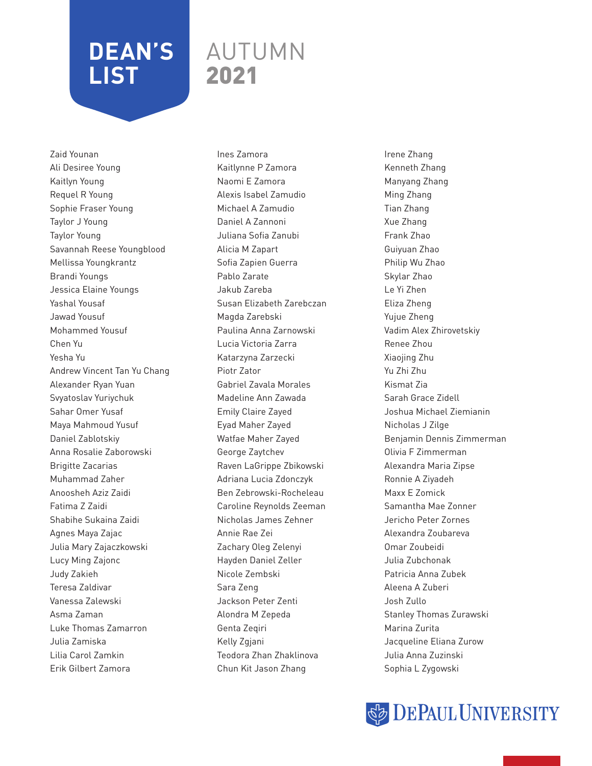# DEAN'S LIST

## AUTUMN 2021

Zaid Younan
Ali Desiree Young
Kaitlyn Young
Requel R Young
Sophie Fraser Young
Taylor J Young
Taylor Young
Savannah Reese Youngblood
Mellissa Youngkrantz
Brandi Youngs
Jessica Elaine Youngs
Yashal Yousaf
Jawad Yousuf
Mohammed Yousuf
Chen Yu
Yesha Yu
Andrew Vincent Tan Yu Chang
Alexander Ryan Yuan
Svyatoslav Yuriychuk
Sahar Omer Yusaf
Maya Mahmoud Yusuf
Daniel Zablotskiy
Anna Rosalie Zaborowski
Brigitte Zacarias
Muhammad Zaher
Anoosheh Aziz Zaidi
Fatima Z Zaidi
Shabihe Sukaina Zaidi
Agnes Maya Zajac
Julia Mary Zajaczkowski
Lucy Ming Zajonc
Judy Zakieh
Teresa Zaldivar
Vanessa Zalewski
Asma Zaman
Luke Thomas Zamarron
Julia Zamiska
Lilia Carol Zamkin
Erik Gilbert Zamora
Ines Zamora
Kaitlynne P Zamora
Naomi E Zamora
Alexis Isabel Zamudio
Michael A Zamudio
Daniel A Zannoni
Juliana Sofia Zanubi
Alicia M Zapart
Sofia Zapien Guerra
Pablo Zarate
Jakub Zareba
Susan Elizabeth Zarebczan
Magda Zarebski
Paulina Anna Zarnowski
Lucia Victoria Zarra
Katarzyna Zarzecki
Piotr Zator
Gabriel Zavala Morales
Madeline Ann Zawada
Emily Claire Zayed
Eyad Maher Zayed
Watfae Maher Zayed
George Zaytchev
Raven LaGrippe Zbikowski
Adriana Lucia Zdonczyk
Ben Zebrowski-Rocheleau
Caroline Reynolds Zeeman
Nicholas James Zehner
Annie Rae Zei
Zachary Oleg Zelenyi
Hayden Daniel Zeller
Nicole Zembski
Sara Zeng
Jackson Peter Zenti
Alondra M Zepeda
Genta Zeqiri
Kelly Zgjani
Teodora Zhan Zhaklinova
Chun Kit Jason Zhang
Irene Zhang
Kenneth Zhang
Manyang Zhang
Ming Zhang
Tian Zhang
Xue Zhang
Frank Zhao
Guiyuan Zhao
Philip Wu Zhao
Skylar Zhao
Le Yi Zhen
Eliza Zheng
Yujue Zheng
Vadim Alex Zhirovetskiy
Renee Zhou
Xiaojing Zhu
Yu Zhi Zhu
Kismat Zia
Sarah Grace Zidell
Joshua Michael Ziemianin
Nicholas J Zilge
Benjamin Dennis Zimmerman
Olivia F Zimmerman
Alexandra Maria Zipse
Ronnie A Ziyadeh
Maxx E Zomick
Samantha Mae Zonner
Jericho Peter Zornes
Alexandra Zoubareva
Omar Zoubeidi
Julia Zubchonak
Patricia Anna Zubek
Aleena A Zuberi
Josh Zullo
Stanley Thomas Zurawski
Marina Zurita
Jacqueline Eliana Zurow
Julia Anna Zuzinski
Sophia L Zygowski

DePaul University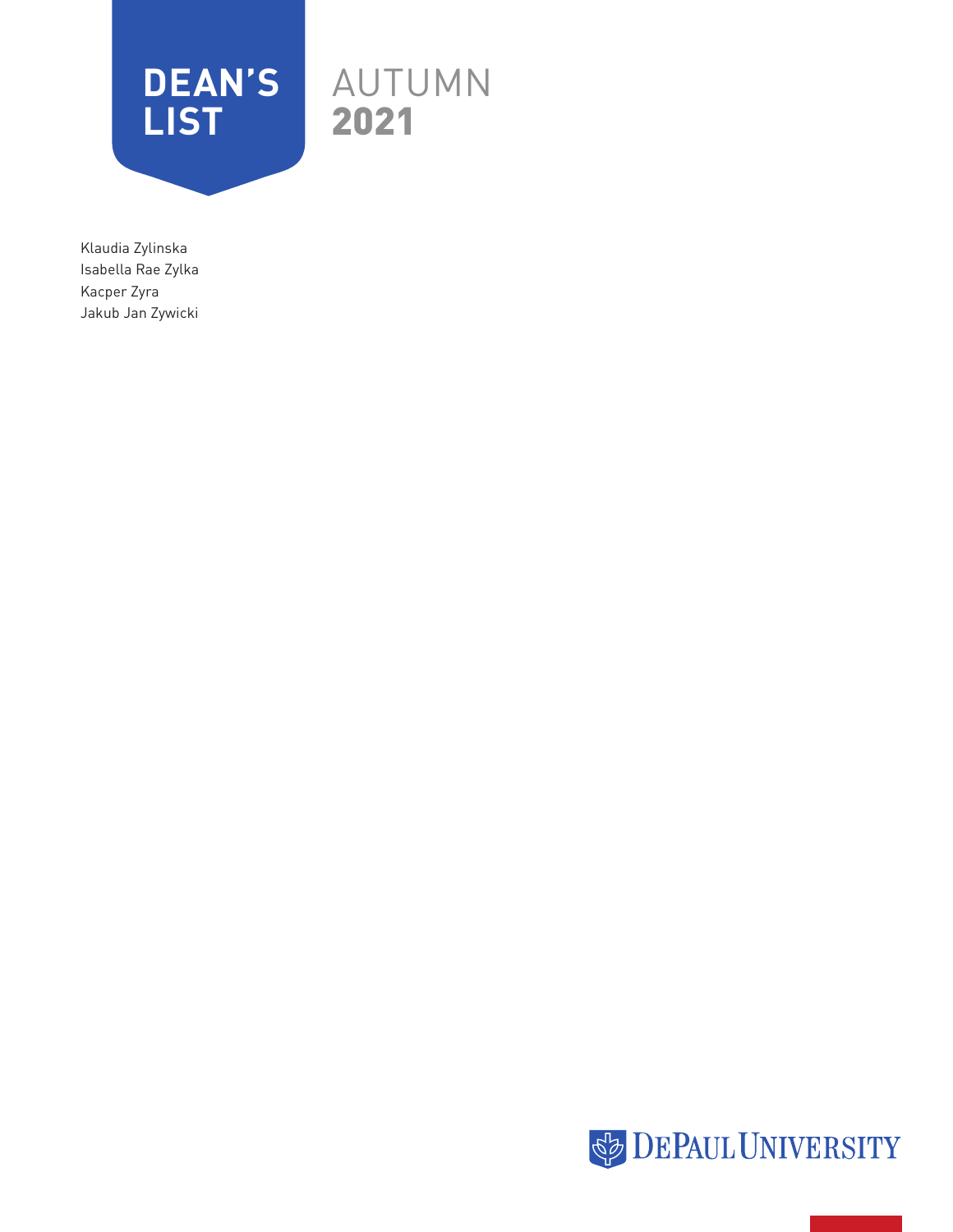# DEAN'S LIST AUTUMN 2021

Klaudia Zylinska
Isabella Rae Zylka
Kacper Zyra
Jakub Jan Zywicki

DePaul University